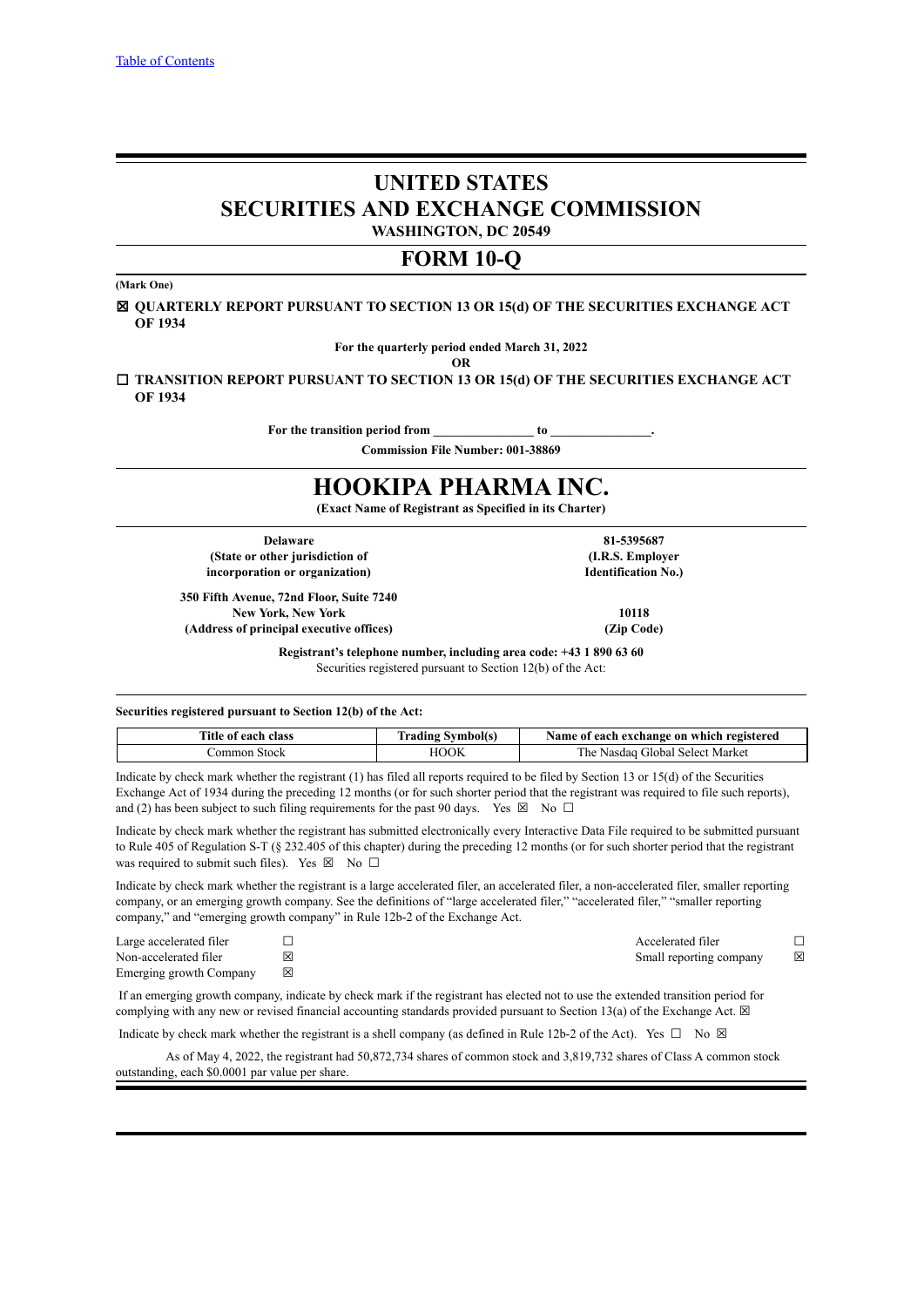[Table of Contents](#)

# UNITED STATES
# SECURITIES AND EXCHANGE COMMISSION
**WASHINGTON, DC 20549**

# FORM 10-Q

**(Mark One)**

☒ **QUARTERLY REPORT PURSUANT TO SECTION 13 OR 15(d) OF THE SECURITIES EXCHANGE ACT OF 1934**

**For the quarterly period ended March 31, 2022**

**OR**

☐ **TRANSITION REPORT PURSUANT TO SECTION 13 OR 15(d) OF THE SECURITIES EXCHANGE ACT OF 1934**

**For the transition period from \_\_\_\_\_\_\_\_\_\_\_\_\_\_\_\_ to \_\_\_\_\_\_\_\_\_\_\_\_\_\_\_\_.**

**Commission File Number: 001-38869**

# HOOKIPA PHARMA INC.
**(Exact Name of Registrant as Specified in its Charter)**

| **Delaware** | **81-5395687** |
|---|---|
| **(State or other jurisdiction of incorporation or organization)** | **(I.R.S. Employer Identification No.)** |
| **350 Fifth Avenue, 72nd Floor, Suite 7240 New York, New York** | **10118** |
| **(Address of principal executive offices)** | **(Zip Code)** |

**Registrant's telephone number, including area code: +43 1 890 63 60**

Securities registered pursuant to Section 12(b) of the Act:

**Securities registered pursuant to Section 12(b) of the Act:**

| Title of each class | Trading Symbol(s) | Name of each exchange on which registered |
|---|---|---|
| Common Stock | HOOK | The Nasdaq Global Select Market |

Indicate by check mark whether the registrant (1) has filed all reports required to be filed by Section 13 or 15(d) of the Securities Exchange Act of 1934 during the preceding 12 months (or for such shorter period that the registrant was required to file such reports), and (2) has been subject to such filing requirements for the past 90 days. Yes ☒ No ☐

Indicate by check mark whether the registrant has submitted electronically every Interactive Data File required to be submitted pursuant to Rule 405 of Regulation S-T (§ 232.405 of this chapter) during the preceding 12 months (or for such shorter period that the registrant was required to submit such files). Yes ☒ No ☐

Indicate by check mark whether the registrant is a large accelerated filer, an accelerated filer, a non-accelerated filer, smaller reporting company, or an emerging growth company. See the definitions of "large accelerated filer," "accelerated filer," "smaller reporting company," and "emerging growth company" in Rule 12b-2 of the Exchange Act.

| | | | |
|---|---|---|---|
| Large accelerated filer | ☐ | Accelerated filer | ☐ |
| Non-accelerated filer | ☒ | Small reporting company | ☒ |
| Emerging growth Company | ☒ | | |

If an emerging growth company, indicate by check mark if the registrant has elected not to use the extended transition period for complying with any new or revised financial accounting standards provided pursuant to Section 13(a) of the Exchange Act. ☒

Indicate by check mark whether the registrant is a shell company (as defined in Rule 12b-2 of the Act). Yes ☐ No ☒

As of May 4, 2022, the registrant had 50,872,734 shares of common stock and 3,819,732 shares of Class A common stock outstanding, each $0.0001 par value per share.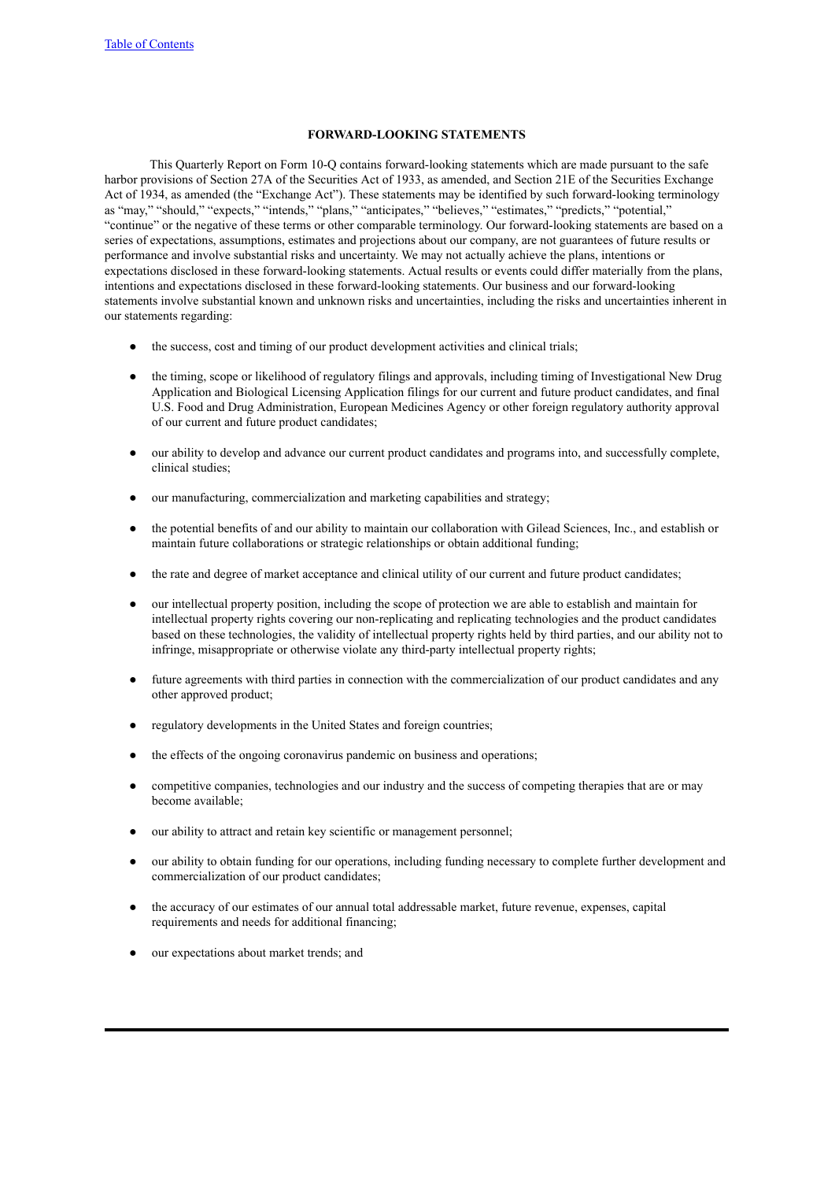## FORWARD-LOOKING STATEMENTS

This Quarterly Report on Form 10-Q contains forward-looking statements which are made pursuant to the safe harbor provisions of Section 27A of the Securities Act of 1933, as amended, and Section 21E of the Securities Exchange Act of 1934, as amended (the "Exchange Act"). These statements may be identified by such forward-looking terminology as "may," "should," "expects," "intends," "plans," "anticipates," "believes," "estimates," "predicts," "potential," "continue" or the negative of these terms or other comparable terminology. Our forward-looking statements are based on a series of expectations, assumptions, estimates and projections about our company, are not guarantees of future results or performance and involve substantial risks and uncertainty. We may not actually achieve the plans, intentions or expectations disclosed in these forward-looking statements. Actual results or events could differ materially from the plans, intentions and expectations disclosed in these forward-looking statements. Our business and our forward-looking statements involve substantial known and unknown risks and uncertainties, including the risks and uncertainties inherent in our statements regarding:

- the success, cost and timing of our product development activities and clinical trials;
- the timing, scope or likelihood of regulatory filings and approvals, including timing of Investigational New Drug Application and Biological Licensing Application filings for our current and future product candidates, and final U.S. Food and Drug Administration, European Medicines Agency or other foreign regulatory authority approval of our current and future product candidates;
- our ability to develop and advance our current product candidates and programs into, and successfully complete, clinical studies;
- our manufacturing, commercialization and marketing capabilities and strategy;
- the potential benefits of and our ability to maintain our collaboration with Gilead Sciences, Inc., and establish or maintain future collaborations or strategic relationships or obtain additional funding;
- the rate and degree of market acceptance and clinical utility of our current and future product candidates;
- our intellectual property position, including the scope of protection we are able to establish and maintain for intellectual property rights covering our non-replicating and replicating technologies and the product candidates based on these technologies, the validity of intellectual property rights held by third parties, and our ability not to infringe, misappropriate or otherwise violate any third-party intellectual property rights;
- future agreements with third parties in connection with the commercialization of our product candidates and any other approved product;
- regulatory developments in the United States and foreign countries;
- the effects of the ongoing coronavirus pandemic on business and operations;
- competitive companies, technologies and our industry and the success of competing therapies that are or may become available;
- our ability to attract and retain key scientific or management personnel;
- our ability to obtain funding for our operations, including funding necessary to complete further development and commercialization of our product candidates;
- the accuracy of our estimates of our annual total addressable market, future revenue, expenses, capital requirements and needs for additional financing;
- our expectations about market trends; and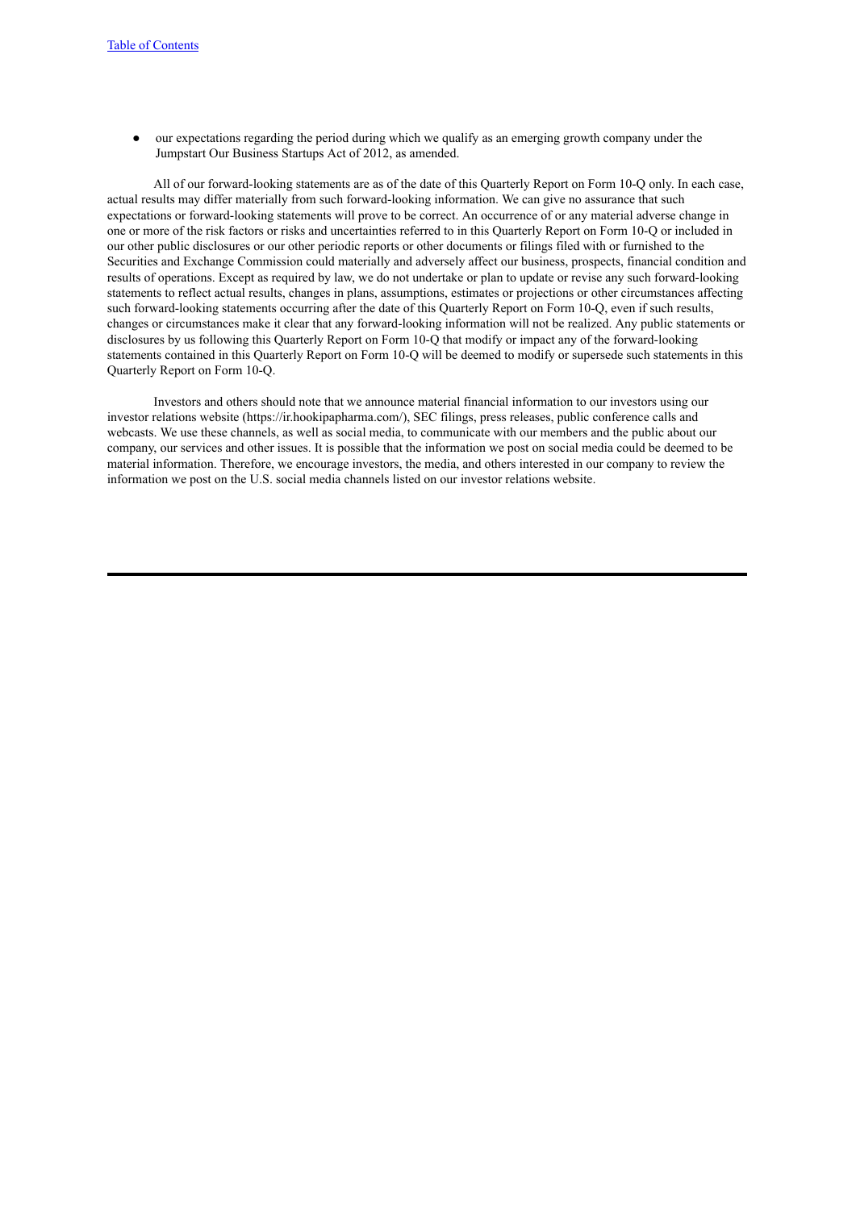- our expectations regarding the period during which we qualify as an emerging growth company under the Jumpstart Our Business Startups Act of 2012, as amended.

All of our forward-looking statements are as of the date of this Quarterly Report on Form 10-Q only. In each case, actual results may differ materially from such forward-looking information. We can give no assurance that such expectations or forward-looking statements will prove to be correct. An occurrence of or any material adverse change in one or more of the risk factors or risks and uncertainties referred to in this Quarterly Report on Form 10-Q or included in our other public disclosures or our other periodic reports or other documents or filings filed with or furnished to the Securities and Exchange Commission could materially and adversely affect our business, prospects, financial condition and results of operations. Except as required by law, we do not undertake or plan to update or revise any such forward-looking statements to reflect actual results, changes in plans, assumptions, estimates or projections or other circumstances affecting such forward-looking statements occurring after the date of this Quarterly Report on Form 10-Q, even if such results, changes or circumstances make it clear that any forward-looking information will not be realized. Any public statements or disclosures by us following this Quarterly Report on Form 10-Q that modify or impact any of the forward-looking statements contained in this Quarterly Report on Form 10-Q will be deemed to modify or supersede such statements in this Quarterly Report on Form 10-Q.

Investors and others should note that we announce material financial information to our investors using our investor relations website (https://ir.hookipapharma.com/), SEC filings, press releases, public conference calls and webcasts. We use these channels, as well as social media, to communicate with our members and the public about our company, our services and other issues. It is possible that the information we post on social media could be deemed to be material information. Therefore, we encourage investors, the media, and others interested in our company to review the information we post on the U.S. social media channels listed on our investor relations website.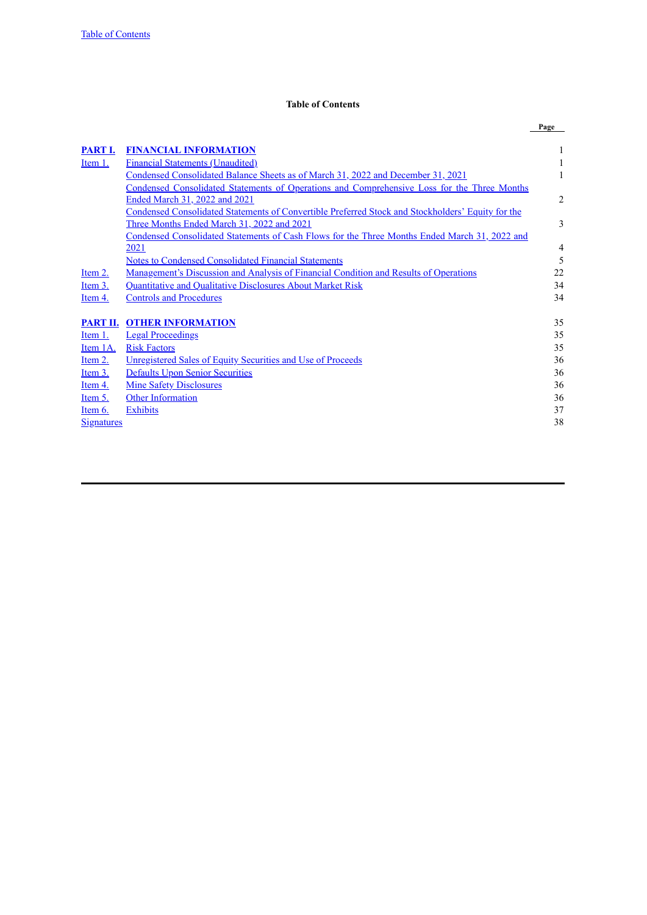## Table of Contents

| | | Page |
|---|---|---|
| **PART I.** | **FINANCIAL INFORMATION** | 1 |
| Item 1. | Financial Statements (Unaudited) | 1 |
| | Condensed Consolidated Balance Sheets as of March 31, 2022 and December 31, 2021 | 1 |
| | Condensed Consolidated Statements of Operations and Comprehensive Loss for the Three Months Ended March 31, 2022 and 2021 | 2 |
| | Condensed Consolidated Statements of Convertible Preferred Stock and Stockholders' Equity for the Three Months Ended March 31, 2022 and 2021 | 3 |
| | Condensed Consolidated Statements of Cash Flows for the Three Months Ended March 31, 2022 and 2021 | 4 |
| | Notes to Condensed Consolidated Financial Statements | 5 |
| Item 2. | Management's Discussion and Analysis of Financial Condition and Results of Operations | 22 |
| Item 3. | Quantitative and Qualitative Disclosures About Market Risk | 34 |
| Item 4. | Controls and Procedures | 34 |
| | | |
| **PART II.** | **OTHER INFORMATION** | 35 |
| Item 1. | Legal Proceedings | 35 |
| Item 1A. | Risk Factors | 35 |
| Item 2. | Unregistered Sales of Equity Securities and Use of Proceeds | 36 |
| Item 3. | Defaults Upon Senior Securities | 36 |
| Item 4. | Mine Safety Disclosures | 36 |
| Item 5. | Other Information | 36 |
| Item 6. | Exhibits | 37 |
| Signatures | | 38 |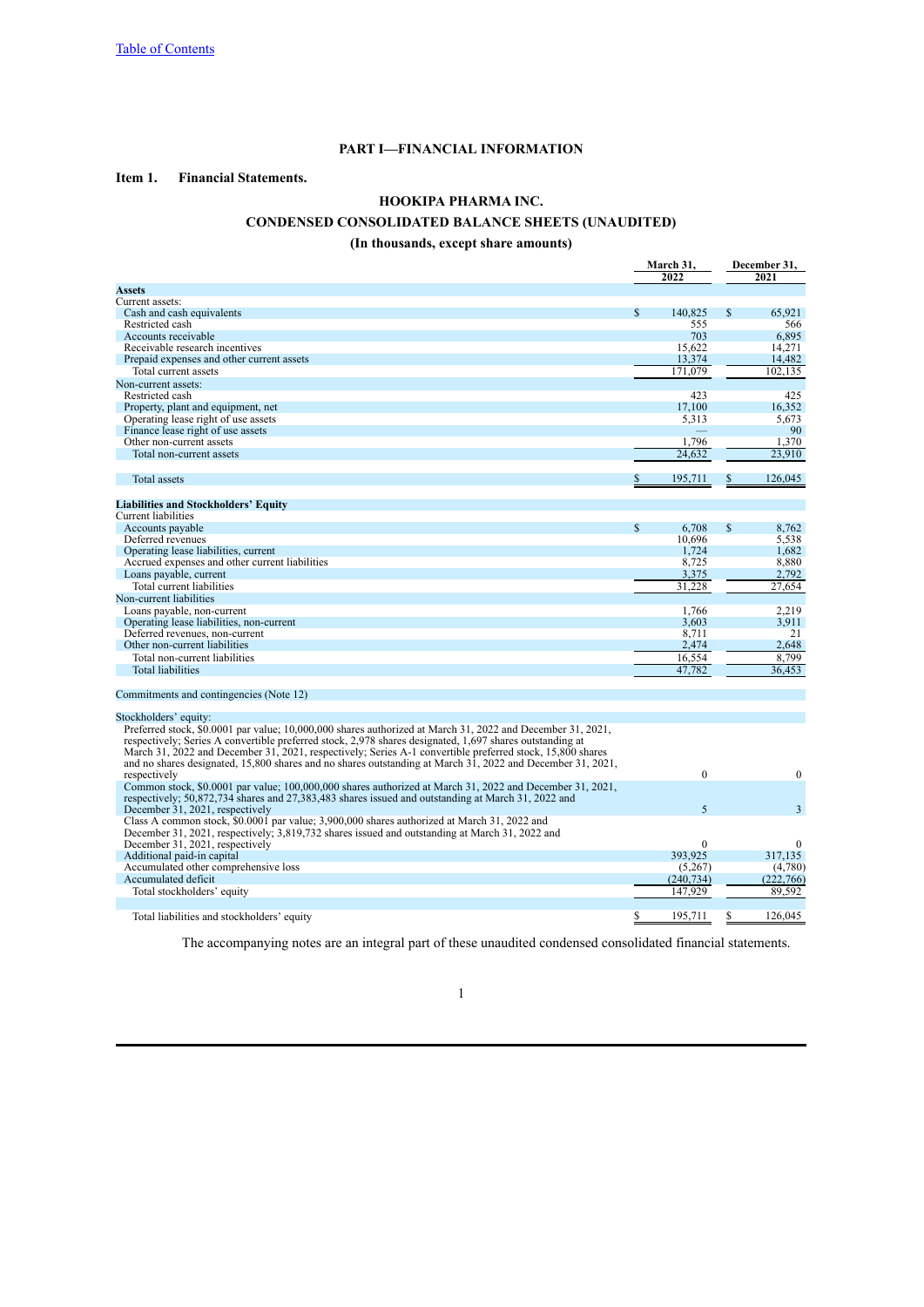[Table of Contents](#)

# PART I—FINANCIAL INFORMATION

## Item 1. Financial Statements.

### HOOKIPA PHARMA INC.

### CONDENSED CONSOLIDATED BALANCE SHEETS (UNAUDITED)

### (In thousands, except share amounts)

| | March 31, 2022 | December 31, 2021 |
|---|---|---|
| **Assets** | | |
| Current assets: | | |
| Cash and cash equivalents | $ 140,825 | $ 65,921 |
| Restricted cash | 555 | 566 |
| Accounts receivable | 703 | 6,895 |
| Receivable research incentives | 15,622 | 14,271 |
| Prepaid expenses and other current assets | 13,374 | 14,482 |
| Total current assets | 171,079 | 102,135 |
| Non-current assets: | | |
| Restricted cash | 423 | 425 |
| Property, plant and equipment, net | 17,100 | 16,352 |
| Operating lease right of use assets | 5,313 | 5,673 |
| Finance lease right of use assets | — | 90 |
| Other non-current assets | 1,796 | 1,370 |
| Total non-current assets | 24,632 | 23,910 |
| Total assets | $ 195,711 | $ 126,045 |
| **Liabilities and Stockholders' Equity** | | |
| Current liabilities | | |
| Accounts payable | $ 6,708 | $ 8,762 |
| Deferred revenues | 10,696 | 5,538 |
| Operating lease liabilities, current | 1,724 | 1,682 |
| Accrued expenses and other current liabilities | 8,725 | 8,880 |
| Loans payable, current | 3,375 | 2,792 |
| Total current liabilities | 31,228 | 27,654 |
| Non-current liabilities | | |
| Loans payable, non-current | 1,766 | 2,219 |
| Operating lease liabilities, non-current | 3,603 | 3,911 |
| Deferred revenues, non-current | 8,711 | 21 |
| Other non-current liabilities | 2,474 | 2,648 |
| Total non-current liabilities | 16,554 | 8,799 |
| Total liabilities | 47,782 | 36,453 |
| Commitments and contingencies (Note 12) | | |
| Stockholders' equity: | | |
| Preferred stock, $0.0001 par value; 10,000,000 shares authorized at March 31, 2022 and December 31, 2021, respectively; Series A convertible preferred stock, 2,978 shares designated, 1,697 shares outstanding at March 31, 2022 and December 31, 2021, respectively; Series A-1 convertible preferred stock, 15,800 shares and no shares designated, 15,800 shares and no shares outstanding at March 31, 2022 and December 31, 2021, respectively | 0 | 0 |
| Common stock, $0.0001 par value; 100,000,000 shares authorized at March 31, 2022 and December 31, 2021, respectively; 50,872,734 shares and 27,383,483 shares issued and outstanding at March 31, 2022 and December 31, 2021, respectively | 5 | 3 |
| Class A common stock, $0.0001 par value; 3,900,000 shares authorized at March 31, 2022 and December 31, 2021, respectively; 3,819,732 shares issued and outstanding at March 31, 2022 and December 31, 2021, respectively | 0 | 0 |
| Additional paid-in capital | 393,925 | 317,135 |
| Accumulated other comprehensive loss | (5,267) | (4,780) |
| Accumulated deficit | (240,734) | (222,766) |
| Total stockholders' equity | 147,929 | 89,592 |
| Total liabilities and stockholders' equity | $ 195,711 | $ 126,045 |

The accompanying notes are an integral part of these unaudited condensed consolidated financial statements.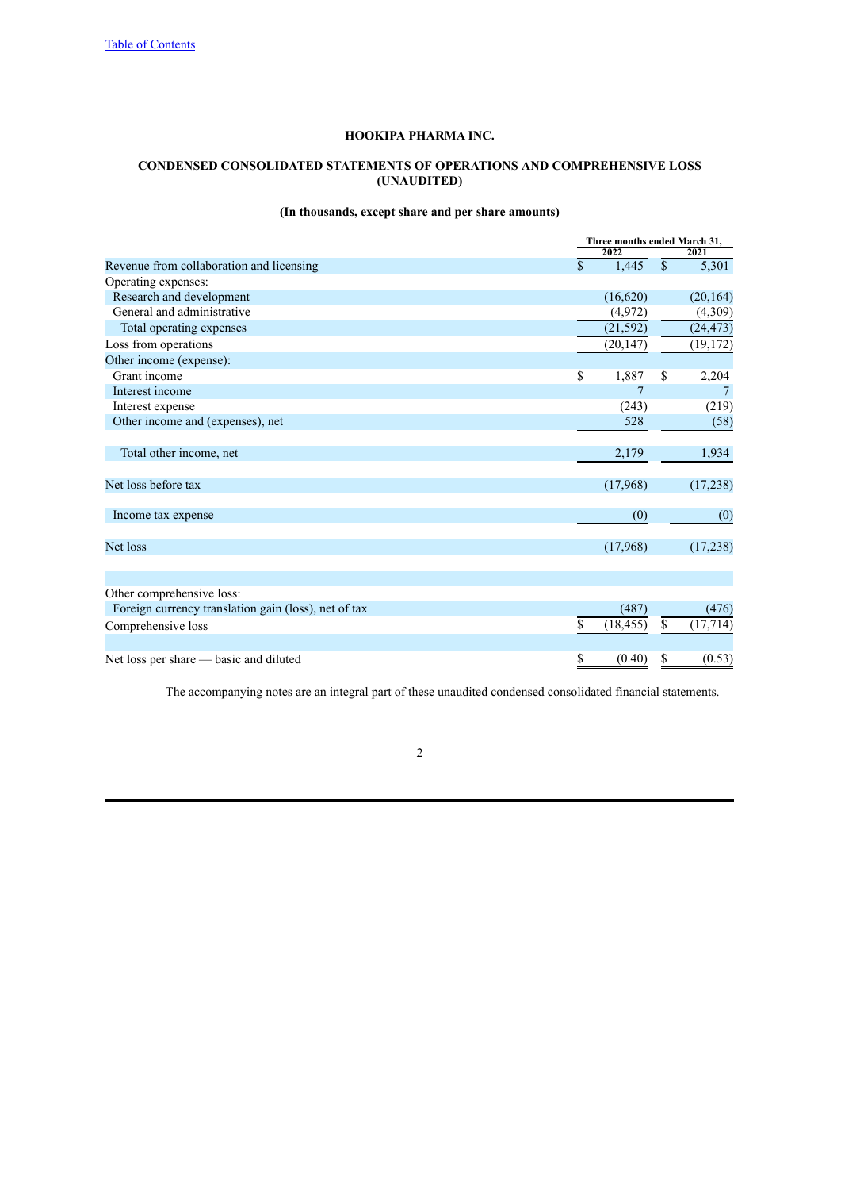**HOOKIPA PHARMA INC.**

**CONDENSED CONSOLIDATED STATEMENTS OF OPERATIONS AND COMPREHENSIVE LOSS (UNAUDITED)**

**(In thousands, except share and per share amounts)**

| | Three months ended March 31, | |
|---|---|---|
| | 2022 | 2021 |
| Revenue from collaboration and licensing | $ 1,445 | $ 5,301 |
| Operating expenses: | | |
| Research and development | (16,620) | (20,164) |
| General and administrative | (4,972) | (4,309) |
| Total operating expenses | (21,592) | (24,473) |
| Loss from operations | (20,147) | (19,172) |
| Other income (expense): | | |
| Grant income | $ 1,887 | $ 2,204 |
| Interest income | 7 | 7 |
| Interest expense | (243) | (219) |
| Other income and (expenses), net | 528 | (58) |
| Total other income, net | 2,179 | 1,934 |
| Net loss before tax | (17,968) | (17,238) |
| Income tax expense | (0) | (0) |
| Net loss | (17,968) | (17,238) |
| Other comprehensive loss: | | |
| Foreign currency translation gain (loss), net of tax | (487) | (476) |
| Comprehensive loss | $ (18,455) | $ (17,714) |
| Net loss per share — basic and diluted | $ (0.40) | $ (0.53) |

The accompanying notes are an integral part of these unaudited condensed consolidated financial statements.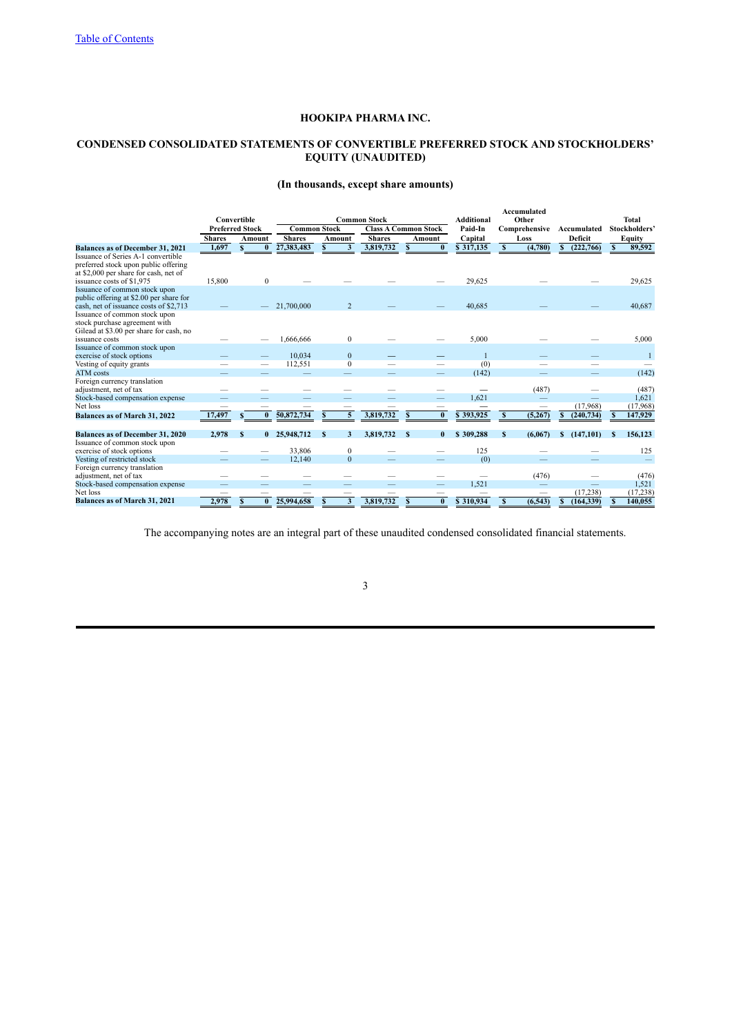[Table of Contents](#)

# HOOKIPA PHARMA INC.

## CONDENSED CONSOLIDATED STATEMENTS OF CONVERTIBLE PREFERRED STOCK AND STOCKHOLDERS' EQUITY (UNAUDITED)

### (In thousands, except share amounts)

| | Convertible Preferred Stock | | Common Stock | | | | Additional Paid-In Capital | Accumulated Other Comprehensive Loss | Accumulated Deficit | Total Stockholders' Equity |
|---|---|---|---|---|---|---|---|---|---|---|
| | | | Common Stock | | Class A Common Stock | | | | | |
| | Shares | Amount | Shares | Amount | Shares | Amount | | | | |
| **Balances as of December 31, 2021** | **1,697** | **$ 0** | **27,383,483** | **$ 3** | **3,819,732** | **$ 0** | **$ 317,135** | **$ (4,780)** | **$ (222,766)** | **$ 89,592** |
| Issuance of Series A-1 convertible preferred stock upon public offering at $2,000 per share for cash, net of issuance costs of $1,975 | 15,800 | 0 | — | — | — | — | 29,625 | — | — | 29,625 |
| Issuance of common stock upon public offering at $2.00 per share for cash, net of issuance costs of $2,713 | — | — | 21,700,000 | 2 | — | — | 40,685 | — | — | 40,687 |
| Issuance of common stock upon stock purchase agreement with Gilead at $3.00 per share for cash, no issuance costs | — | — | 1,666,666 | 0 | — | — | 5,000 | — | — | 5,000 |
| Issuance of common stock upon exercise of stock options | — | — | 10,034 | 0 | — | — | 1 | — | — | 1 |
| Vesting of equity grants | — | — | 112,551 | 0 | — | — | (0) | — | — | — |
| ATM costs | — | — | — | — | — | — | (142) | — | — | (142) |
| Foreign currency translation adjustment, net of tax | — | — | — | — | — | — | — | (487) | — | (487) |
| Stock-based compensation expense | — | — | — | — | — | — | 1,621 | — | — | 1,621 |
| Net loss | — | — | — | — | — | — | — | — | (17,968) | (17,968) |
| **Balances as of March 31, 2022** | **17,497** | **$ 0** | **50,872,734** | **$ 5** | **3,819,732** | **$ 0** | **$ 393,925** | **$ (5,267)** | **$ (240,734)** | **$ 147,929** |
| | | | | | | | | | | |
| **Balances as of December 31, 2020** | **2,978** | **$ 0** | **25,948,712** | **$ 3** | **3,819,732** | **$ 0** | **$ 309,288** | **$ (6,067)** | **$ (147,101)** | **$ 156,123** |
| Issuance of common stock upon exercise of stock options | — | — | 33,806 | 0 | — | — | 125 | — | — | 125 |
| Vesting of restricted stock | — | — | 12,140 | 0 | — | — | (0) | — | — | — |
| Foreign currency translation adjustment, net of tax | — | — | — | — | — | — | — | (476) | — | (476) |
| Stock-based compensation expense | — | — | — | — | — | — | 1,521 | — | — | 1,521 |
| Net loss | — | — | — | — | — | — | — | — | (17,238) | (17,238) |
| **Balances as of March 31, 2021** | **2,978** | **$ 0** | **25,994,658** | **$ 3** | **3,819,732** | **$ 0** | **$ 310,934** | **$ (6,543)** | **$ (164,339)** | **$ 140,055** |

The accompanying notes are an integral part of these unaudited condensed consolidated financial statements.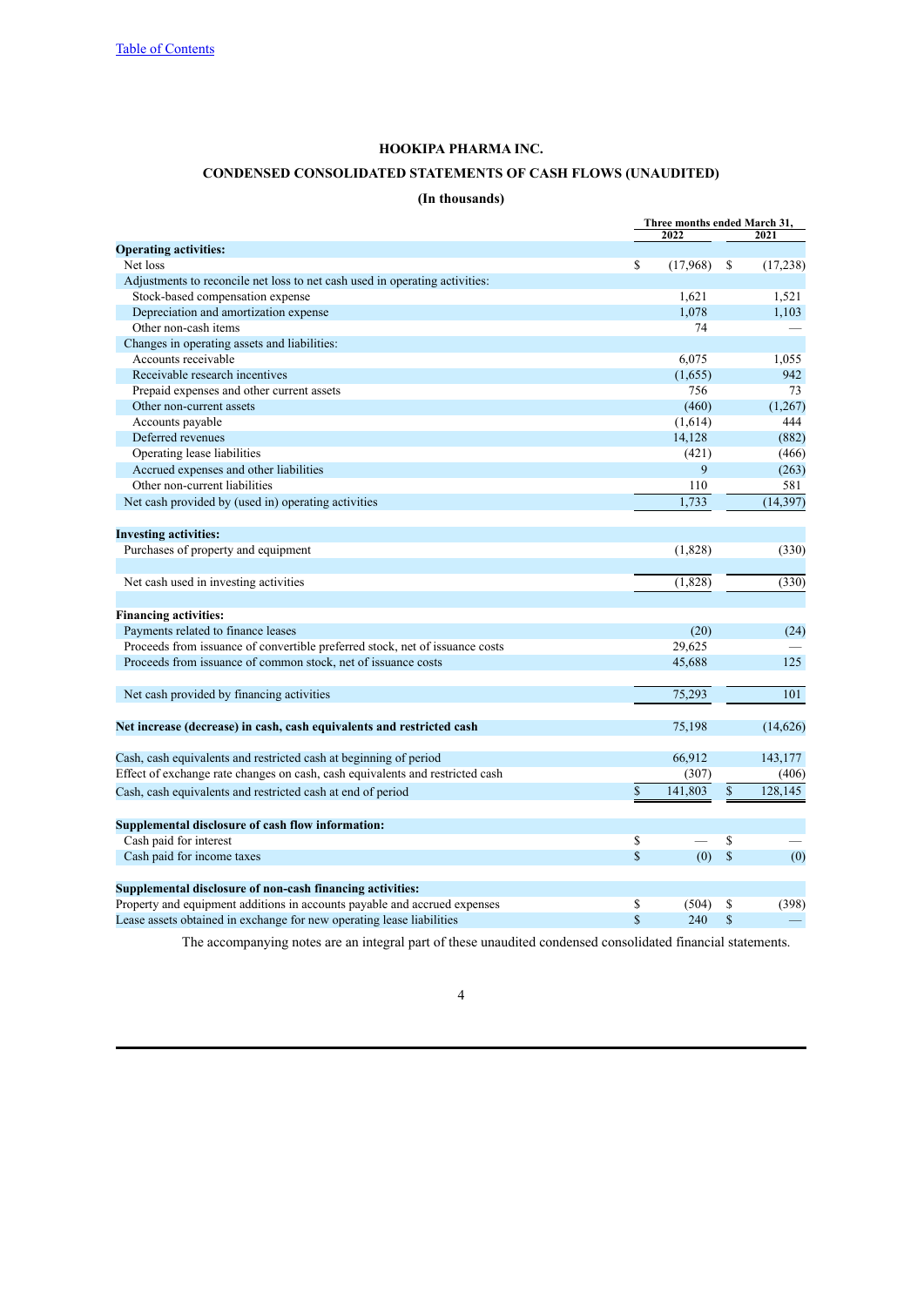[Table of Contents](#)

# HOOKIPA PHARMA INC.

## CONDENSED CONSOLIDATED STATEMENTS OF CASH FLOWS (UNAUDITED)

### (In thousands)

| | Three months ended March 31, | |
|---|---|---|
| | 2022 | 2021 |
| **Operating activities:** | | |
| Net loss | $ (17,968) | $ (17,238) |
| Adjustments to reconcile net loss to net cash used in operating activities: | | |
| Stock-based compensation expense | 1,621 | 1,521 |
| Depreciation and amortization expense | 1,078 | 1,103 |
| Other non-cash items | 74 | — |
| Changes in operating assets and liabilities: | | |
| Accounts receivable | 6,075 | 1,055 |
| Receivable research incentives | (1,655) | 942 |
| Prepaid expenses and other current assets | 756 | 73 |
| Other non-current assets | (460) | (1,267) |
| Accounts payable | (1,614) | 444 |
| Deferred revenues | 14,128 | (882) |
| Operating lease liabilities | (421) | (466) |
| Accrued expenses and other liabilities | 9 | (263) |
| Other non-current liabilities | 110 | 581 |
| Net cash provided by (used in) operating activities | 1,733 | (14,397) |
| **Investing activities:** | | |
| Purchases of property and equipment | (1,828) | (330) |
| Net cash used in investing activities | (1,828) | (330) |
| **Financing activities:** | | |
| Payments related to finance leases | (20) | (24) |
| Proceeds from issuance of convertible preferred stock, net of issuance costs | 29,625 | — |
| Proceeds from issuance of common stock, net of issuance costs | 45,688 | 125 |
| Net cash provided by financing activities | 75,293 | 101 |
| **Net increase (decrease) in cash, cash equivalents and restricted cash** | 75,198 | (14,626) |
| Cash, cash equivalents and restricted cash at beginning of period | 66,912 | 143,177 |
| Effect of exchange rate changes on cash, cash equivalents and restricted cash | (307) | (406) |
| Cash, cash equivalents and restricted cash at end of period | $ 141,803 | $ 128,145 |
| **Supplemental disclosure of cash flow information:** | | |
| Cash paid for interest | $ — | $ — |
| Cash paid for income taxes | $ (0) | $ (0) |
| **Supplemental disclosure of non-cash financing activities:** | | |
| Property and equipment additions in accounts payable and accrued expenses | $ (504) | $ (398) |
| Lease assets obtained in exchange for new operating lease liabilities | $ 240 | $ — |

The accompanying notes are an integral part of these unaudited condensed consolidated financial statements.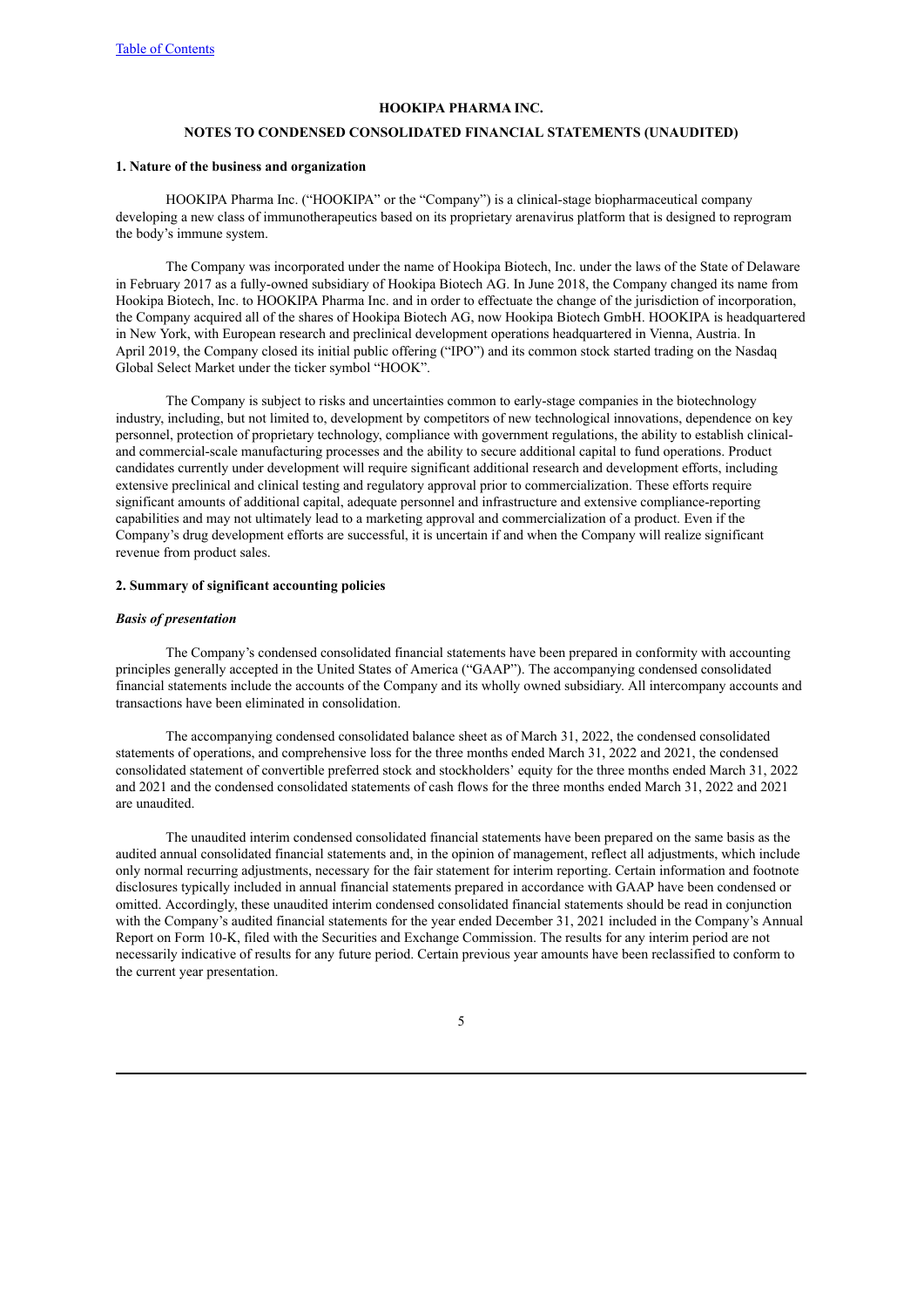[Table of Contents](#)

# HOOKIPA PHARMA INC.

## NOTES TO CONDENSED CONSOLIDATED FINANCIAL STATEMENTS (UNAUDITED)

### 1. Nature of the business and organization

HOOKIPA Pharma Inc. ("HOOKIPA" or the "Company") is a clinical-stage biopharmaceutical company developing a new class of immunotherapeutics based on its proprietary arenavirus platform that is designed to reprogram the body's immune system.

The Company was incorporated under the name of Hookipa Biotech, Inc. under the laws of the State of Delaware in February 2017 as a fully-owned subsidiary of Hookipa Biotech AG. In June 2018, the Company changed its name from Hookipa Biotech, Inc. to HOOKIPA Pharma Inc. and in order to effectuate the change of the jurisdiction of incorporation, the Company acquired all of the shares of Hookipa Biotech AG, now Hookipa Biotech GmbH. HOOKIPA is headquartered in New York, with European research and preclinical development operations headquartered in Vienna, Austria. In April 2019, the Company closed its initial public offering ("IPO") and its common stock started trading on the Nasdaq Global Select Market under the ticker symbol "HOOK".

The Company is subject to risks and uncertainties common to early-stage companies in the biotechnology industry, including, but not limited to, development by competitors of new technological innovations, dependence on key personnel, protection of proprietary technology, compliance with government regulations, the ability to establish clinical- and commercial-scale manufacturing processes and the ability to secure additional capital to fund operations. Product candidates currently under development will require significant additional research and development efforts, including extensive preclinical and clinical testing and regulatory approval prior to commercialization. These efforts require significant amounts of additional capital, adequate personnel and infrastructure and extensive compliance-reporting capabilities and may not ultimately lead to a marketing approval and commercialization of a product. Even if the Company's drug development efforts are successful, it is uncertain if and when the Company will realize significant revenue from product sales.

### 2. Summary of significant accounting policies

***Basis of presentation***

The Company's condensed consolidated financial statements have been prepared in conformity with accounting principles generally accepted in the United States of America ("GAAP"). The accompanying condensed consolidated financial statements include the accounts of the Company and its wholly owned subsidiary. All intercompany accounts and transactions have been eliminated in consolidation.

The accompanying condensed consolidated balance sheet as of March 31, 2022, the condensed consolidated statements of operations, and comprehensive loss for the three months ended March 31, 2022 and 2021, the condensed consolidated statement of convertible preferred stock and stockholders' equity for the three months ended March 31, 2022 and 2021 and the condensed consolidated statements of cash flows for the three months ended March 31, 2022 and 2021 are unaudited.

The unaudited interim condensed consolidated financial statements have been prepared on the same basis as the audited annual consolidated financial statements and, in the opinion of management, reflect all adjustments, which include only normal recurring adjustments, necessary for the fair statement for interim reporting. Certain information and footnote disclosures typically included in annual financial statements prepared in accordance with GAAP have been condensed or omitted. Accordingly, these unaudited interim condensed consolidated financial statements should be read in conjunction with the Company's audited financial statements for the year ended December 31, 2021 included in the Company's Annual Report on Form 10-K, filed with the Securities and Exchange Commission. The results for any interim period are not necessarily indicative of results for any future period. Certain previous year amounts have been reclassified to conform to the current year presentation.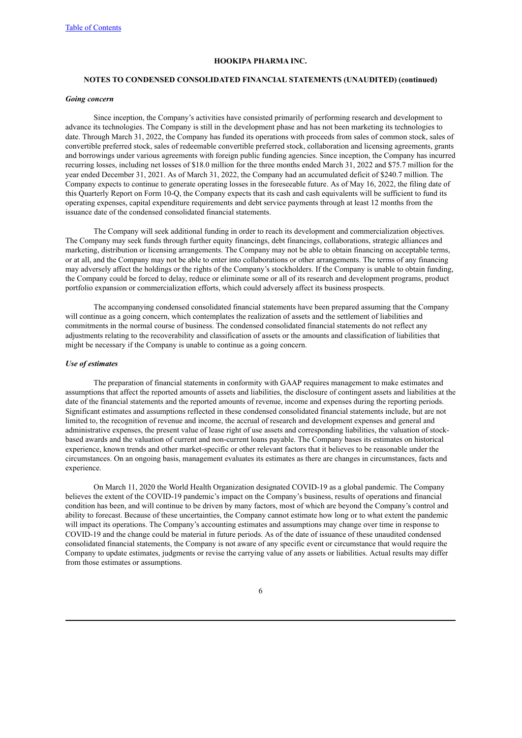**HOOKIPA PHARMA INC.**

**NOTES TO CONDENSED CONSOLIDATED FINANCIAL STATEMENTS (UNAUDITED) (continued)**

***Going concern***

Since inception, the Company's activities have consisted primarily of performing research and development to advance its technologies. The Company is still in the development phase and has not been marketing its technologies to date. Through March 31, 2022, the Company has funded its operations with proceeds from sales of common stock, sales of convertible preferred stock, sales of redeemable convertible preferred stock, collaboration and licensing agreements, grants and borrowings under various agreements with foreign public funding agencies. Since inception, the Company has incurred recurring losses, including net losses of $18.0 million for the three months ended March 31, 2022 and $75.7 million for the year ended December 31, 2021. As of March 31, 2022, the Company had an accumulated deficit of $240.7 million. The Company expects to continue to generate operating losses in the foreseeable future. As of May 16, 2022, the filing date of this Quarterly Report on Form 10-Q, the Company expects that its cash and cash equivalents will be sufficient to fund its operating expenses, capital expenditure requirements and debt service payments through at least 12 months from the issuance date of the condensed consolidated financial statements.

The Company will seek additional funding in order to reach its development and commercialization objectives. The Company may seek funds through further equity financings, debt financings, collaborations, strategic alliances and marketing, distribution or licensing arrangements. The Company may not be able to obtain financing on acceptable terms, or at all, and the Company may not be able to enter into collaborations or other arrangements. The terms of any financing may adversely affect the holdings or the rights of the Company's stockholders. If the Company is unable to obtain funding, the Company could be forced to delay, reduce or eliminate some or all of its research and development programs, product portfolio expansion or commercialization efforts, which could adversely affect its business prospects.

The accompanying condensed consolidated financial statements have been prepared assuming that the Company will continue as a going concern, which contemplates the realization of assets and the settlement of liabilities and commitments in the normal course of business. The condensed consolidated financial statements do not reflect any adjustments relating to the recoverability and classification of assets or the amounts and classification of liabilities that might be necessary if the Company is unable to continue as a going concern.

***Use of estimates***

The preparation of financial statements in conformity with GAAP requires management to make estimates and assumptions that affect the reported amounts of assets and liabilities, the disclosure of contingent assets and liabilities at the date of the financial statements and the reported amounts of revenue, income and expenses during the reporting periods. Significant estimates and assumptions reflected in these condensed consolidated financial statements include, but are not limited to, the recognition of revenue and income, the accrual of research and development expenses and general and administrative expenses, the present value of lease right of use assets and corresponding liabilities, the valuation of stock-based awards and the valuation of current and non-current loans payable. The Company bases its estimates on historical experience, known trends and other market-specific or other relevant factors that it believes to be reasonable under the circumstances. On an ongoing basis, management evaluates its estimates as there are changes in circumstances, facts and experience.

On March 11, 2020 the World Health Organization designated COVID-19 as a global pandemic. The Company believes the extent of the COVID-19 pandemic's impact on the Company's business, results of operations and financial condition has been, and will continue to be driven by many factors, most of which are beyond the Company's control and ability to forecast. Because of these uncertainties, the Company cannot estimate how long or to what extent the pandemic will impact its operations. The Company's accounting estimates and assumptions may change over time in response to COVID-19 and the change could be material in future periods. As of the date of issuance of these unaudited condensed consolidated financial statements, the Company is not aware of any specific event or circumstance that would require the Company to update estimates, judgments or revise the carrying value of any assets or liabilities. Actual results may differ from those estimates or assumptions.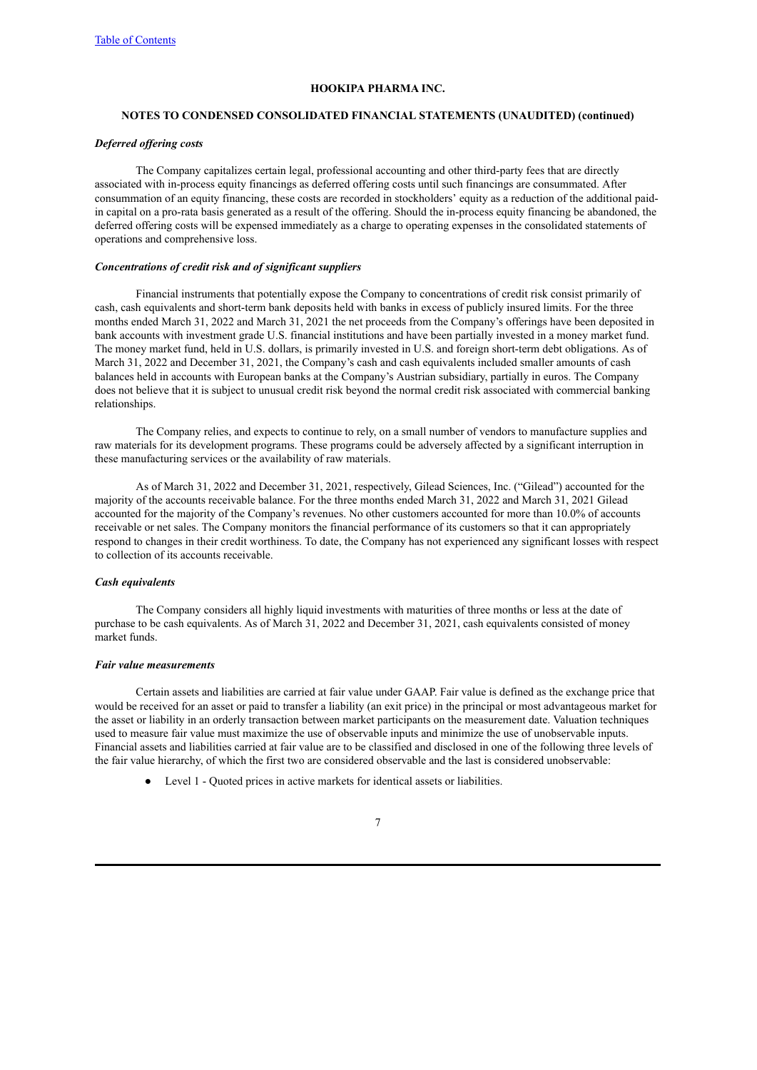**HOOKIPA PHARMA INC.**

**NOTES TO CONDENSED CONSOLIDATED FINANCIAL STATEMENTS (UNAUDITED) (continued)**

***Deferred offering costs***

The Company capitalizes certain legal, professional accounting and other third-party fees that are directly associated with in-process equity financings as deferred offering costs until such financings are consummated. After consummation of an equity financing, these costs are recorded in stockholders' equity as a reduction of the additional paid-in capital on a pro-rata basis generated as a result of the offering. Should the in-process equity financing be abandoned, the deferred offering costs will be expensed immediately as a charge to operating expenses in the consolidated statements of operations and comprehensive loss.

***Concentrations of credit risk and of significant suppliers***

Financial instruments that potentially expose the Company to concentrations of credit risk consist primarily of cash, cash equivalents and short-term bank deposits held with banks in excess of publicly insured limits. For the three months ended March 31, 2022 and March 31, 2021 the net proceeds from the Company's offerings have been deposited in bank accounts with investment grade U.S. financial institutions and have been partially invested in a money market fund. The money market fund, held in U.S. dollars, is primarily invested in U.S. and foreign short-term debt obligations. As of March 31, 2022 and December 31, 2021, the Company's cash and cash equivalents included smaller amounts of cash balances held in accounts with European banks at the Company's Austrian subsidiary, partially in euros. The Company does not believe that it is subject to unusual credit risk beyond the normal credit risk associated with commercial banking relationships.

The Company relies, and expects to continue to rely, on a small number of vendors to manufacture supplies and raw materials for its development programs. These programs could be adversely affected by a significant interruption in these manufacturing services or the availability of raw materials.

As of March 31, 2022 and December 31, 2021, respectively, Gilead Sciences, Inc. ("Gilead") accounted for the majority of the accounts receivable balance. For the three months ended March 31, 2022 and March 31, 2021 Gilead accounted for the majority of the Company's revenues. No other customers accounted for more than 10.0% of accounts receivable or net sales. The Company monitors the financial performance of its customers so that it can appropriately respond to changes in their credit worthiness. To date, the Company has not experienced any significant losses with respect to collection of its accounts receivable.

***Cash equivalents***

The Company considers all highly liquid investments with maturities of three months or less at the date of purchase to be cash equivalents. As of March 31, 2022 and December 31, 2021, cash equivalents consisted of money market funds.

***Fair value measurements***

Certain assets and liabilities are carried at fair value under GAAP. Fair value is defined as the exchange price that would be received for an asset or paid to transfer a liability (an exit price) in the principal or most advantageous market for the asset or liability in an orderly transaction between market participants on the measurement date. Valuation techniques used to measure fair value must maximize the use of observable inputs and minimize the use of unobservable inputs. Financial assets and liabilities carried at fair value are to be classified and disclosed in one of the following three levels of the fair value hierarchy, of which the first two are considered observable and the last is considered unobservable:

- Level 1 - Quoted prices in active markets for identical assets or liabilities.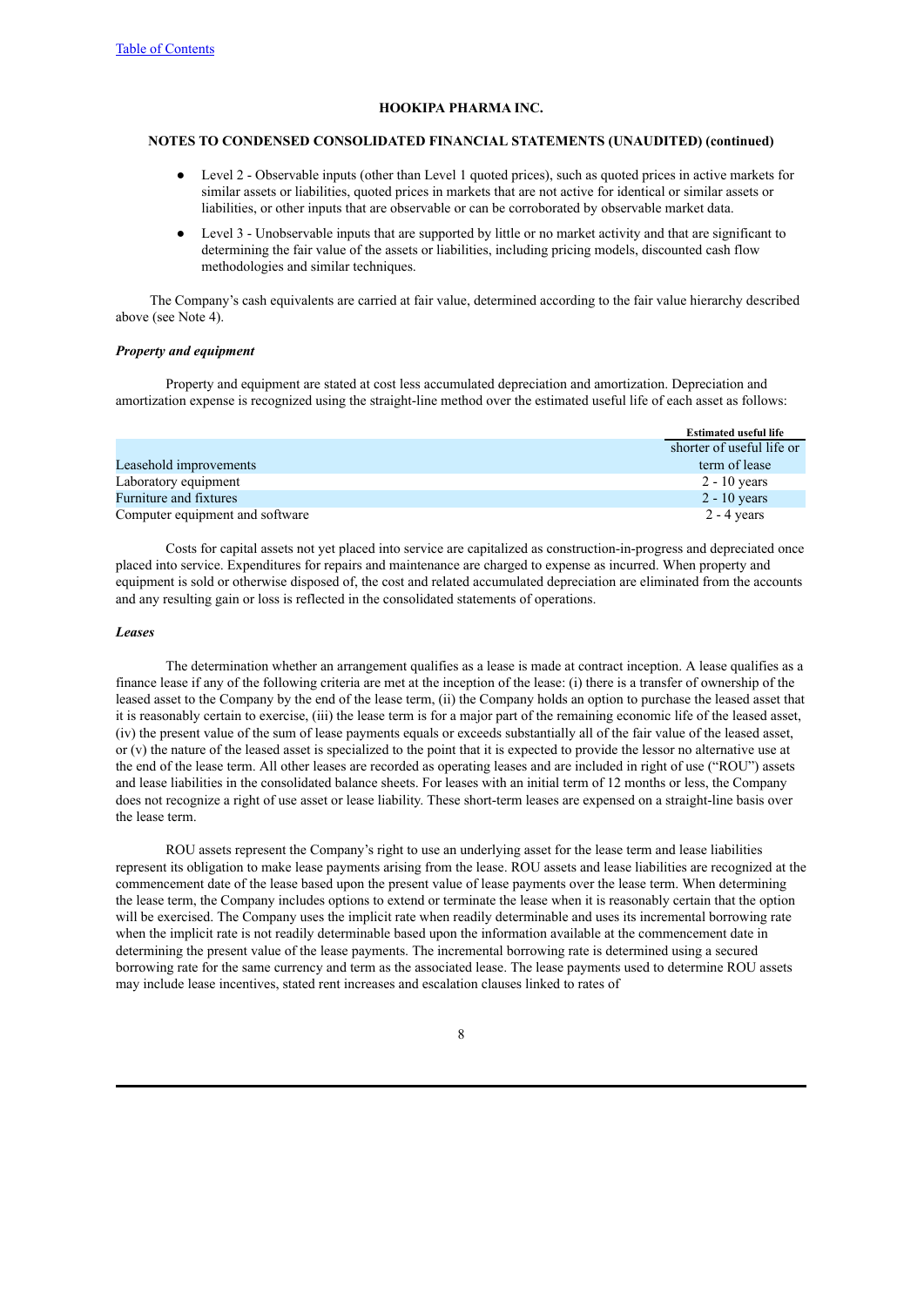**HOOKIPA PHARMA INC.**

**NOTES TO CONDENSED CONSOLIDATED FINANCIAL STATEMENTS (UNAUDITED) (continued)**

- Level 2 - Observable inputs (other than Level 1 quoted prices), such as quoted prices in active markets for similar assets or liabilities, quoted prices in markets that are not active for identical or similar assets or liabilities, or other inputs that are observable or can be corroborated by observable market data.
- Level 3 - Unobservable inputs that are supported by little or no market activity and that are significant to determining the fair value of the assets or liabilities, including pricing models, discounted cash flow methodologies and similar techniques.

The Company's cash equivalents are carried at fair value, determined according to the fair value hierarchy described above (see Note 4).

***Property and equipment***

Property and equipment are stated at cost less accumulated depreciation and amortization. Depreciation and amortization expense is recognized using the straight-line method over the estimated useful life of each asset as follows:

| | Estimated useful life |
|---|---|
| Leasehold improvements | shorter of useful life or term of lease |
| Laboratory equipment | 2 - 10 years |
| Furniture and fixtures | 2 - 10 years |
| Computer equipment and software | 2 - 4 years |

Costs for capital assets not yet placed into service are capitalized as construction-in-progress and depreciated once placed into service. Expenditures for repairs and maintenance are charged to expense as incurred. When property and equipment is sold or otherwise disposed of, the cost and related accumulated depreciation are eliminated from the accounts and any resulting gain or loss is reflected in the consolidated statements of operations.

***Leases***

The determination whether an arrangement qualifies as a lease is made at contract inception. A lease qualifies as a finance lease if any of the following criteria are met at the inception of the lease: (i) there is a transfer of ownership of the leased asset to the Company by the end of the lease term, (ii) the Company holds an option to purchase the leased asset that it is reasonably certain to exercise, (iii) the lease term is for a major part of the remaining economic life of the leased asset, (iv) the present value of the sum of lease payments equals or exceeds substantially all of the fair value of the leased asset, or (v) the nature of the leased asset is specialized to the point that it is expected to provide the lessor no alternative use at the end of the lease term. All other leases are recorded as operating leases and are included in right of use ("ROU") assets and lease liabilities in the consolidated balance sheets. For leases with an initial term of 12 months or less, the Company does not recognize a right of use asset or lease liability. These short-term leases are expensed on a straight-line basis over the lease term.

ROU assets represent the Company's right to use an underlying asset for the lease term and lease liabilities represent its obligation to make lease payments arising from the lease. ROU assets and lease liabilities are recognized at the commencement date of the lease based upon the present value of lease payments over the lease term. When determining the lease term, the Company includes options to extend or terminate the lease when it is reasonably certain that the option will be exercised. The Company uses the implicit rate when readily determinable and uses its incremental borrowing rate when the implicit rate is not readily determinable based upon the information available at the commencement date in determining the present value of the lease payments. The incremental borrowing rate is determined using a secured borrowing rate for the same currency and term as the associated lease. The lease payments used to determine ROU assets may include lease incentives, stated rent increases and escalation clauses linked to rates of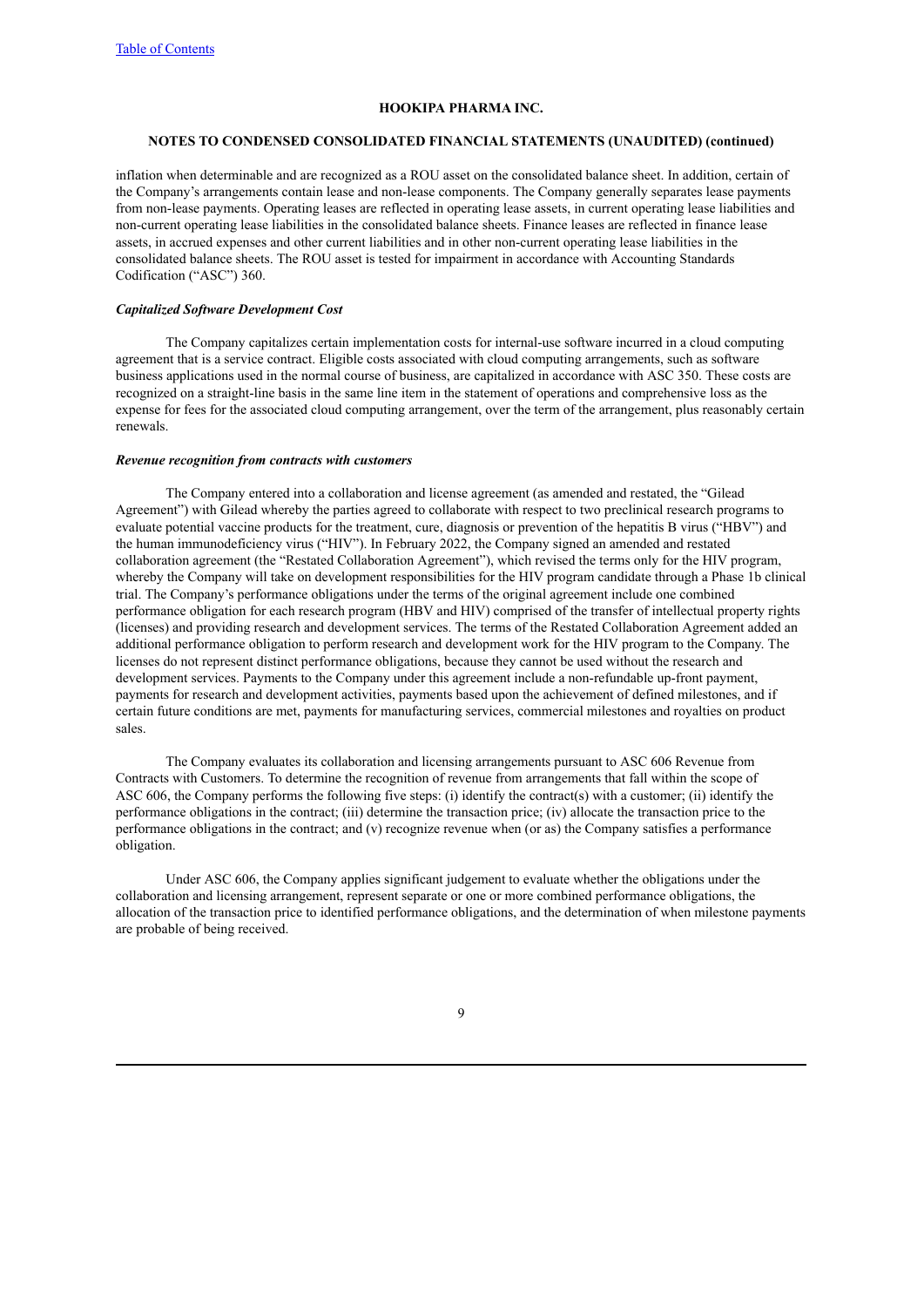inflation when determinable and are recognized as a ROU asset on the consolidated balance sheet. In addition, certain of the Company's arrangements contain lease and non-lease components. The Company generally separates lease payments from non-lease payments. Operating leases are reflected in operating lease assets, in current operating lease liabilities and non-current operating lease liabilities in the consolidated balance sheets. Finance leases are reflected in finance lease assets, in accrued expenses and other current liabilities and in other non-current operating lease liabilities in the consolidated balance sheets. The ROU asset is tested for impairment in accordance with Accounting Standards Codification ("ASC") 360.

***Capitalized Software Development Cost***

The Company capitalizes certain implementation costs for internal-use software incurred in a cloud computing agreement that is a service contract. Eligible costs associated with cloud computing arrangements, such as software business applications used in the normal course of business, are capitalized in accordance with ASC 350. These costs are recognized on a straight-line basis in the same line item in the statement of operations and comprehensive loss as the expense for fees for the associated cloud computing arrangement, over the term of the arrangement, plus reasonably certain renewals.

***Revenue recognition from contracts with customers***

The Company entered into a collaboration and license agreement (as amended and restated, the "Gilead Agreement") with Gilead whereby the parties agreed to collaborate with respect to two preclinical research programs to evaluate potential vaccine products for the treatment, cure, diagnosis or prevention of the hepatitis B virus ("HBV") and the human immunodeficiency virus ("HIV"). In February 2022, the Company signed an amended and restated collaboration agreement (the "Restated Collaboration Agreement"), which revised the terms only for the HIV program, whereby the Company will take on development responsibilities for the HIV program candidate through a Phase 1b clinical trial. The Company's performance obligations under the terms of the original agreement include one combined performance obligation for each research program (HBV and HIV) comprised of the transfer of intellectual property rights (licenses) and providing research and development services. The terms of the Restated Collaboration Agreement added an additional performance obligation to perform research and development work for the HIV program to the Company. The licenses do not represent distinct performance obligations, because they cannot be used without the research and development services. Payments to the Company under this agreement include a non-refundable up-front payment, payments for research and development activities, payments based upon the achievement of defined milestones, and if certain future conditions are met, payments for manufacturing services, commercial milestones and royalties on product sales.

The Company evaluates its collaboration and licensing arrangements pursuant to ASC 606 Revenue from Contracts with Customers. To determine the recognition of revenue from arrangements that fall within the scope of ASC 606, the Company performs the following five steps: (i) identify the contract(s) with a customer; (ii) identify the performance obligations in the contract; (iii) determine the transaction price; (iv) allocate the transaction price to the performance obligations in the contract; and (v) recognize revenue when (or as) the Company satisfies a performance obligation.

Under ASC 606, the Company applies significant judgement to evaluate whether the obligations under the collaboration and licensing arrangement, represent separate or one or more combined performance obligations, the allocation of the transaction price to identified performance obligations, and the determination of when milestone payments are probable of being received.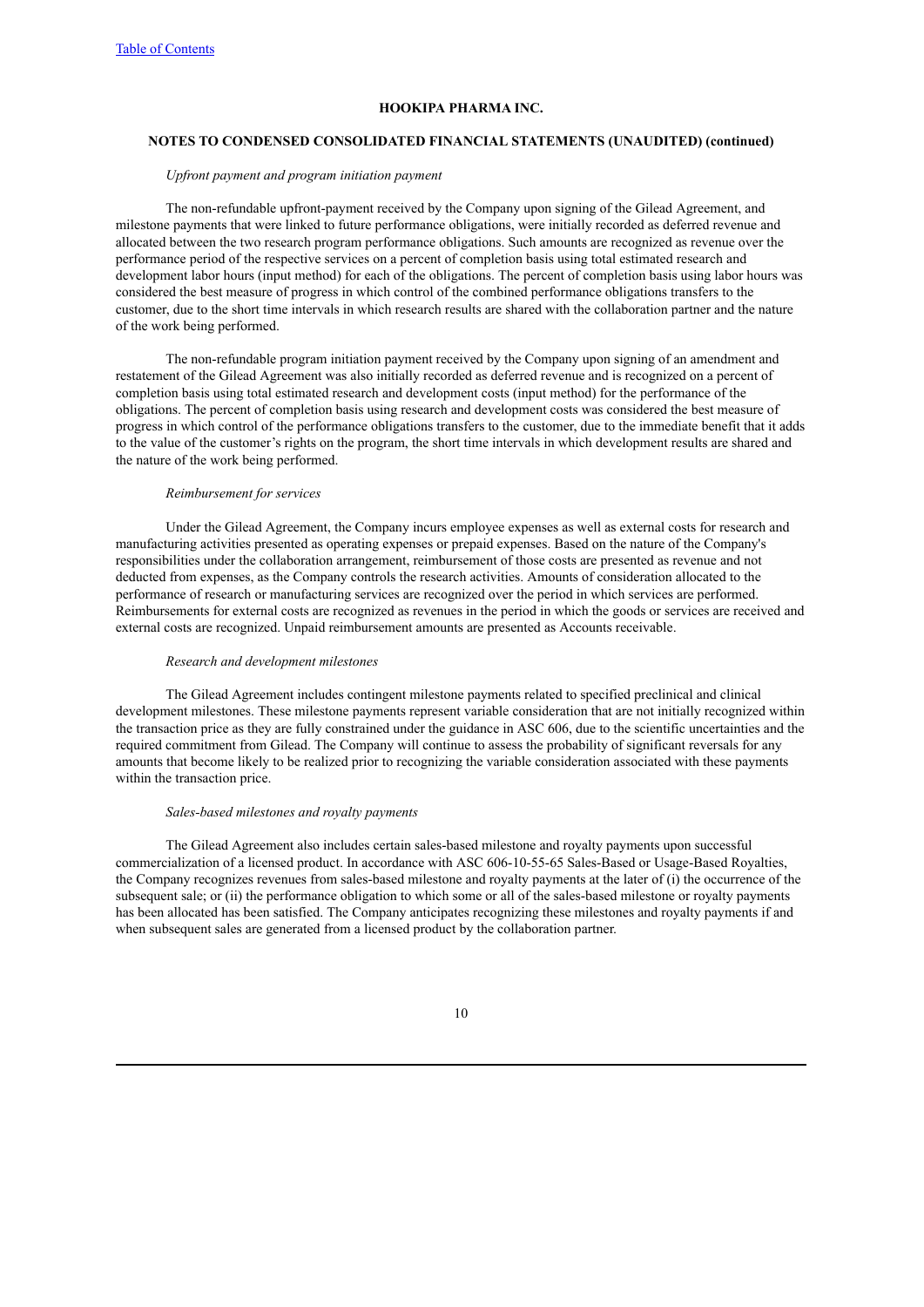#### HOOKIPA PHARMA INC.

#### NOTES TO CONDENSED CONSOLIDATED FINANCIAL STATEMENTS (UNAUDITED) (continued)

*Upfront payment and program initiation payment*

The non-refundable upfront-payment received by the Company upon signing of the Gilead Agreement, and milestone payments that were linked to future performance obligations, were initially recorded as deferred revenue and allocated between the two research program performance obligations. Such amounts are recognized as revenue over the performance period of the respective services on a percent of completion basis using total estimated research and development labor hours (input method) for each of the obligations. The percent of completion basis using labor hours was considered the best measure of progress in which control of the combined performance obligations transfers to the customer, due to the short time intervals in which research results are shared with the collaboration partner and the nature of the work being performed.

The non-refundable program initiation payment received by the Company upon signing of an amendment and restatement of the Gilead Agreement was also initially recorded as deferred revenue and is recognized on a percent of completion basis using total estimated research and development costs (input method) for the performance of the obligations. The percent of completion basis using research and development costs was considered the best measure of progress in which control of the performance obligations transfers to the customer, due to the immediate benefit that it adds to the value of the customer's rights on the program, the short time intervals in which development results are shared and the nature of the work being performed.

*Reimbursement for services*

Under the Gilead Agreement, the Company incurs employee expenses as well as external costs for research and manufacturing activities presented as operating expenses or prepaid expenses. Based on the nature of the Company's responsibilities under the collaboration arrangement, reimbursement of those costs are presented as revenue and not deducted from expenses, as the Company controls the research activities. Amounts of consideration allocated to the performance of research or manufacturing services are recognized over the period in which services are performed. Reimbursements for external costs are recognized as revenues in the period in which the goods or services are received and external costs are recognized. Unpaid reimbursement amounts are presented as Accounts receivable.

*Research and development milestones*

The Gilead Agreement includes contingent milestone payments related to specified preclinical and clinical development milestones. These milestone payments represent variable consideration that are not initially recognized within the transaction price as they are fully constrained under the guidance in ASC 606, due to the scientific uncertainties and the required commitment from Gilead. The Company will continue to assess the probability of significant reversals for any amounts that become likely to be realized prior to recognizing the variable consideration associated with these payments within the transaction price.

*Sales-based milestones and royalty payments*

The Gilead Agreement also includes certain sales-based milestone and royalty payments upon successful commercialization of a licensed product. In accordance with ASC 606-10-55-65 Sales-Based or Usage-Based Royalties, the Company recognizes revenues from sales-based milestone and royalty payments at the later of (i) the occurrence of the subsequent sale; or (ii) the performance obligation to which some or all of the sales-based milestone or royalty payments has been allocated has been satisfied. The Company anticipates recognizing these milestones and royalty payments if and when subsequent sales are generated from a licensed product by the collaboration partner.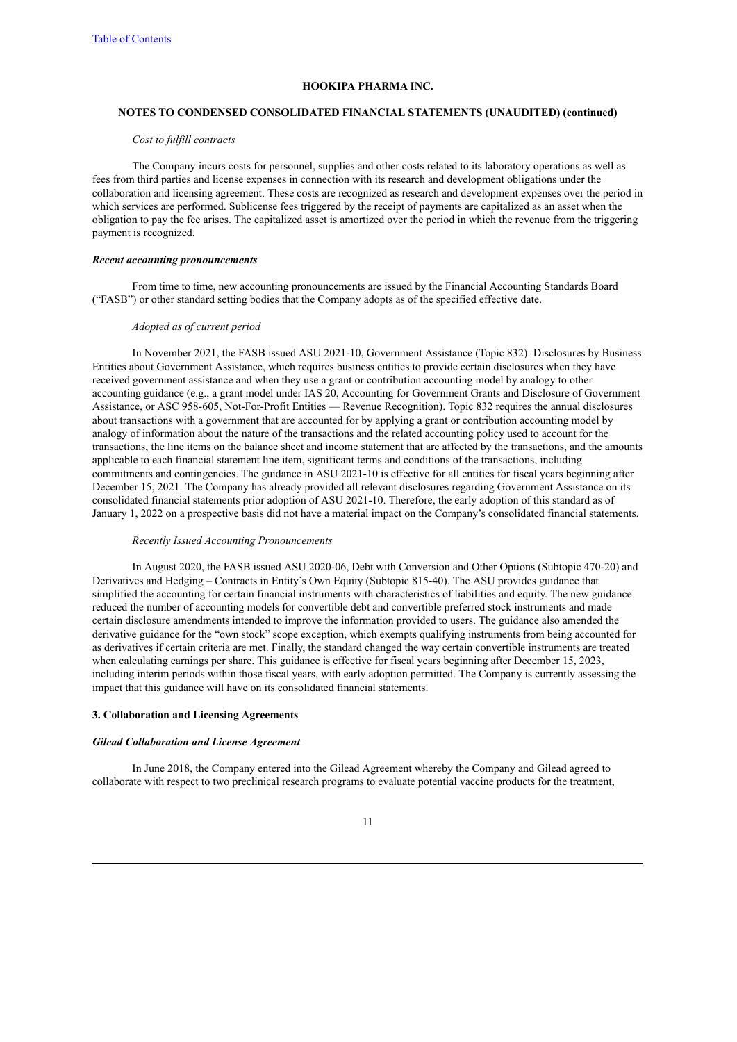*Cost to fulfill contracts*

The Company incurs costs for personnel, supplies and other costs related to its laboratory operations as well as fees from third parties and license expenses in connection with its research and development obligations under the collaboration and licensing agreement. These costs are recognized as research and development expenses over the period in which services are performed. Sublicense fees triggered by the receipt of payments are capitalized as an asset when the obligation to pay the fee arises. The capitalized asset is amortized over the period in which the revenue from the triggering payment is recognized.

***Recent accounting pronouncements***

From time to time, new accounting pronouncements are issued by the Financial Accounting Standards Board ("FASB") or other standard setting bodies that the Company adopts as of the specified effective date.

*Adopted as of current period*

In November 2021, the FASB issued ASU 2021-10, Government Assistance (Topic 832): Disclosures by Business Entities about Government Assistance, which requires business entities to provide certain disclosures when they have received government assistance and when they use a grant or contribution accounting model by analogy to other accounting guidance (e.g., a grant model under IAS 20, Accounting for Government Grants and Disclosure of Government Assistance, or ASC 958-605, Not-For-Profit Entities — Revenue Recognition). Topic 832 requires the annual disclosures about transactions with a government that are accounted for by applying a grant or contribution accounting model by analogy of information about the nature of the transactions and the related accounting policy used to account for the transactions, the line items on the balance sheet and income statement that are affected by the transactions, and the amounts applicable to each financial statement line item, significant terms and conditions of the transactions, including commitments and contingencies. The guidance in ASU 2021-10 is effective for all entities for fiscal years beginning after December 15, 2021. The Company has already provided all relevant disclosures regarding Government Assistance on its consolidated financial statements prior adoption of ASU 2021-10. Therefore, the early adoption of this standard as of January 1, 2022 on a prospective basis did not have a material impact on the Company's consolidated financial statements.

*Recently Issued Accounting Pronouncements*

In August 2020, the FASB issued ASU 2020-06, Debt with Conversion and Other Options (Subtopic 470-20) and Derivatives and Hedging – Contracts in Entity's Own Equity (Subtopic 815-40). The ASU provides guidance that simplified the accounting for certain financial instruments with characteristics of liabilities and equity. The new guidance reduced the number of accounting models for convertible debt and convertible preferred stock instruments and made certain disclosure amendments intended to improve the information provided to users. The guidance also amended the derivative guidance for the "own stock" scope exception, which exempts qualifying instruments from being accounted for as derivatives if certain criteria are met. Finally, the standard changed the way certain convertible instruments are treated when calculating earnings per share. This guidance is effective for fiscal years beginning after December 15, 2023, including interim periods within those fiscal years, with early adoption permitted. The Company is currently assessing the impact that this guidance will have on its consolidated financial statements.

## 3. Collaboration and Licensing Agreements

***Gilead Collaboration and License Agreement***

In June 2018, the Company entered into the Gilead Agreement whereby the Company and Gilead agreed to collaborate with respect to two preclinical research programs to evaluate potential vaccine products for the treatment,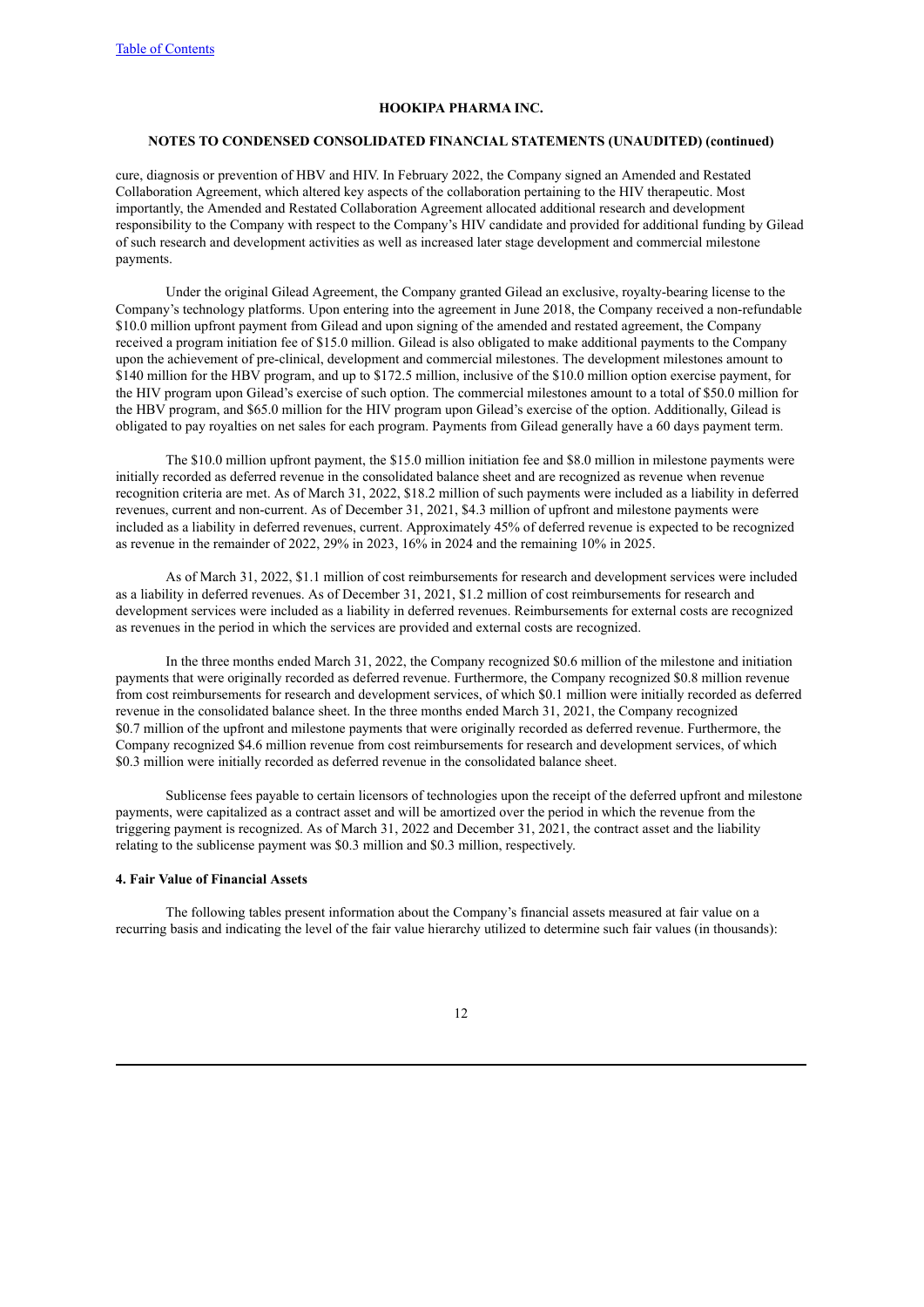cure, diagnosis or prevention of HBV and HIV. In February 2022, the Company signed an Amended and Restated Collaboration Agreement, which altered key aspects of the collaboration pertaining to the HIV therapeutic. Most importantly, the Amended and Restated Collaboration Agreement allocated additional research and development responsibility to the Company with respect to the Company's HIV candidate and provided for additional funding by Gilead of such research and development activities as well as increased later stage development and commercial milestone payments.

Under the original Gilead Agreement, the Company granted Gilead an exclusive, royalty-bearing license to the Company's technology platforms. Upon entering into the agreement in June 2018, the Company received a non-refundable $10.0 million upfront payment from Gilead and upon signing of the amended and restated agreement, the Company received a program initiation fee of $15.0 million. Gilead is also obligated to make additional payments to the Company upon the achievement of pre-clinical, development and commercial milestones. The development milestones amount to $140 million for the HBV program, and up to $172.5 million, inclusive of the $10.0 million option exercise payment, for the HIV program upon Gilead's exercise of such option. The commercial milestones amount to a total of $50.0 million for the HBV program, and $65.0 million for the HIV program upon Gilead's exercise of the option. Additionally, Gilead is obligated to pay royalties on net sales for each program. Payments from Gilead generally have a 60 days payment term.

The $10.0 million upfront payment, the $15.0 million initiation fee and $8.0 million in milestone payments were initially recorded as deferred revenue in the consolidated balance sheet and are recognized as revenue when revenue recognition criteria are met. As of March 31, 2022, $18.2 million of such payments were included as a liability in deferred revenues, current and non-current. As of December 31, 2021, $4.3 million of upfront and milestone payments were included as a liability in deferred revenues, current. Approximately 45% of deferred revenue is expected to be recognized as revenue in the remainder of 2022, 29% in 2023, 16% in 2024 and the remaining 10% in 2025.

As of March 31, 2022, $1.1 million of cost reimbursements for research and development services were included as a liability in deferred revenues. As of December 31, 2021, $1.2 million of cost reimbursements for research and development services were included as a liability in deferred revenues. Reimbursements for external costs are recognized as revenues in the period in which the services are provided and external costs are recognized.

In the three months ended March 31, 2022, the Company recognized $0.6 million of the milestone and initiation payments that were originally recorded as deferred revenue. Furthermore, the Company recognized $0.8 million revenue from cost reimbursements for research and development services, of which $0.1 million were initially recorded as deferred revenue in the consolidated balance sheet. In the three months ended March 31, 2021, the Company recognized $0.7 million of the upfront and milestone payments that were originally recorded as deferred revenue. Furthermore, the Company recognized $4.6 million revenue from cost reimbursements for research and development services, of which $0.3 million were initially recorded as deferred revenue in the consolidated balance sheet.

Sublicense fees payable to certain licensors of technologies upon the receipt of the deferred upfront and milestone payments, were capitalized as a contract asset and will be amortized over the period in which the revenue from the triggering payment is recognized. As of March 31, 2022 and December 31, 2021, the contract asset and the liability relating to the sublicense payment was $0.3 million and $0.3 million, respectively.

#### 4. Fair Value of Financial Assets

The following tables present information about the Company's financial assets measured at fair value on a recurring basis and indicating the level of the fair value hierarchy utilized to determine such fair values (in thousands):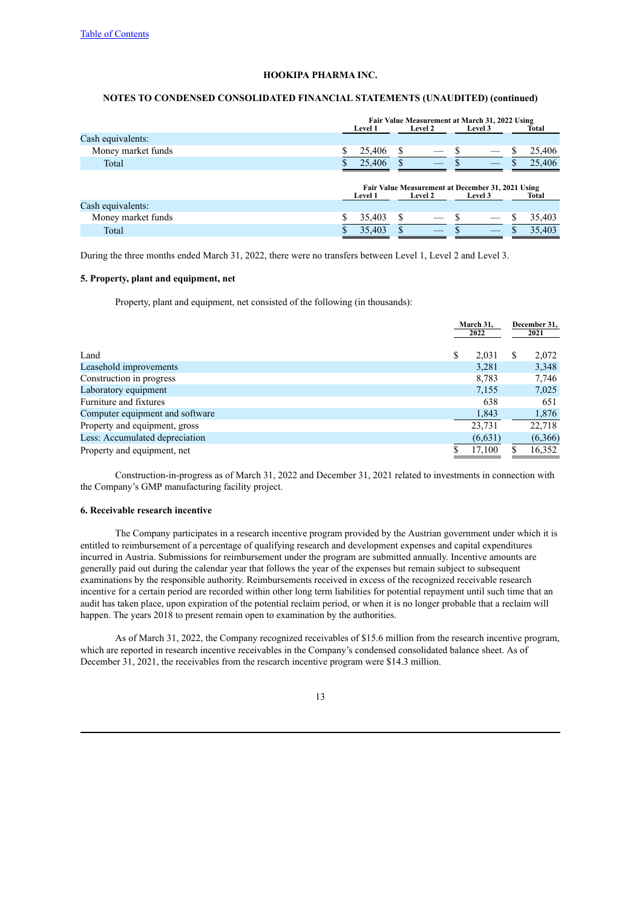**HOOKIPA PHARMA INC.**

**NOTES TO CONDENSED CONSOLIDATED FINANCIAL STATEMENTS (UNAUDITED) (continued)**

| | Fair Value Measurement at March 31, 2022 Using | | | |
|---|---|---|---|---|
| | Level 1 | Level 2 | Level 3 | Total |
| Cash equivalents: | | | | |
| Money market funds | $ 25,406 | $ — | $ — | $ 25,406 |
| Total | $ 25,406 | $ — | $ — | $ 25,406 |

| | Fair Value Measurement at December 31, 2021 Using | | | |
|---|---|---|---|---|
| | Level 1 | Level 2 | Level 3 | Total |
| Cash equivalents: | | | | |
| Money market funds | $ 35,403 | $ — | $ — | $ 35,403 |
| Total | $ 35,403 | $ — | $ — | $ 35,403 |

During the three months ended March 31, 2022, there were no transfers between Level 1, Level 2 and Level 3.

### 5. Property, plant and equipment, net

Property, plant and equipment, net consisted of the following (in thousands):

| | March 31, 2022 | December 31, 2021 |
|---|---|---|
| Land | $ 2,031 | $ 2,072 |
| Leasehold improvements | 3,281 | 3,348 |
| Construction in progress | 8,783 | 7,746 |
| Laboratory equipment | 7,155 | 7,025 |
| Furniture and fixtures | 638 | 651 |
| Computer equipment and software | 1,843 | 1,876 |
| Property and equipment, gross | 23,731 | 22,718 |
| Less: Accumulated depreciation | (6,631) | (6,366) |
| Property and equipment, net | $ 17,100 | $ 16,352 |

Construction-in-progress as of March 31, 2022 and December 31, 2021 related to investments in connection with the Company's GMP manufacturing facility project.

### 6. Receivable research incentive

The Company participates in a research incentive program provided by the Austrian government under which it is entitled to reimbursement of a percentage of qualifying research and development expenses and capital expenditures incurred in Austria. Submissions for reimbursement under the program are submitted annually. Incentive amounts are generally paid out during the calendar year that follows the year of the expenses but remain subject to subsequent examinations by the responsible authority. Reimbursements received in excess of the recognized receivable research incentive for a certain period are recorded within other long term liabilities for potential repayment until such time that an audit has taken place, upon expiration of the potential reclaim period, or when it is no longer probable that a reclaim will happen. The years 2018 to present remain open to examination by the authorities.

As of March 31, 2022, the Company recognized receivables of $15.6 million from the research incentive program, which are reported in research incentive receivables in the Company's condensed consolidated balance sheet. As of December 31, 2021, the receivables from the research incentive program were $14.3 million.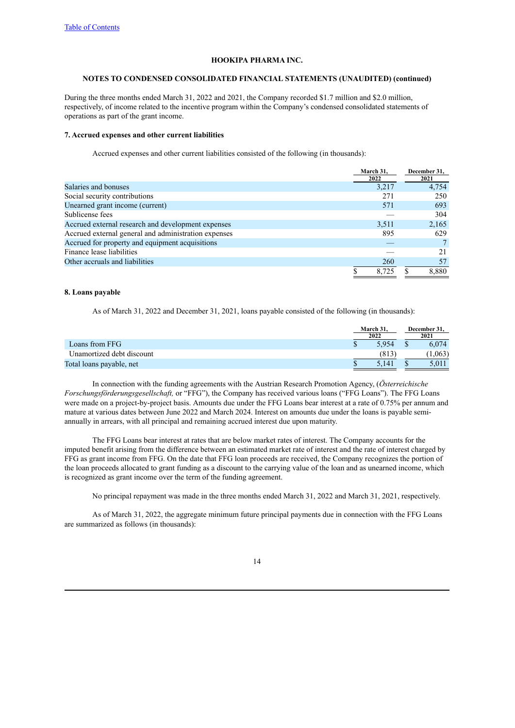During the three months ended March 31, 2022 and 2021, the Company recorded $1.7 million and $2.0 million, respectively, of income related to the incentive program within the Company's condensed consolidated statements of operations as part of the grant income.

### 7. Accrued expenses and other current liabilities

Accrued expenses and other current liabilities consisted of the following (in thousands):

| | March 31, 2022 | December 31, 2021 |
|---|---|---|
| Salaries and bonuses | 3,217 | 4,754 |
| Social security contributions | 271 | 250 |
| Unearned grant income (current) | 571 | 693 |
| Sublicense fees | — | 304 |
| Accrued external research and development expenses | 3,511 | 2,165 |
| Accrued external general and administration expenses | 895 | 629 |
| Accrued for property and equipment acquisitions | — | 7 |
| Finance lease liabilities | — | 21 |
| Other accruals and liabilities | 260 | 57 |
| | $ 8,725 | $ 8,880 |

### 8. Loans payable

As of March 31, 2022 and December 31, 2021, loans payable consisted of the following (in thousands):

| | March 31, 2022 | December 31, 2021 |
|---|---|---|
| Loans from FFG | $ 5,954 | $ 6,074 |
| Unamortized debt discount | (813) | (1,063) |
| Total loans payable, net | $ 5,141 | $ 5,011 |

In connection with the funding agreements with the Austrian Research Promotion Agency, (*Österreichische Forschungsförderungsgesellschaft,* or "FFG"), the Company has received various loans ("FFG Loans"). The FFG Loans were made on a project-by-project basis. Amounts due under the FFG Loans bear interest at a rate of 0.75% per annum and mature at various dates between June 2022 and March 2024. Interest on amounts due under the loans is payable semi-annually in arrears, with all principal and remaining accrued interest due upon maturity.

The FFG Loans bear interest at rates that are below market rates of interest. The Company accounts for the imputed benefit arising from the difference between an estimated market rate of interest and the rate of interest charged by FFG as grant income from FFG. On the date that FFG loan proceeds are received, the Company recognizes the portion of the loan proceeds allocated to grant funding as a discount to the carrying value of the loan and as unearned income, which is recognized as grant income over the term of the funding agreement.

No principal repayment was made in the three months ended March 31, 2022 and March 31, 2021, respectively.

As of March 31, 2022, the aggregate minimum future principal payments due in connection with the FFG Loans are summarized as follows (in thousands):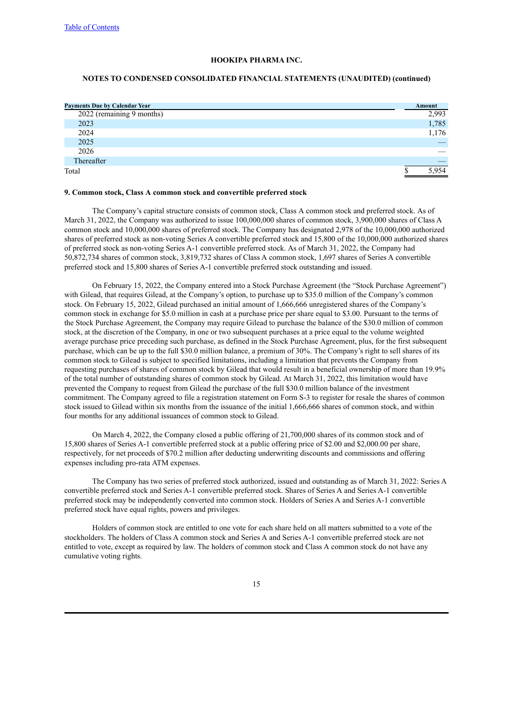**HOOKIPA PHARMA INC.**

**NOTES TO CONDENSED CONSOLIDATED FINANCIAL STATEMENTS (UNAUDITED) (continued)**

| Payments Due by Calendar Year | Amount |
|---|---|
| 2022 (remaining 9 months) | 2,993 |
| 2023 | 1,785 |
| 2024 | 1,176 |
| 2025 | — |
| 2026 | — |
| Thereafter | — |
| Total | $ 5,954 |

**9. Common stock, Class A common stock and convertible preferred stock**

The Company's capital structure consists of common stock, Class A common stock and preferred stock. As of March 31, 2022, the Company was authorized to issue 100,000,000 shares of common stock, 3,900,000 shares of Class A common stock and 10,000,000 shares of preferred stock. The Company has designated 2,978 of the 10,000,000 authorized shares of preferred stock as non-voting Series A convertible preferred stock and 15,800 of the 10,000,000 authorized shares of preferred stock as non-voting Series A-1 convertible preferred stock. As of March 31, 2022, the Company had 50,872,734 shares of common stock, 3,819,732 shares of Class A common stock, 1,697 shares of Series A convertible preferred stock and 15,800 shares of Series A-1 convertible preferred stock outstanding and issued.

On February 15, 2022, the Company entered into a Stock Purchase Agreement (the "Stock Purchase Agreement") with Gilead, that requires Gilead, at the Company's option, to purchase up to $35.0 million of the Company's common stock. On February 15, 2022, Gilead purchased an initial amount of 1,666,666 unregistered shares of the Company's common stock in exchange for $5.0 million in cash at a purchase price per share equal to $3.00. Pursuant to the terms of the Stock Purchase Agreement, the Company may require Gilead to purchase the balance of the $30.0 million of common stock, at the discretion of the Company, in one or two subsequent purchases at a price equal to the volume weighted average purchase price preceding such purchase, as defined in the Stock Purchase Agreement, plus, for the first subsequent purchase, which can be up to the full $30.0 million balance, a premium of 30%. The Company's right to sell shares of its common stock to Gilead is subject to specified limitations, including a limitation that prevents the Company from requesting purchases of shares of common stock by Gilead that would result in a beneficial ownership of more than 19.9% of the total number of outstanding shares of common stock by Gilead. At March 31, 2022, this limitation would have prevented the Company to request from Gilead the purchase of the full $30.0 million balance of the investment commitment. The Company agreed to file a registration statement on Form S-3 to register for resale the shares of common stock issued to Gilead within six months from the issuance of the initial 1,666,666 shares of common stock, and within four months for any additional issuances of common stock to Gilead.

On March 4, 2022, the Company closed a public offering of 21,700,000 shares of its common stock and of 15,800 shares of Series A-1 convertible preferred stock at a public offering price of $2.00 and $2,000.00 per share, respectively, for net proceeds of $70.2 million after deducting underwriting discounts and commissions and offering expenses including pro-rata ATM expenses.

The Company has two series of preferred stock authorized, issued and outstanding as of March 31, 2022: Series A convertible preferred stock and Series A-1 convertible preferred stock. Shares of Series A and Series A-1 convertible preferred stock may be independently converted into common stock. Holders of Series A and Series A-1 convertible preferred stock have equal rights, powers and privileges.

Holders of common stock are entitled to one vote for each share held on all matters submitted to a vote of the stockholders. The holders of Class A common stock and Series A and Series A-1 convertible preferred stock are not entitled to vote, except as required by law. The holders of common stock and Class A common stock do not have any cumulative voting rights.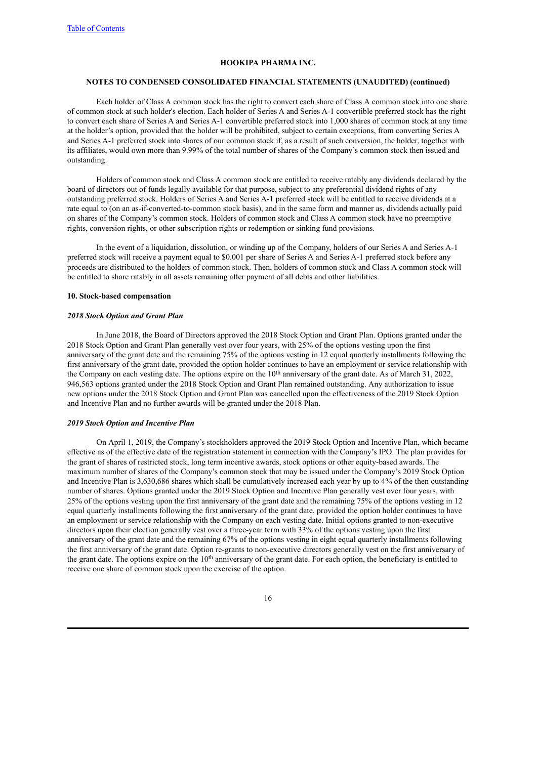Each holder of Class A common stock has the right to convert each share of Class A common stock into one share of common stock at such holder's election. Each holder of Series A and Series A-1 convertible preferred stock has the right to convert each share of Series A and Series A-1 convertible preferred stock into 1,000 shares of common stock at any time at the holder's option, provided that the holder will be prohibited, subject to certain exceptions, from converting Series A and Series A-1 preferred stock into shares of our common stock if, as a result of such conversion, the holder, together with its affiliates, would own more than 9.99% of the total number of shares of the Company's common stock then issued and outstanding.

Holders of common stock and Class A common stock are entitled to receive ratably any dividends declared by the board of directors out of funds legally available for that purpose, subject to any preferential dividend rights of any outstanding preferred stock. Holders of Series A and Series A-1 preferred stock will be entitled to receive dividends at a rate equal to (on an as-if-converted-to-common stock basis), and in the same form and manner as, dividends actually paid on shares of the Company's common stock. Holders of common stock and Class A common stock have no preemptive rights, conversion rights, or other subscription rights or redemption or sinking fund provisions.

In the event of a liquidation, dissolution, or winding up of the Company, holders of our Series A and Series A-1 preferred stock will receive a payment equal to $0.001 per share of Series A and Series A-1 preferred stock before any proceeds are distributed to the holders of common stock. Then, holders of common stock and Class A common stock will be entitled to share ratably in all assets remaining after payment of all debts and other liabilities.

## 10. Stock-based compensation

### *2018 Stock Option and Grant Plan*

In June 2018, the Board of Directors approved the 2018 Stock Option and Grant Plan. Options granted under the 2018 Stock Option and Grant Plan generally vest over four years, with 25% of the options vesting upon the first anniversary of the grant date and the remaining 75% of the options vesting in 12 equal quarterly installments following the first anniversary of the grant date, provided the option holder continues to have an employment or service relationship with the Company on each vesting date. The options expire on the 10th anniversary of the grant date. As of March 31, 2022, 946,563 options granted under the 2018 Stock Option and Grant Plan remained outstanding. Any authorization to issue new options under the 2018 Stock Option and Grant Plan was cancelled upon the effectiveness of the 2019 Stock Option and Incentive Plan and no further awards will be granted under the 2018 Plan.

### *2019 Stock Option and Incentive Plan*

On April 1, 2019, the Company's stockholders approved the 2019 Stock Option and Incentive Plan, which became effective as of the effective date of the registration statement in connection with the Company's IPO. The plan provides for the grant of shares of restricted stock, long term incentive awards, stock options or other equity-based awards. The maximum number of shares of the Company's common stock that may be issued under the Company's 2019 Stock Option and Incentive Plan is 3,630,686 shares which shall be cumulatively increased each year by up to 4% of the then outstanding number of shares. Options granted under the 2019 Stock Option and Incentive Plan generally vest over four years, with 25% of the options vesting upon the first anniversary of the grant date and the remaining 75% of the options vesting in 12 equal quarterly installments following the first anniversary of the grant date, provided the option holder continues to have an employment or service relationship with the Company on each vesting date. Initial options granted to non-executive directors upon their election generally vest over a three-year term with 33% of the options vesting upon the first anniversary of the grant date and the remaining 67% of the options vesting in eight equal quarterly installments following the first anniversary of the grant date. Option re-grants to non-executive directors generally vest on the first anniversary of the grant date. The options expire on the 10th anniversary of the grant date. For each option, the beneficiary is entitled to receive one share of common stock upon the exercise of the option.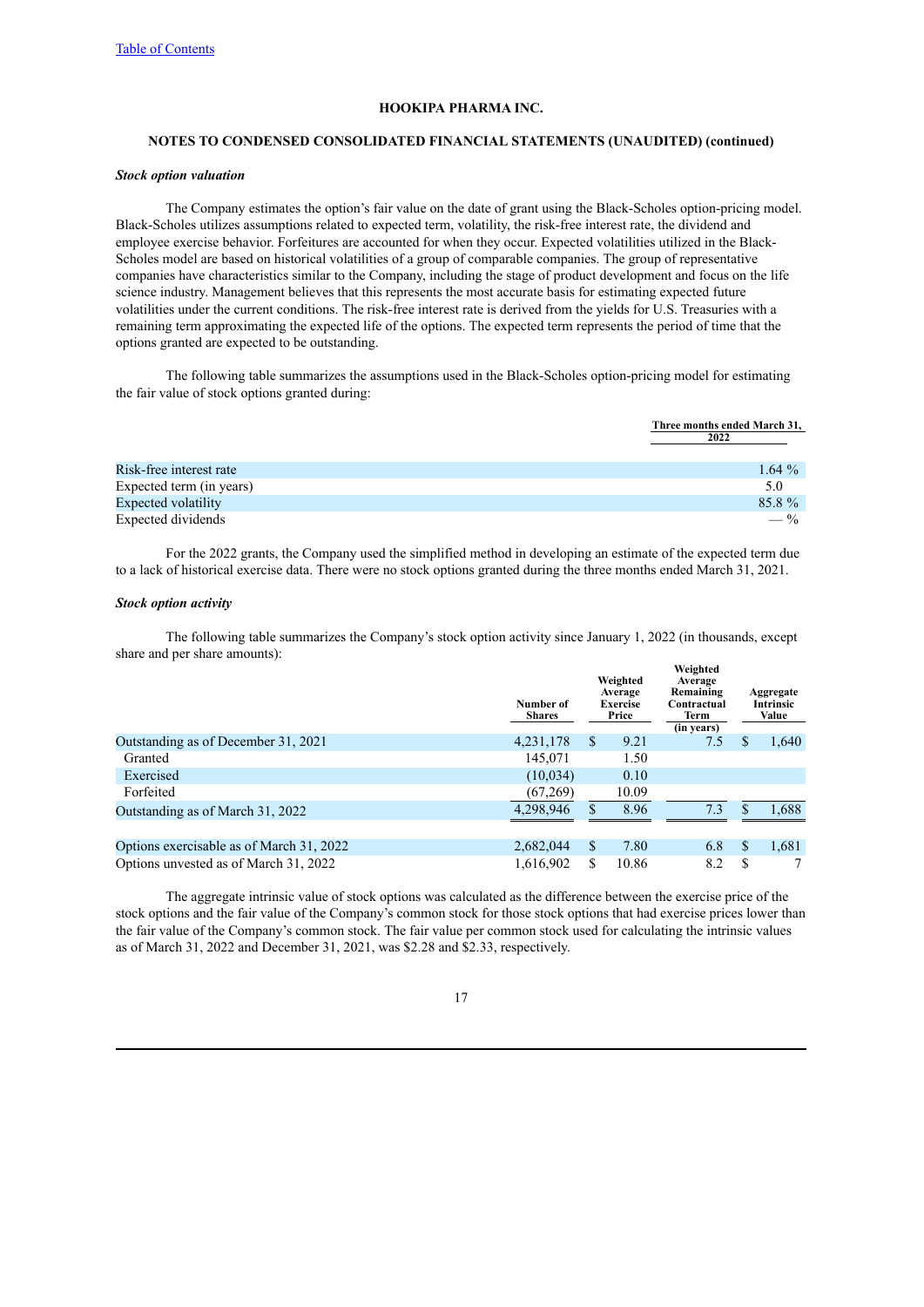HOOKIPA PHARMA INC.

NOTES TO CONDENSED CONSOLIDATED FINANCIAL STATEMENTS (UNAUDITED) (continued)

***Stock option valuation***

The Company estimates the option's fair value on the date of grant using the Black-Scholes option-pricing model. Black-Scholes utilizes assumptions related to expected term, volatility, the risk-free interest rate, the dividend and employee exercise behavior. Forfeitures are accounted for when they occur. Expected volatilities utilized in the Black-Scholes model are based on historical volatilities of a group of comparable companies. The group of representative companies have characteristics similar to the Company, including the stage of product development and focus on the life science industry. Management believes that this represents the most accurate basis for estimating expected future volatilities under the current conditions. The risk-free interest rate is derived from the yields for U.S. Treasuries with a remaining term approximating the expected life of the options. The expected term represents the period of time that the options granted are expected to be outstanding.

The following table summarizes the assumptions used in the Black-Scholes option-pricing model for estimating the fair value of stock options granted during:

| | Three months ended March 31, 2022 |
|---|---|
| Risk-free interest rate | 1.64 % |
| Expected term (in years) | 5.0 |
| Expected volatility | 85.8 % |
| Expected dividends | — % |

For the 2022 grants, the Company used the simplified method in developing an estimate of the expected term due to a lack of historical exercise data. There were no stock options granted during the three months ended March 31, 2021.

***Stock option activity***

The following table summarizes the Company's stock option activity since January 1, 2022 (in thousands, except share and per share amounts):

| | Number of Shares | Weighted Average Exercise Price | Weighted Average Remaining Contractual Term (in years) | Aggregate Intrinsic Value |
|---|---|---|---|---|
| Outstanding as of December 31, 2021 | 4,231,178 | $ 9.21 | 7.5 | $ 1,640 |
| Granted | 145,071 | 1.50 | | |
| Exercised | (10,034) | 0.10 | | |
| Forfeited | (67,269) | 10.09 | | |
| Outstanding as of March 31, 2022 | 4,298,946 | $ 8.96 | 7.3 | $ 1,688 |
| | | | | |
| Options exercisable as of March 31, 2022 | 2,682,044 | $ 7.80 | 6.8 | $ 1,681 |
| Options unvested as of March 31, 2022 | 1,616,902 | $ 10.86 | 8.2 | $ 7 |

The aggregate intrinsic value of stock options was calculated as the difference between the exercise price of the stock options and the fair value of the Company's common stock for those stock options that had exercise prices lower than the fair value of the Company's common stock. The fair value per common stock used for calculating the intrinsic values as of March 31, 2022 and December 31, 2021, was $2.28 and $2.33, respectively.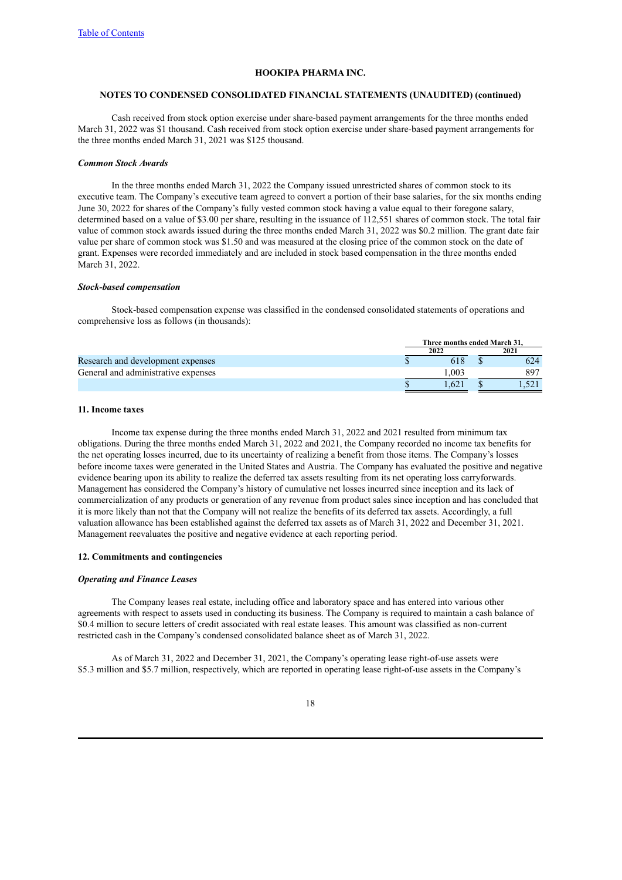**HOOKIPA PHARMA INC.**

**NOTES TO CONDENSED CONSOLIDATED FINANCIAL STATEMENTS (UNAUDITED) (continued)**

Cash received from stock option exercise under share-based payment arrangements for the three months ended March 31, 2022 was $1 thousand. Cash received from stock option exercise under share-based payment arrangements for the three months ended March 31, 2021 was $125 thousand.

***Common Stock Awards***

In the three months ended March 31, 2022 the Company issued unrestricted shares of common stock to its executive team. The Company's executive team agreed to convert a portion of their base salaries, for the six months ending June 30, 2022 for shares of the Company's fully vested common stock having a value equal to their foregone salary, determined based on a value of $3.00 per share, resulting in the issuance of 112,551 shares of common stock. The total fair value of common stock awards issued during the three months ended March 31, 2022 was $0.2 million. The grant date fair value per share of common stock was $1.50 and was measured at the closing price of the common stock on the date of grant. Expenses were recorded immediately and are included in stock based compensation in the three months ended March 31, 2022.

***Stock-based compensation***

Stock-based compensation expense was classified in the condensed consolidated statements of operations and comprehensive loss as follows (in thousands):

| | Three months ended March 31, | |
|---|---|---|
| | 2022 | 2021 |
| Research and development expenses | $ 618 | $ 624 |
| General and administrative expenses | 1,003 | 897 |
| | $ 1,621 | $ 1,521 |

**11. Income taxes**

Income tax expense during the three months ended March 31, 2022 and 2021 resulted from minimum tax obligations. During the three months ended March 31, 2022 and 2021, the Company recorded no income tax benefits for the net operating losses incurred, due to its uncertainty of realizing a benefit from those items. The Company's losses before income taxes were generated in the United States and Austria. The Company has evaluated the positive and negative evidence bearing upon its ability to realize the deferred tax assets resulting from its net operating loss carryforwards. Management has considered the Company's history of cumulative net losses incurred since inception and its lack of commercialization of any products or generation of any revenue from product sales since inception and has concluded that it is more likely than not that the Company will not realize the benefits of its deferred tax assets. Accordingly, a full valuation allowance has been established against the deferred tax assets as of March 31, 2022 and December 31, 2021. Management reevaluates the positive and negative evidence at each reporting period.

**12. Commitments and contingencies**

***Operating and Finance Leases***

The Company leases real estate, including office and laboratory space and has entered into various other agreements with respect to assets used in conducting its business. The Company is required to maintain a cash balance of $0.4 million to secure letters of credit associated with real estate leases. This amount was classified as non-current restricted cash in the Company's condensed consolidated balance sheet as of March 31, 2022.

As of March 31, 2022 and December 31, 2021, the Company's operating lease right-of-use assets were $5.3 million and $5.7 million, respectively, which are reported in operating lease right-of-use assets in the Company's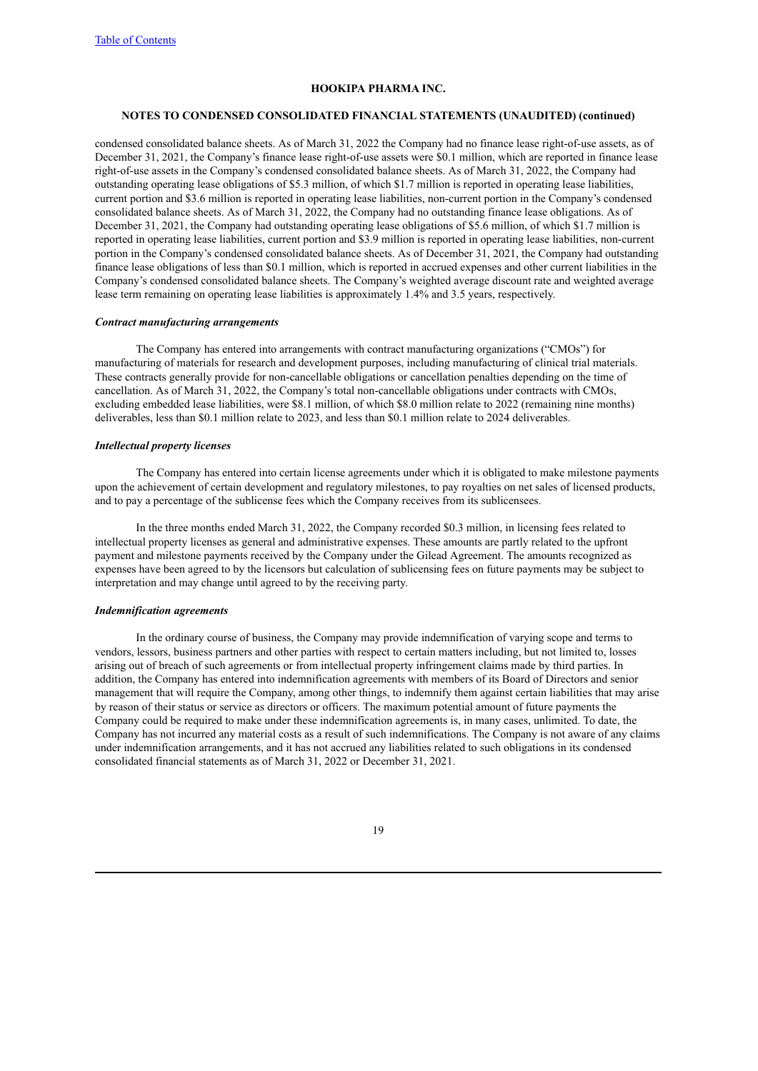condensed consolidated balance sheets. As of March 31, 2022 the Company had no finance lease right-of-use assets, as of December 31, 2021, the Company's finance lease right-of-use assets were $0.1 million, which are reported in finance lease right-of-use assets in the Company's condensed consolidated balance sheets. As of March 31, 2022, the Company had outstanding operating lease obligations of $5.3 million, of which $1.7 million is reported in operating lease liabilities, current portion and $3.6 million is reported in operating lease liabilities, non-current portion in the Company's condensed consolidated balance sheets. As of March 31, 2022, the Company had no outstanding finance lease obligations. As of December 31, 2021, the Company had outstanding operating lease obligations of $5.6 million, of which $1.7 million is reported in operating lease liabilities, current portion and $3.9 million is reported in operating lease liabilities, non-current portion in the Company's condensed consolidated balance sheets. As of December 31, 2021, the Company had outstanding finance lease obligations of less than $0.1 million, which is reported in accrued expenses and other current liabilities in the Company's condensed consolidated balance sheets. The Company's weighted average discount rate and weighted average lease term remaining on operating lease liabilities is approximately 1.4% and 3.5 years, respectively.

***Contract manufacturing arrangements***

The Company has entered into arrangements with contract manufacturing organizations ("CMOs") for manufacturing of materials for research and development purposes, including manufacturing of clinical trial materials. These contracts generally provide for non-cancellable obligations or cancellation penalties depending on the time of cancellation. As of March 31, 2022, the Company's total non-cancellable obligations under contracts with CMOs, excluding embedded lease liabilities, were $8.1 million, of which $8.0 million relate to 2022 (remaining nine months) deliverables, less than $0.1 million relate to 2023, and less than $0.1 million relate to 2024 deliverables.

***Intellectual property licenses***

The Company has entered into certain license agreements under which it is obligated to make milestone payments upon the achievement of certain development and regulatory milestones, to pay royalties on net sales of licensed products, and to pay a percentage of the sublicense fees which the Company receives from its sublicensees.

In the three months ended March 31, 2022, the Company recorded $0.3 million, in licensing fees related to intellectual property licenses as general and administrative expenses. These amounts are partly related to the upfront payment and milestone payments received by the Company under the Gilead Agreement. The amounts recognized as expenses have been agreed to by the licensors but calculation of sublicensing fees on future payments may be subject to interpretation and may change until agreed to by the receiving party.

***Indemnification agreements***

In the ordinary course of business, the Company may provide indemnification of varying scope and terms to vendors, lessors, business partners and other parties with respect to certain matters including, but not limited to, losses arising out of breach of such agreements or from intellectual property infringement claims made by third parties. In addition, the Company has entered into indemnification agreements with members of its Board of Directors and senior management that will require the Company, among other things, to indemnify them against certain liabilities that may arise by reason of their status or service as directors or officers. The maximum potential amount of future payments the Company could be required to make under these indemnification agreements is, in many cases, unlimited. To date, the Company has not incurred any material costs as a result of such indemnifications. The Company is not aware of any claims under indemnification arrangements, and it has not accrued any liabilities related to such obligations in its condensed consolidated financial statements as of March 31, 2022 or December 31, 2021.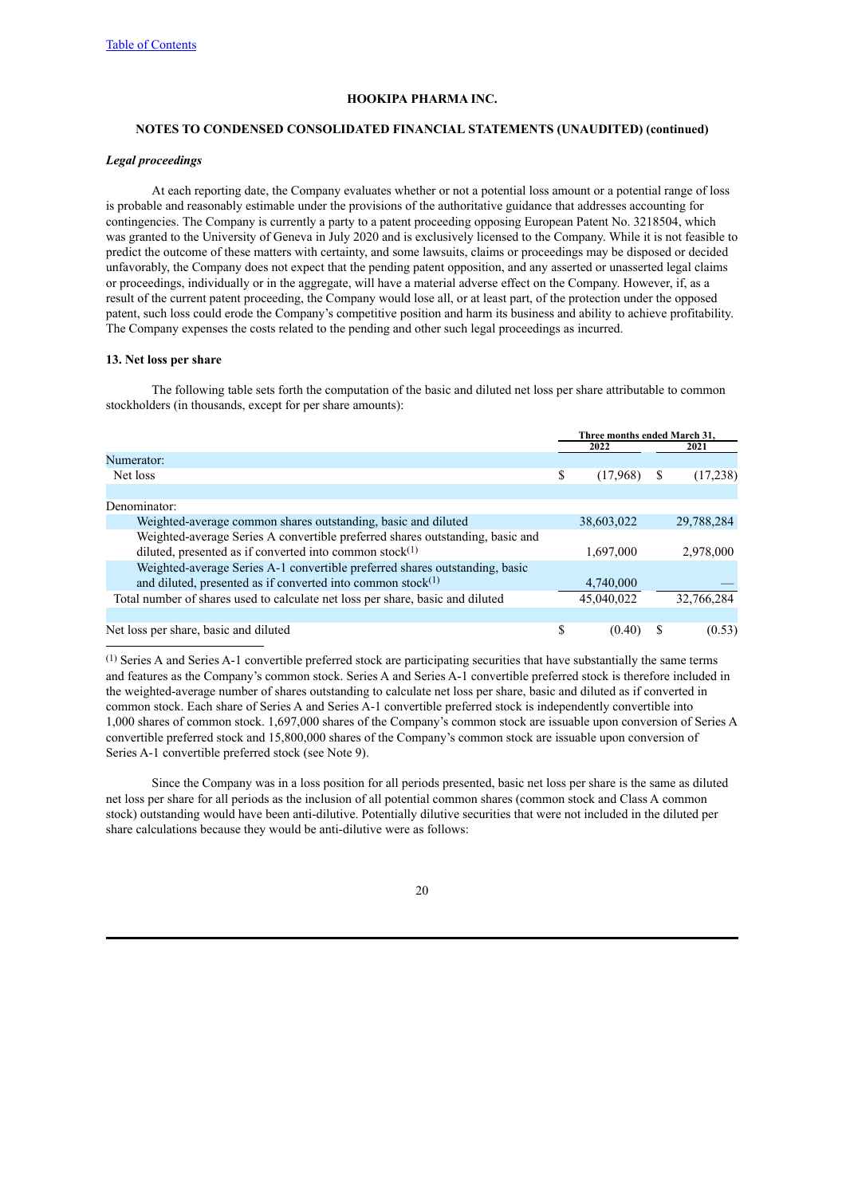HOOKIPA PHARMA INC.

NOTES TO CONDENSED CONSOLIDATED FINANCIAL STATEMENTS (UNAUDITED) (continued)

***Legal proceedings***

At each reporting date, the Company evaluates whether or not a potential loss amount or a potential range of loss is probable and reasonably estimable under the provisions of the authoritative guidance that addresses accounting for contingencies. The Company is currently a party to a patent proceeding opposing European Patent No. 3218504, which was granted to the University of Geneva in July 2020 and is exclusively licensed to the Company. While it is not feasible to predict the outcome of these matters with certainty, and some lawsuits, claims or proceedings may be disposed or decided unfavorably, the Company does not expect that the pending patent opposition, and any asserted or unasserted legal claims or proceedings, individually or in the aggregate, will have a material adverse effect on the Company. However, if, as a result of the current patent proceeding, the Company would lose all, or at least part, of the protection under the opposed patent, such loss could erode the Company's competitive position and harm its business and ability to achieve profitability. The Company expenses the costs related to the pending and other such legal proceedings as incurred.

**13. Net loss per share**

The following table sets forth the computation of the basic and diluted net loss per share attributable to common stockholders (in thousands, except for per share amounts):

| | Three months ended March 31, | |
|---|---|---|
| | 2022 | 2021 |
| Numerator: | | |
| Net loss | $ (17,968) | $ (17,238) |
| Denominator: | | |
| Weighted-average common shares outstanding, basic and diluted | 38,603,022 | 29,788,284 |
| Weighted-average Series A convertible preferred shares outstanding, basic and diluted, presented as if converted into common stock[(1)] | 1,697,000 | 2,978,000 |
| Weighted-average Series A-1 convertible preferred shares outstanding, basic and diluted, presented as if converted into common stock[(1)] | 4,740,000 | — |
| Total number of shares used to calculate net loss per share, basic and diluted | 45,040,022 | 32,766,284 |
| Net loss per share, basic and diluted | $ (0.40) | $ (0.53) |

[(1)] Series A and Series A-1 convertible preferred stock are participating securities that have substantially the same terms and features as the Company's common stock. Series A and Series A-1 convertible preferred stock is therefore included in the weighted-average number of shares outstanding to calculate net loss per share, basic and diluted as if converted in common stock. Each share of Series A and Series A-1 convertible preferred stock is independently convertible into 1,000 shares of common stock. 1,697,000 shares of the Company's common stock are issuable upon conversion of Series A convertible preferred stock and 15,800,000 shares of the Company's common stock are issuable upon conversion of Series A-1 convertible preferred stock (see Note 9).

Since the Company was in a loss position for all periods presented, basic net loss per share is the same as diluted net loss per share for all periods as the inclusion of all potential common shares (common stock and Class A common stock) outstanding would have been anti-dilutive. Potentially dilutive securities that were not included in the diluted per share calculations because they would be anti-dilutive were as follows: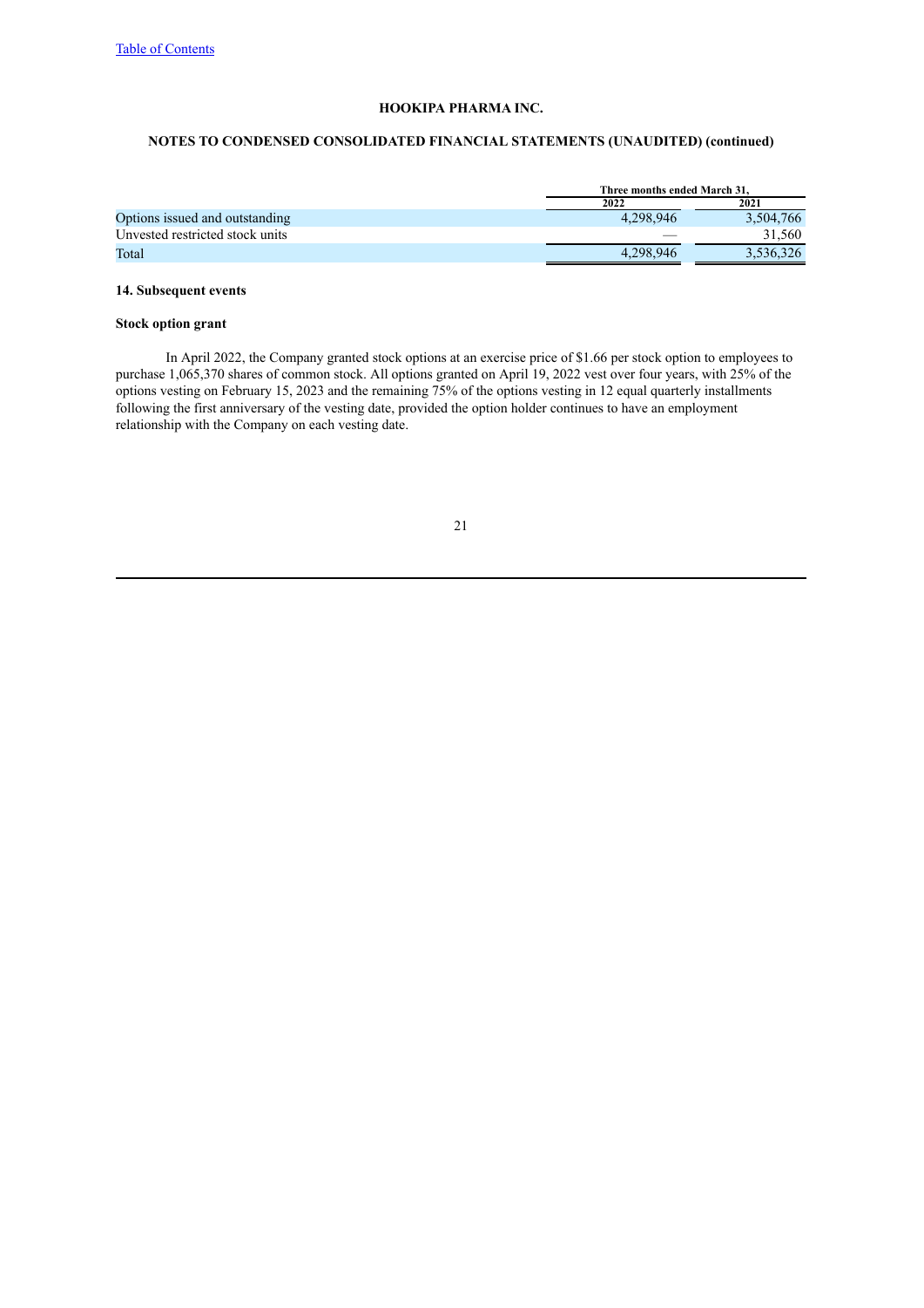| | Three months ended March 31, | |
|---|---|---|
| | 2022 | 2021 |
| Options issued and outstanding | 4,298,946 | 3,504,766 |
| Unvested restricted stock units | — | 31,560 |
| Total | 4,298,946 | 3,536,326 |

### 14. Subsequent events

#### Stock option grant

In April 2022, the Company granted stock options at an exercise price of $1.66 per stock option to employees to purchase 1,065,370 shares of common stock. All options granted on April 19, 2022 vest over four years, with 25% of the options vesting on February 15, 2023 and the remaining 75% of the options vesting in 12 equal quarterly installments following the first anniversary of the vesting date, provided the option holder continues to have an employment relationship with the Company on each vesting date.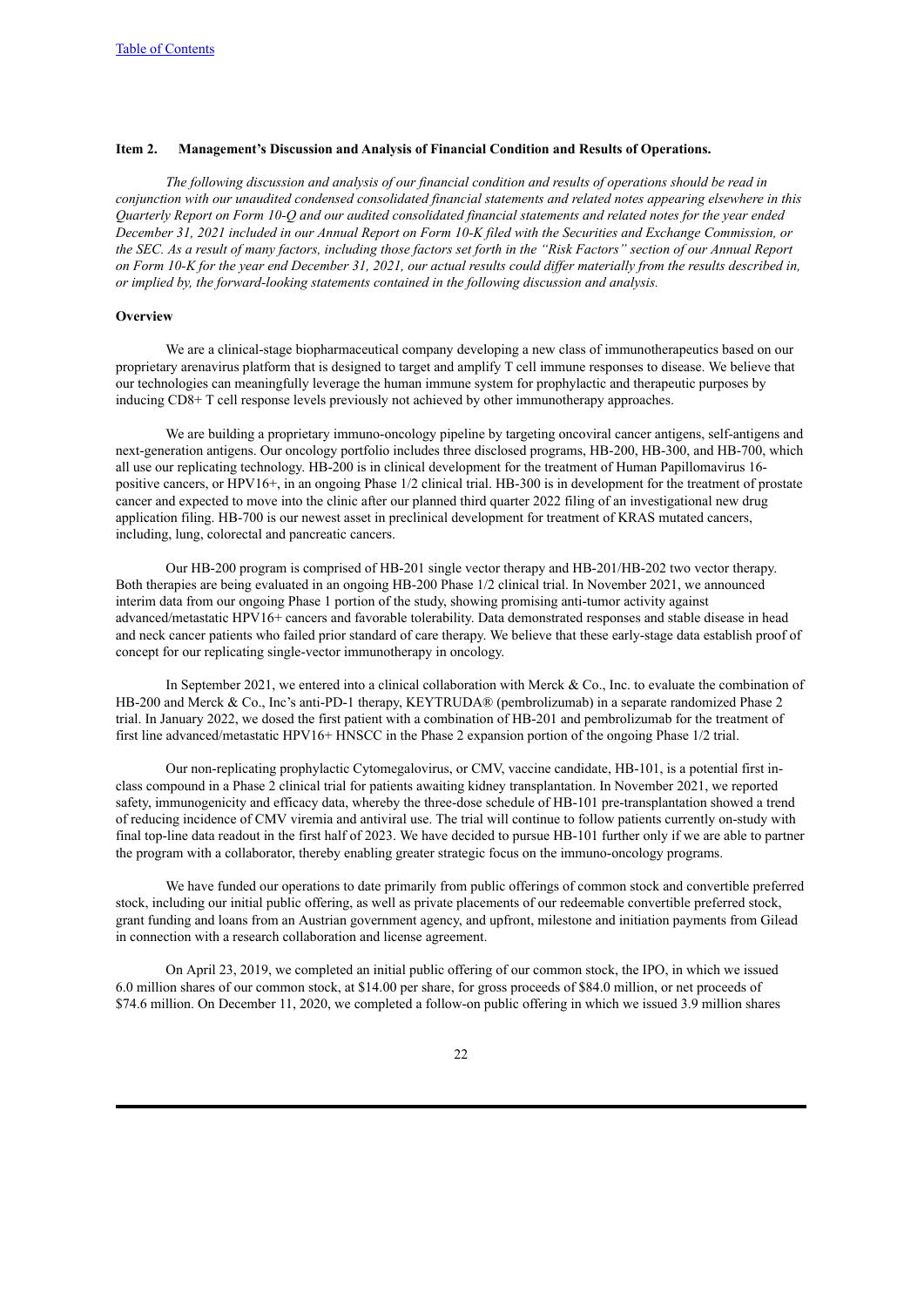[Table of Contents](#)

**Item 2. Management's Discussion and Analysis of Financial Condition and Results of Operations.**

*The following discussion and analysis of our financial condition and results of operations should be read in conjunction with our unaudited condensed consolidated financial statements and related notes appearing elsewhere in this Quarterly Report on Form 10-Q and our audited consolidated financial statements and related notes for the year ended December 31, 2021 included in our Annual Report on Form 10-K filed with the Securities and Exchange Commission, or the SEC. As a result of many factors, including those factors set forth in the "Risk Factors" section of our Annual Report on Form 10-K for the year end December 31, 2021, our actual results could differ materially from the results described in, or implied by, the forward-looking statements contained in the following discussion and analysis.*

**Overview**

We are a clinical-stage biopharmaceutical company developing a new class of immunotherapeutics based on our proprietary arenavirus platform that is designed to target and amplify T cell immune responses to disease. We believe that our technologies can meaningfully leverage the human immune system for prophylactic and therapeutic purposes by inducing CD8+ T cell response levels previously not achieved by other immunotherapy approaches.

We are building a proprietary immuno-oncology pipeline by targeting oncoviral cancer antigens, self-antigens and next-generation antigens. Our oncology portfolio includes three disclosed programs, HB-200, HB-300, and HB-700, which all use our replicating technology. HB-200 is in clinical development for the treatment of Human Papillomavirus 16-positive cancers, or HPV16+, in an ongoing Phase 1/2 clinical trial. HB-300 is in development for the treatment of prostate cancer and expected to move into the clinic after our planned third quarter 2022 filing of an investigational new drug application filing. HB-700 is our newest asset in preclinical development for treatment of KRAS mutated cancers, including, lung, colorectal and pancreatic cancers.

Our HB-200 program is comprised of HB-201 single vector therapy and HB-201/HB-202 two vector therapy. Both therapies are being evaluated in an ongoing HB-200 Phase 1/2 clinical trial. In November 2021, we announced interim data from our ongoing Phase 1 portion of the study, showing promising anti-tumor activity against advanced/metastatic HPV16+ cancers and favorable tolerability. Data demonstrated responses and stable disease in head and neck cancer patients who failed prior standard of care therapy. We believe that these early-stage data establish proof of concept for our replicating single-vector immunotherapy in oncology.

In September 2021, we entered into a clinical collaboration with Merck & Co., Inc. to evaluate the combination of HB-200 and Merck & Co., Inc's anti-PD-1 therapy, KEYTRUDA® (pembrolizumab) in a separate randomized Phase 2 trial. In January 2022, we dosed the first patient with a combination of HB-201 and pembrolizumab for the treatment of first line advanced/metastatic HPV16+ HNSCC in the Phase 2 expansion portion of the ongoing Phase 1/2 trial.

Our non-replicating prophylactic Cytomegalovirus, or CMV, vaccine candidate, HB-101, is a potential first in-class compound in a Phase 2 clinical trial for patients awaiting kidney transplantation. In November 2021, we reported safety, immunogenicity and efficacy data, whereby the three-dose schedule of HB-101 pre-transplantation showed a trend of reducing incidence of CMV viremia and antiviral use. The trial will continue to follow patients currently on-study with final top-line data readout in the first half of 2023. We have decided to pursue HB-101 further only if we are able to partner the program with a collaborator, thereby enabling greater strategic focus on the immuno-oncology programs.

We have funded our operations to date primarily from public offerings of common stock and convertible preferred stock, including our initial public offering, as well as private placements of our redeemable convertible preferred stock, grant funding and loans from an Austrian government agency, and upfront, milestone and initiation payments from Gilead in connection with a research collaboration and license agreement.

On April 23, 2019, we completed an initial public offering of our common stock, the IPO, in which we issued 6.0 million shares of our common stock, at $14.00 per share, for gross proceeds of $84.0 million, or net proceeds of $74.6 million. On December 11, 2020, we completed a follow-on public offering in which we issued 3.9 million shares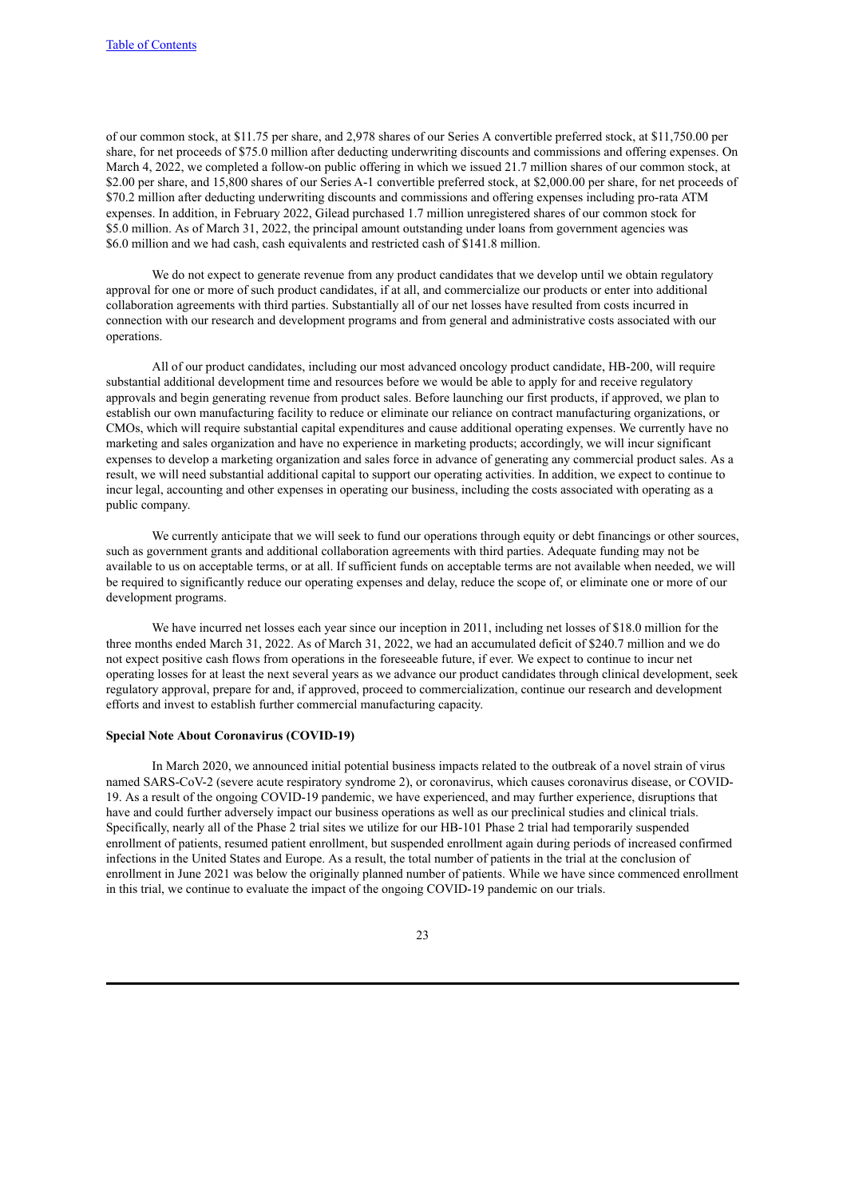of our common stock, at $11.75 per share, and 2,978 shares of our Series A convertible preferred stock, at $11,750.00 per share, for net proceeds of $75.0 million after deducting underwriting discounts and commissions and offering expenses. On March 4, 2022, we completed a follow-on public offering in which we issued 21.7 million shares of our common stock, at $2.00 per share, and 15,800 shares of our Series A-1 convertible preferred stock, at $2,000.00 per share, for net proceeds of $70.2 million after deducting underwriting discounts and commissions and offering expenses including pro-rata ATM expenses. In addition, in February 2022, Gilead purchased 1.7 million unregistered shares of our common stock for $5.0 million. As of March 31, 2022, the principal amount outstanding under loans from government agencies was $6.0 million and we had cash, cash equivalents and restricted cash of $141.8 million.

We do not expect to generate revenue from any product candidates that we develop until we obtain regulatory approval for one or more of such product candidates, if at all, and commercialize our products or enter into additional collaboration agreements with third parties. Substantially all of our net losses have resulted from costs incurred in connection with our research and development programs and from general and administrative costs associated with our operations.

All of our product candidates, including our most advanced oncology product candidate, HB-200, will require substantial additional development time and resources before we would be able to apply for and receive regulatory approvals and begin generating revenue from product sales. Before launching our first products, if approved, we plan to establish our own manufacturing facility to reduce or eliminate our reliance on contract manufacturing organizations, or CMOs, which will require substantial capital expenditures and cause additional operating expenses. We currently have no marketing and sales organization and have no experience in marketing products; accordingly, we will incur significant expenses to develop a marketing organization and sales force in advance of generating any commercial product sales. As a result, we will need substantial additional capital to support our operating activities. In addition, we expect to continue to incur legal, accounting and other expenses in operating our business, including the costs associated with operating as a public company.

We currently anticipate that we will seek to fund our operations through equity or debt financings or other sources, such as government grants and additional collaboration agreements with third parties. Adequate funding may not be available to us on acceptable terms, or at all. If sufficient funds on acceptable terms are not available when needed, we will be required to significantly reduce our operating expenses and delay, reduce the scope of, or eliminate one or more of our development programs.

We have incurred net losses each year since our inception in 2011, including net losses of $18.0 million for the three months ended March 31, 2022. As of March 31, 2022, we had an accumulated deficit of $240.7 million and we do not expect positive cash flows from operations in the foreseeable future, if ever. We expect to continue to incur net operating losses for at least the next several years as we advance our product candidates through clinical development, seek regulatory approval, prepare for and, if approved, proceed to commercialization, continue our research and development efforts and invest to establish further commercial manufacturing capacity.

**Special Note About Coronavirus (COVID-19)**

In March 2020, we announced initial potential business impacts related to the outbreak of a novel strain of virus named SARS-CoV-2 (severe acute respiratory syndrome 2), or coronavirus, which causes coronavirus disease, or COVID-19. As a result of the ongoing COVID-19 pandemic, we have experienced, and may further experience, disruptions that have and could further adversely impact our business operations as well as our preclinical studies and clinical trials. Specifically, nearly all of the Phase 2 trial sites we utilize for our HB-101 Phase 2 trial had temporarily suspended enrollment of patients, resumed patient enrollment, but suspended enrollment again during periods of increased confirmed infections in the United States and Europe. As a result, the total number of patients in the trial at the conclusion of enrollment in June 2021 was below the originally planned number of patients. While we have since commenced enrollment in this trial, we continue to evaluate the impact of the ongoing COVID-19 pandemic on our trials.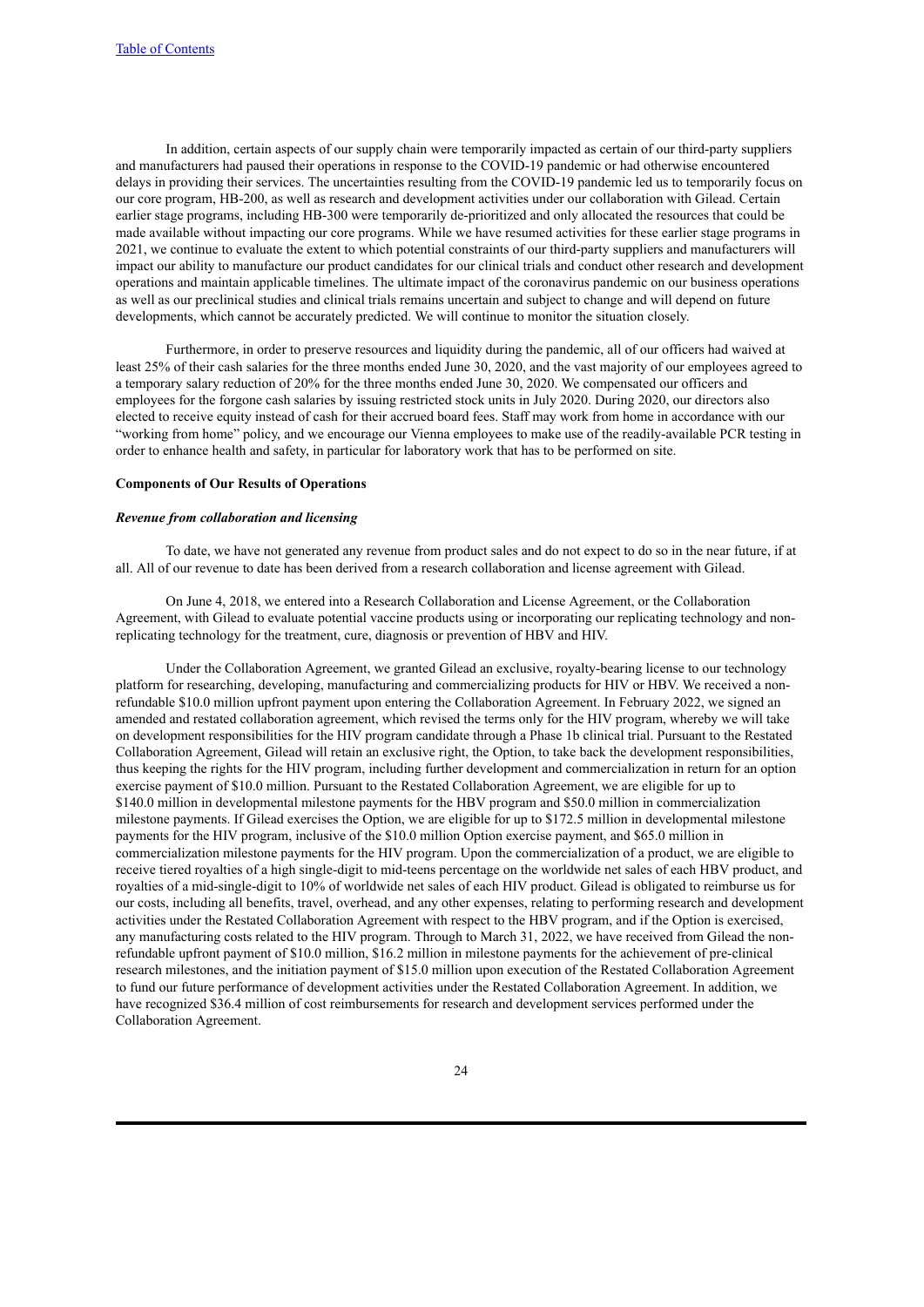In addition, certain aspects of our supply chain were temporarily impacted as certain of our third-party suppliers and manufacturers had paused their operations in response to the COVID-19 pandemic or had otherwise encountered delays in providing their services. The uncertainties resulting from the COVID-19 pandemic led us to temporarily focus on our core program, HB-200, as well as research and development activities under our collaboration with Gilead. Certain earlier stage programs, including HB-300 were temporarily de-prioritized and only allocated the resources that could be made available without impacting our core programs. While we have resumed activities for these earlier stage programs in 2021, we continue to evaluate the extent to which potential constraints of our third-party suppliers and manufacturers will impact our ability to manufacture our product candidates for our clinical trials and conduct other research and development operations and maintain applicable timelines. The ultimate impact of the coronavirus pandemic on our business operations as well as our preclinical studies and clinical trials remains uncertain and subject to change and will depend on future developments, which cannot be accurately predicted. We will continue to monitor the situation closely.

Furthermore, in order to preserve resources and liquidity during the pandemic, all of our officers had waived at least 25% of their cash salaries for the three months ended June 30, 2020, and the vast majority of our employees agreed to a temporary salary reduction of 20% for the three months ended June 30, 2020. We compensated our officers and employees for the forgone cash salaries by issuing restricted stock units in July 2020. During 2020, our directors also elected to receive equity instead of cash for their accrued board fees. Staff may work from home in accordance with our "working from home" policy, and we encourage our Vienna employees to make use of the readily-available PCR testing in order to enhance health and safety, in particular for laboratory work that has to be performed on site.

**Components of Our Results of Operations**

***Revenue from collaboration and licensing***

To date, we have not generated any revenue from product sales and do not expect to do so in the near future, if at all. All of our revenue to date has been derived from a research collaboration and license agreement with Gilead.

On June 4, 2018, we entered into a Research Collaboration and License Agreement, or the Collaboration Agreement, with Gilead to evaluate potential vaccine products using or incorporating our replicating technology and non-replicating technology for the treatment, cure, diagnosis or prevention of HBV and HIV.

Under the Collaboration Agreement, we granted Gilead an exclusive, royalty-bearing license to our technology platform for researching, developing, manufacturing and commercializing products for HIV or HBV. We received a non-refundable $10.0 million upfront payment upon entering the Collaboration Agreement. In February 2022, we signed an amended and restated collaboration agreement, which revised the terms only for the HIV program, whereby we will take on development responsibilities for the HIV program candidate through a Phase 1b clinical trial. Pursuant to the Restated Collaboration Agreement, Gilead will retain an exclusive right, the Option, to take back the development responsibilities, thus keeping the rights for the HIV program, including further development and commercialization in return for an option exercise payment of $10.0 million. Pursuant to the Restated Collaboration Agreement, we are eligible for up to $140.0 million in developmental milestone payments for the HBV program and $50.0 million in commercialization milestone payments. If Gilead exercises the Option, we are eligible for up to $172.5 million in developmental milestone payments for the HIV program, inclusive of the $10.0 million Option exercise payment, and $65.0 million in commercialization milestone payments for the HIV program. Upon the commercialization of a product, we are eligible to receive tiered royalties of a high single-digit to mid-teens percentage on the worldwide net sales of each HBV product, and royalties of a mid-single-digit to 10% of worldwide net sales of each HIV product. Gilead is obligated to reimburse us for our costs, including all benefits, travel, overhead, and any other expenses, relating to performing research and development activities under the Restated Collaboration Agreement with respect to the HBV program, and if the Option is exercised, any manufacturing costs related to the HIV program. Through to March 31, 2022, we have received from Gilead the non-refundable upfront payment of $10.0 million, $16.2 million in milestone payments for the achievement of pre-clinical research milestones, and the initiation payment of $15.0 million upon execution of the Restated Collaboration Agreement to fund our future performance of development activities under the Restated Collaboration Agreement. In addition, we have recognized $36.4 million of cost reimbursements for research and development services performed under the Collaboration Agreement.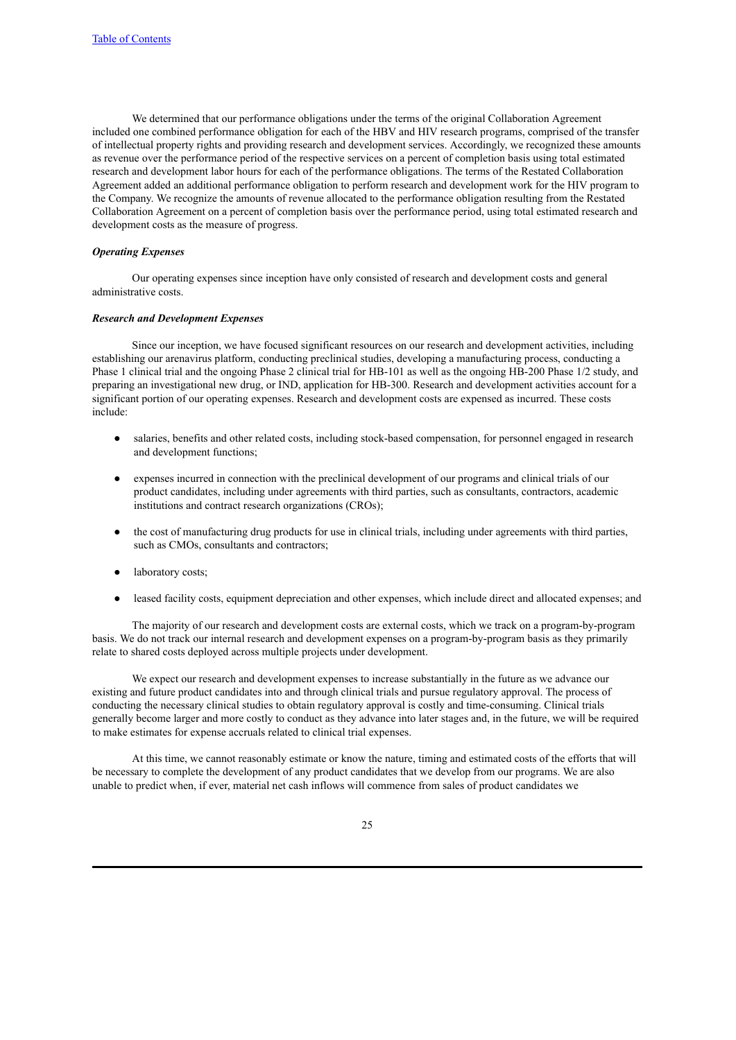We determined that our performance obligations under the terms of the original Collaboration Agreement included one combined performance obligation for each of the HBV and HIV research programs, comprised of the transfer of intellectual property rights and providing research and development services. Accordingly, we recognized these amounts as revenue over the performance period of the respective services on a percent of completion basis using total estimated research and development labor hours for each of the performance obligations. The terms of the Restated Collaboration Agreement added an additional performance obligation to perform research and development work for the HIV program to the Company. We recognize the amounts of revenue allocated to the performance obligation resulting from the Restated Collaboration Agreement on a percent of completion basis over the performance period, using total estimated research and development costs as the measure of progress.

***Operating Expenses***

Our operating expenses since inception have only consisted of research and development costs and general administrative costs.

***Research and Development Expenses***

Since our inception, we have focused significant resources on our research and development activities, including establishing our arenavirus platform, conducting preclinical studies, developing a manufacturing process, conducting a Phase 1 clinical trial and the ongoing Phase 2 clinical trial for HB-101 as well as the ongoing HB-200 Phase 1/2 study, and preparing an investigational new drug, or IND, application for HB-300. Research and development activities account for a significant portion of our operating expenses. Research and development costs are expensed as incurred. These costs include:

- salaries, benefits and other related costs, including stock-based compensation, for personnel engaged in research and development functions;
- expenses incurred in connection with the preclinical development of our programs and clinical trials of our product candidates, including under agreements with third parties, such as consultants, contractors, academic institutions and contract research organizations (CROs);
- the cost of manufacturing drug products for use in clinical trials, including under agreements with third parties, such as CMOs, consultants and contractors;
- laboratory costs;
- leased facility costs, equipment depreciation and other expenses, which include direct and allocated expenses; and

The majority of our research and development costs are external costs, which we track on a program-by-program basis. We do not track our internal research and development expenses on a program-by-program basis as they primarily relate to shared costs deployed across multiple projects under development.

We expect our research and development expenses to increase substantially in the future as we advance our existing and future product candidates into and through clinical trials and pursue regulatory approval. The process of conducting the necessary clinical studies to obtain regulatory approval is costly and time-consuming. Clinical trials generally become larger and more costly to conduct as they advance into later stages and, in the future, we will be required to make estimates for expense accruals related to clinical trial expenses.

At this time, we cannot reasonably estimate or know the nature, timing and estimated costs of the efforts that will be necessary to complete the development of any product candidates that we develop from our programs. We are also unable to predict when, if ever, material net cash inflows will commence from sales of product candidates we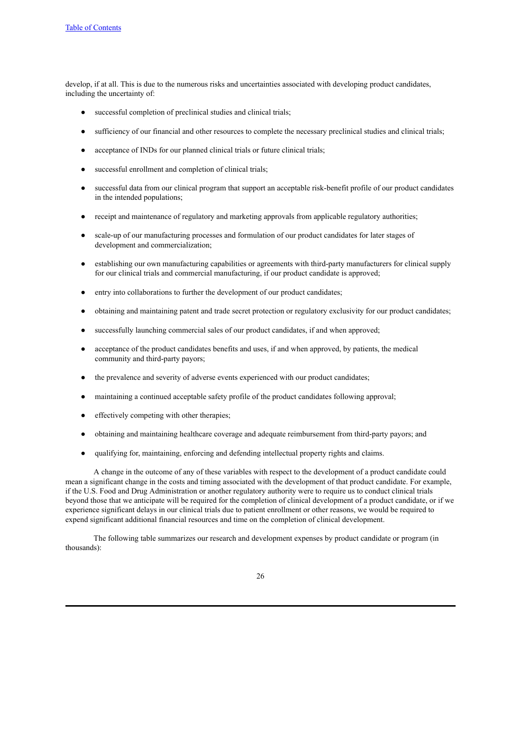develop, if at all. This is due to the numerous risks and uncertainties associated with developing product candidates, including the uncertainty of:

- successful completion of preclinical studies and clinical trials;
- sufficiency of our financial and other resources to complete the necessary preclinical studies and clinical trials;
- acceptance of INDs for our planned clinical trials or future clinical trials;
- successful enrollment and completion of clinical trials;
- successful data from our clinical program that support an acceptable risk-benefit profile of our product candidates in the intended populations;
- receipt and maintenance of regulatory and marketing approvals from applicable regulatory authorities;
- scale-up of our manufacturing processes and formulation of our product candidates for later stages of development and commercialization;
- establishing our own manufacturing capabilities or agreements with third-party manufacturers for clinical supply for our clinical trials and commercial manufacturing, if our product candidate is approved;
- entry into collaborations to further the development of our product candidates;
- obtaining and maintaining patent and trade secret protection or regulatory exclusivity for our product candidates;
- successfully launching commercial sales of our product candidates, if and when approved;
- acceptance of the product candidates benefits and uses, if and when approved, by patients, the medical community and third-party payors;
- the prevalence and severity of adverse events experienced with our product candidates;
- maintaining a continued acceptable safety profile of the product candidates following approval;
- effectively competing with other therapies;
- obtaining and maintaining healthcare coverage and adequate reimbursement from third-party payors; and
- qualifying for, maintaining, enforcing and defending intellectual property rights and claims.

A change in the outcome of any of these variables with respect to the development of a product candidate could mean a significant change in the costs and timing associated with the development of that product candidate. For example, if the U.S. Food and Drug Administration or another regulatory authority were to require us to conduct clinical trials beyond those that we anticipate will be required for the completion of clinical development of a product candidate, or if we experience significant delays in our clinical trials due to patient enrollment or other reasons, we would be required to expend significant additional financial resources and time on the completion of clinical development.

The following table summarizes our research and development expenses by product candidate or program (in thousands):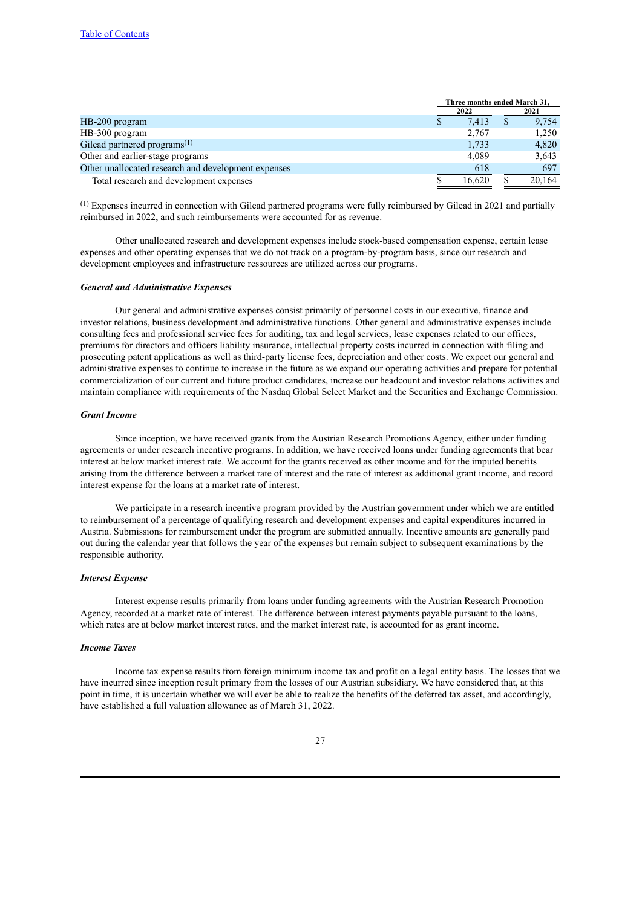| | Three months ended March 31, | |
|---|---|---|
| | 2022 | 2021 |
| HB-200 program | $ 7,413 | $ 9,754 |
| HB-300 program | 2,767 | 1,250 |
| Gilead partnered programs[(1)] | 1,733 | 4,820 |
| Other and earlier-stage programs | 4,089 | 3,643 |
| Other unallocated research and development expenses | 618 | 697 |
| Total research and development expenses | $ 16,620 | $ 20,164 |

[(1)] Expenses incurred in connection with Gilead partnered programs were fully reimbursed by Gilead in 2021 and partially reimbursed in 2022, and such reimbursements were accounted for as revenue.

Other unallocated research and development expenses include stock-based compensation expense, certain lease expenses and other operating expenses that we do not track on a program-by-program basis, since our research and development employees and infrastructure ressources are utilized across our programs.

***General and Administrative Expenses***

Our general and administrative expenses consist primarily of personnel costs in our executive, finance and investor relations, business development and administrative functions. Other general and administrative expenses include consulting fees and professional service fees for auditing, tax and legal services, lease expenses related to our offices, premiums for directors and officers liability insurance, intellectual property costs incurred in connection with filing and prosecuting patent applications as well as third-party license fees, depreciation and other costs. We expect our general and administrative expenses to continue to increase in the future as we expand our operating activities and prepare for potential commercialization of our current and future product candidates, increase our headcount and investor relations activities and maintain compliance with requirements of the Nasdaq Global Select Market and the Securities and Exchange Commission.

***Grant Income***

Since inception, we have received grants from the Austrian Research Promotions Agency, either under funding agreements or under research incentive programs. In addition, we have received loans under funding agreements that bear interest at below market interest rate. We account for the grants received as other income and for the imputed benefits arising from the difference between a market rate of interest and the rate of interest as additional grant income, and record interest expense for the loans at a market rate of interest.

We participate in a research incentive program provided by the Austrian government under which we are entitled to reimbursement of a percentage of qualifying research and development expenses and capital expenditures incurred in Austria. Submissions for reimbursement under the program are submitted annually. Incentive amounts are generally paid out during the calendar year that follows the year of the expenses but remain subject to subsequent examinations by the responsible authority.

***Interest Expense***

Interest expense results primarily from loans under funding agreements with the Austrian Research Promotion Agency, recorded at a market rate of interest. The difference between interest payments payable pursuant to the loans, which rates are at below market interest rates, and the market interest rate, is accounted for as grant income.

***Income Taxes***

Income tax expense results from foreign minimum income tax and profit on a legal entity basis. The losses that we have incurred since inception result primary from the losses of our Austrian subsidiary. We have considered that, at this point in time, it is uncertain whether we will ever be able to realize the benefits of the deferred tax asset, and accordingly, have established a full valuation allowance as of March 31, 2022.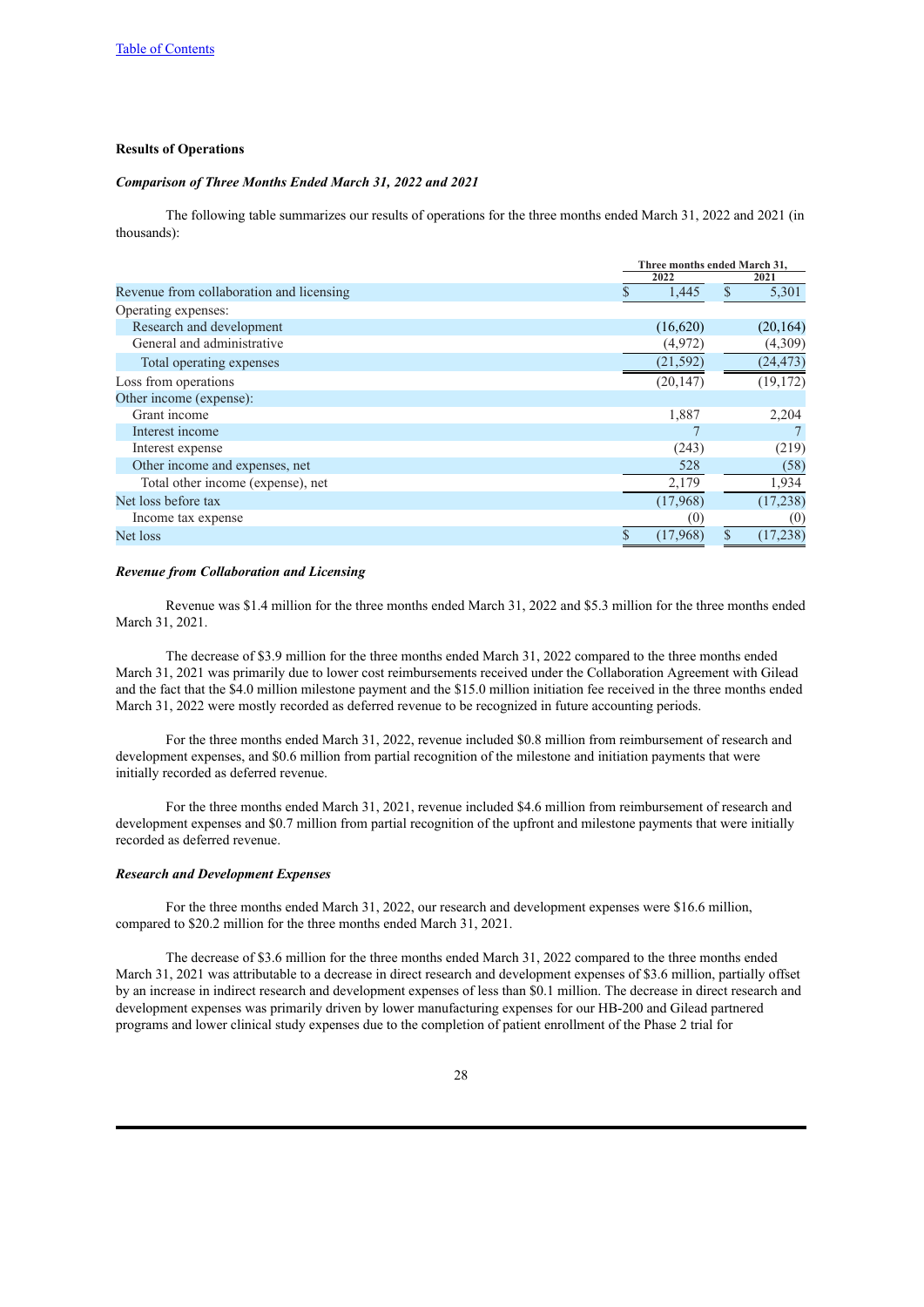[Table of Contents](#)

### Results of Operations

***Comparison of Three Months Ended March 31, 2022 and 2021***

The following table summarizes our results of operations for the three months ended March 31, 2022 and 2021 (in thousands):

| | Three months ended March 31, | |
|---|---|---|
| | 2022 | 2021 |
| Revenue from collaboration and licensing | $ 1,445 | $ 5,301 |
| Operating expenses: | | |
| Research and development | (16,620) | (20,164) |
| General and administrative | (4,972) | (4,309) |
| Total operating expenses | (21,592) | (24,473) |
| Loss from operations | (20,147) | (19,172) |
| Other income (expense): | | |
| Grant income | 1,887 | 2,204 |
| Interest income | 7 | 7 |
| Interest expense | (243) | (219) |
| Other income and expenses, net | 528 | (58) |
| Total other income (expense), net | 2,179 | 1,934 |
| Net loss before tax | (17,968) | (17,238) |
| Income tax expense | (0) | (0) |
| Net loss | $ (17,968) | $ (17,238) |

***Revenue from Collaboration and Licensing***

Revenue was $1.4 million for the three months ended March 31, 2022 and $5.3 million for the three months ended March 31, 2021.

The decrease of $3.9 million for the three months ended March 31, 2022 compared to the three months ended March 31, 2021 was primarily due to lower cost reimbursements received under the Collaboration Agreement with Gilead and the fact that the $4.0 million milestone payment and the $15.0 million initiation fee received in the three months ended March 31, 2022 were mostly recorded as deferred revenue to be recognized in future accounting periods.

For the three months ended March 31, 2022, revenue included $0.8 million from reimbursement of research and development expenses, and $0.6 million from partial recognition of the milestone and initiation payments that were initially recorded as deferred revenue.

For the three months ended March 31, 2021, revenue included $4.6 million from reimbursement of research and development expenses and $0.7 million from partial recognition of the upfront and milestone payments that were initially recorded as deferred revenue.

***Research and Development Expenses***

For the three months ended March 31, 2022, our research and development expenses were $16.6 million, compared to $20.2 million for the three months ended March 31, 2021.

The decrease of $3.6 million for the three months ended March 31, 2022 compared to the three months ended March 31, 2021 was attributable to a decrease in direct research and development expenses of $3.6 million, partially offset by an increase in indirect research and development expenses of less than $0.1 million. The decrease in direct research and development expenses was primarily driven by lower manufacturing expenses for our HB-200 and Gilead partnered programs and lower clinical study expenses due to the completion of patient enrollment of the Phase 2 trial for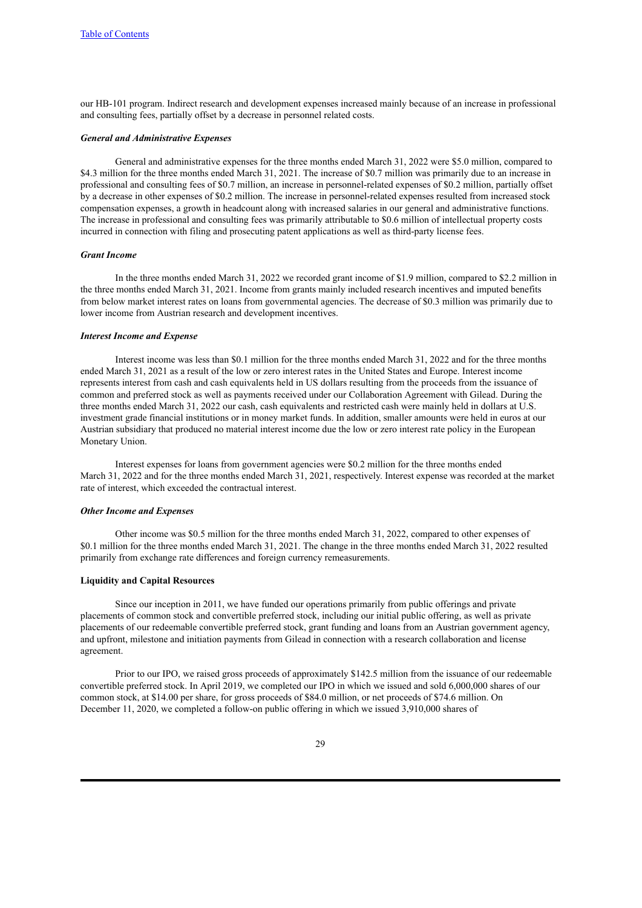our HB-101 program. Indirect research and development expenses increased mainly because of an increase in professional and consulting fees, partially offset by a decrease in personnel related costs.

***General and Administrative Expenses***

General and administrative expenses for the three months ended March 31, 2022 were $5.0 million, compared to $4.3 million for the three months ended March 31, 2021. The increase of $0.7 million was primarily due to an increase in professional and consulting fees of $0.7 million, an increase in personnel-related expenses of $0.2 million, partially offset by a decrease in other expenses of $0.2 million. The increase in personnel-related expenses resulted from increased stock compensation expenses, a growth in headcount along with increased salaries in our general and administrative functions. The increase in professional and consulting fees was primarily attributable to $0.6 million of intellectual property costs incurred in connection with filing and prosecuting patent applications as well as third-party license fees.

***Grant Income***

In the three months ended March 31, 2022 we recorded grant income of $1.9 million, compared to $2.2 million in the three months ended March 31, 2021. Income from grants mainly included research incentives and imputed benefits from below market interest rates on loans from governmental agencies. The decrease of $0.3 million was primarily due to lower income from Austrian research and development incentives.

***Interest Income and Expense***

Interest income was less than $0.1 million for the three months ended March 31, 2022 and for the three months ended March 31, 2021 as a result of the low or zero interest rates in the United States and Europe. Interest income represents interest from cash and cash equivalents held in US dollars resulting from the proceeds from the issuance of common and preferred stock as well as payments received under our Collaboration Agreement with Gilead. During the three months ended March 31, 2022 our cash, cash equivalents and restricted cash were mainly held in dollars at U.S. investment grade financial institutions or in money market funds. In addition, smaller amounts were held in euros at our Austrian subsidiary that produced no material interest income due the low or zero interest rate policy in the European Monetary Union.

Interest expenses for loans from government agencies were $0.2 million for the three months ended March 31, 2022 and for the three months ended March 31, 2021, respectively. Interest expense was recorded at the market rate of interest, which exceeded the contractual interest.

***Other Income and Expenses***

Other income was $0.5 million for the three months ended March 31, 2022, compared to other expenses of $0.1 million for the three months ended March 31, 2021. The change in the three months ended March 31, 2022 resulted primarily from exchange rate differences and foreign currency remeasurements.

**Liquidity and Capital Resources**

Since our inception in 2011, we have funded our operations primarily from public offerings and private placements of common stock and convertible preferred stock, including our initial public offering, as well as private placements of our redeemable convertible preferred stock, grant funding and loans from an Austrian government agency, and upfront, milestone and initiation payments from Gilead in connection with a research collaboration and license agreement.

Prior to our IPO, we raised gross proceeds of approximately $142.5 million from the issuance of our redeemable convertible preferred stock. In April 2019, we completed our IPO in which we issued and sold 6,000,000 shares of our common stock, at $14.00 per share, for gross proceeds of $84.0 million, or net proceeds of $74.6 million. On December 11, 2020, we completed a follow-on public offering in which we issued 3,910,000 shares of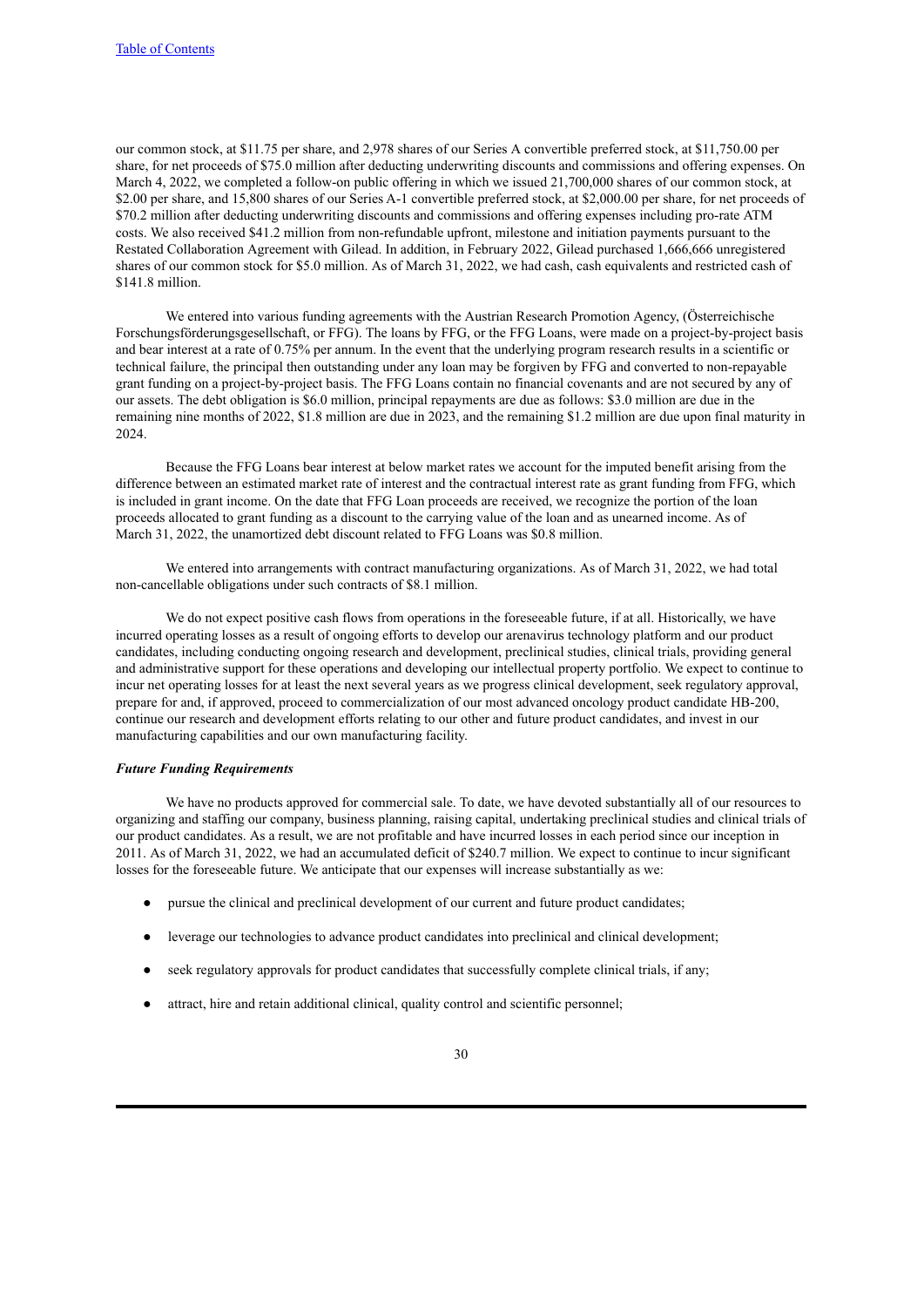our common stock, at $11.75 per share, and 2,978 shares of our Series A convertible preferred stock, at $11,750.00 per share, for net proceeds of $75.0 million after deducting underwriting discounts and commissions and offering expenses. On March 4, 2022, we completed a follow-on public offering in which we issued 21,700,000 shares of our common stock, at $2.00 per share, and 15,800 shares of our Series A-1 convertible preferred stock, at $2,000.00 per share, for net proceeds of $70.2 million after deducting underwriting discounts and commissions and offering expenses including pro-rate ATM costs. We also received $41.2 million from non-refundable upfront, milestone and initiation payments pursuant to the Restated Collaboration Agreement with Gilead. In addition, in February 2022, Gilead purchased 1,666,666 unregistered shares of our common stock for $5.0 million. As of March 31, 2022, we had cash, cash equivalents and restricted cash of $141.8 million.

We entered into various funding agreements with the Austrian Research Promotion Agency, (Österreichische Forschungsförderungsgesellschaft, or FFG). The loans by FFG, or the FFG Loans, were made on a project-by-project basis and bear interest at a rate of 0.75% per annum. In the event that the underlying program research results in a scientific or technical failure, the principal then outstanding under any loan may be forgiven by FFG and converted to non-repayable grant funding on a project-by-project basis. The FFG Loans contain no financial covenants and are not secured by any of our assets. The debt obligation is $6.0 million, principal repayments are due as follows: $3.0 million are due in the remaining nine months of 2022, $1.8 million are due in 2023, and the remaining $1.2 million are due upon final maturity in 2024.

Because the FFG Loans bear interest at below market rates we account for the imputed benefit arising from the difference between an estimated market rate of interest and the contractual interest rate as grant funding from FFG, which is included in grant income. On the date that FFG Loan proceeds are received, we recognize the portion of the loan proceeds allocated to grant funding as a discount to the carrying value of the loan and as unearned income. As of March 31, 2022, the unamortized debt discount related to FFG Loans was $0.8 million.

We entered into arrangements with contract manufacturing organizations. As of March 31, 2022, we had total non-cancellable obligations under such contracts of $8.1 million.

We do not expect positive cash flows from operations in the foreseeable future, if at all. Historically, we have incurred operating losses as a result of ongoing efforts to develop our arenavirus technology platform and our product candidates, including conducting ongoing research and development, preclinical studies, clinical trials, providing general and administrative support for these operations and developing our intellectual property portfolio. We expect to continue to incur net operating losses for at least the next several years as we progress clinical development, seek regulatory approval, prepare for and, if approved, proceed to commercialization of our most advanced oncology product candidate HB-200, continue our research and development efforts relating to our other and future product candidates, and invest in our manufacturing capabilities and our own manufacturing facility.

***Future Funding Requirements***

We have no products approved for commercial sale. To date, we have devoted substantially all of our resources to organizing and staffing our company, business planning, raising capital, undertaking preclinical studies and clinical trials of our product candidates. As a result, we are not profitable and have incurred losses in each period since our inception in 2011. As of March 31, 2022, we had an accumulated deficit of $240.7 million. We expect to continue to incur significant losses for the foreseeable future. We anticipate that our expenses will increase substantially as we:

- pursue the clinical and preclinical development of our current and future product candidates;
- leverage our technologies to advance product candidates into preclinical and clinical development;
- seek regulatory approvals for product candidates that successfully complete clinical trials, if any;
- attract, hire and retain additional clinical, quality control and scientific personnel;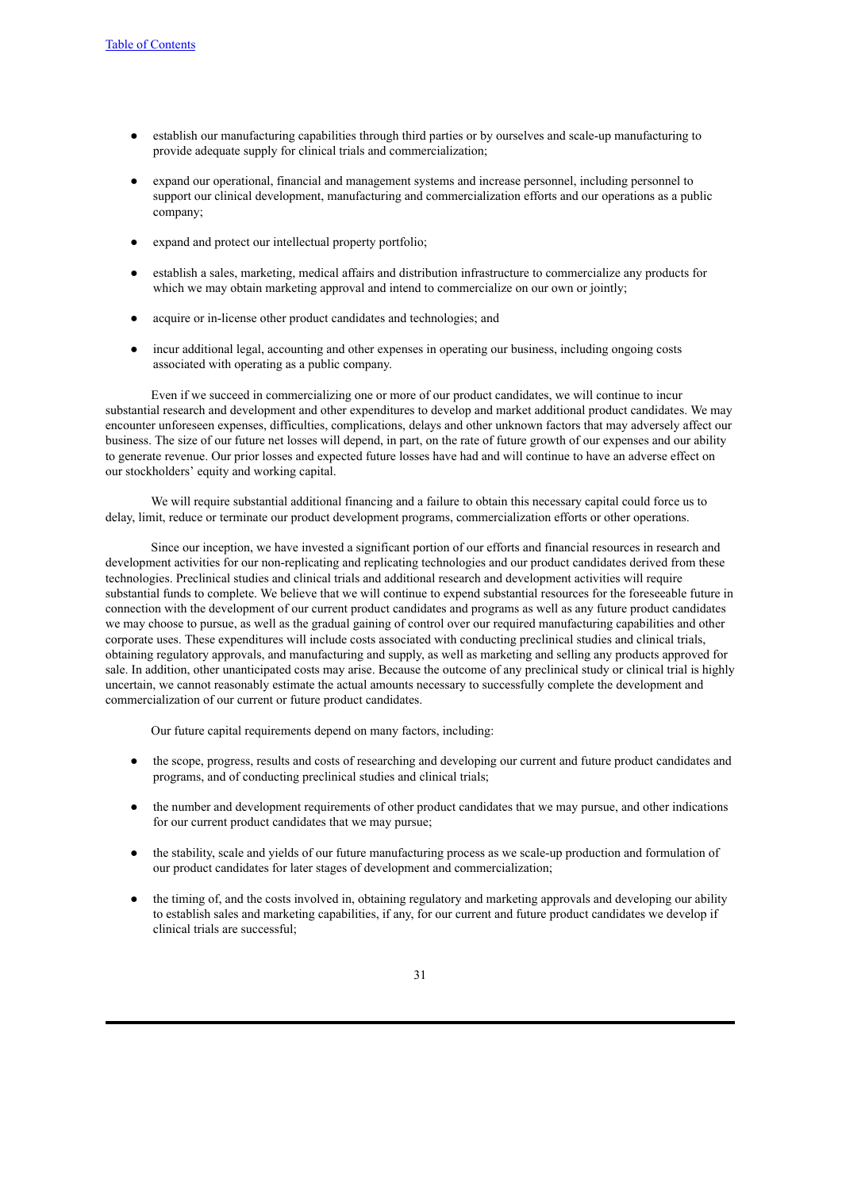- establish our manufacturing capabilities through third parties or by ourselves and scale-up manufacturing to provide adequate supply for clinical trials and commercialization;

- expand our operational, financial and management systems and increase personnel, including personnel to support our clinical development, manufacturing and commercialization efforts and our operations as a public company;

- expand and protect our intellectual property portfolio;

- establish a sales, marketing, medical affairs and distribution infrastructure to commercialize any products for which we may obtain marketing approval and intend to commercialize on our own or jointly;

- acquire or in-license other product candidates and technologies; and

- incur additional legal, accounting and other expenses in operating our business, including ongoing costs associated with operating as a public company.

Even if we succeed in commercializing one or more of our product candidates, we will continue to incur substantial research and development and other expenditures to develop and market additional product candidates. We may encounter unforeseen expenses, difficulties, complications, delays and other unknown factors that may adversely affect our business. The size of our future net losses will depend, in part, on the rate of future growth of our expenses and our ability to generate revenue. Our prior losses and expected future losses have had and will continue to have an adverse effect on our stockholders' equity and working capital.

We will require substantial additional financing and a failure to obtain this necessary capital could force us to delay, limit, reduce or terminate our product development programs, commercialization efforts or other operations.

Since our inception, we have invested a significant portion of our efforts and financial resources in research and development activities for our non-replicating and replicating technologies and our product candidates derived from these technologies. Preclinical studies and clinical trials and additional research and development activities will require substantial funds to complete. We believe that we will continue to expend substantial resources for the foreseeable future in connection with the development of our current product candidates and programs as well as any future product candidates we may choose to pursue, as well as the gradual gaining of control over our required manufacturing capabilities and other corporate uses. These expenditures will include costs associated with conducting preclinical studies and clinical trials, obtaining regulatory approvals, and manufacturing and supply, as well as marketing and selling any products approved for sale. In addition, other unanticipated costs may arise. Because the outcome of any preclinical study or clinical trial is highly uncertain, we cannot reasonably estimate the actual amounts necessary to successfully complete the development and commercialization of our current or future product candidates.

Our future capital requirements depend on many factors, including:

- the scope, progress, results and costs of researching and developing our current and future product candidates and programs, and of conducting preclinical studies and clinical trials;

- the number and development requirements of other product candidates that we may pursue, and other indications for our current product candidates that we may pursue;

- the stability, scale and yields of our future manufacturing process as we scale-up production and formulation of our product candidates for later stages of development and commercialization;

- the timing of, and the costs involved in, obtaining regulatory and marketing approvals and developing our ability to establish sales and marketing capabilities, if any, for our current and future product candidates we develop if clinical trials are successful;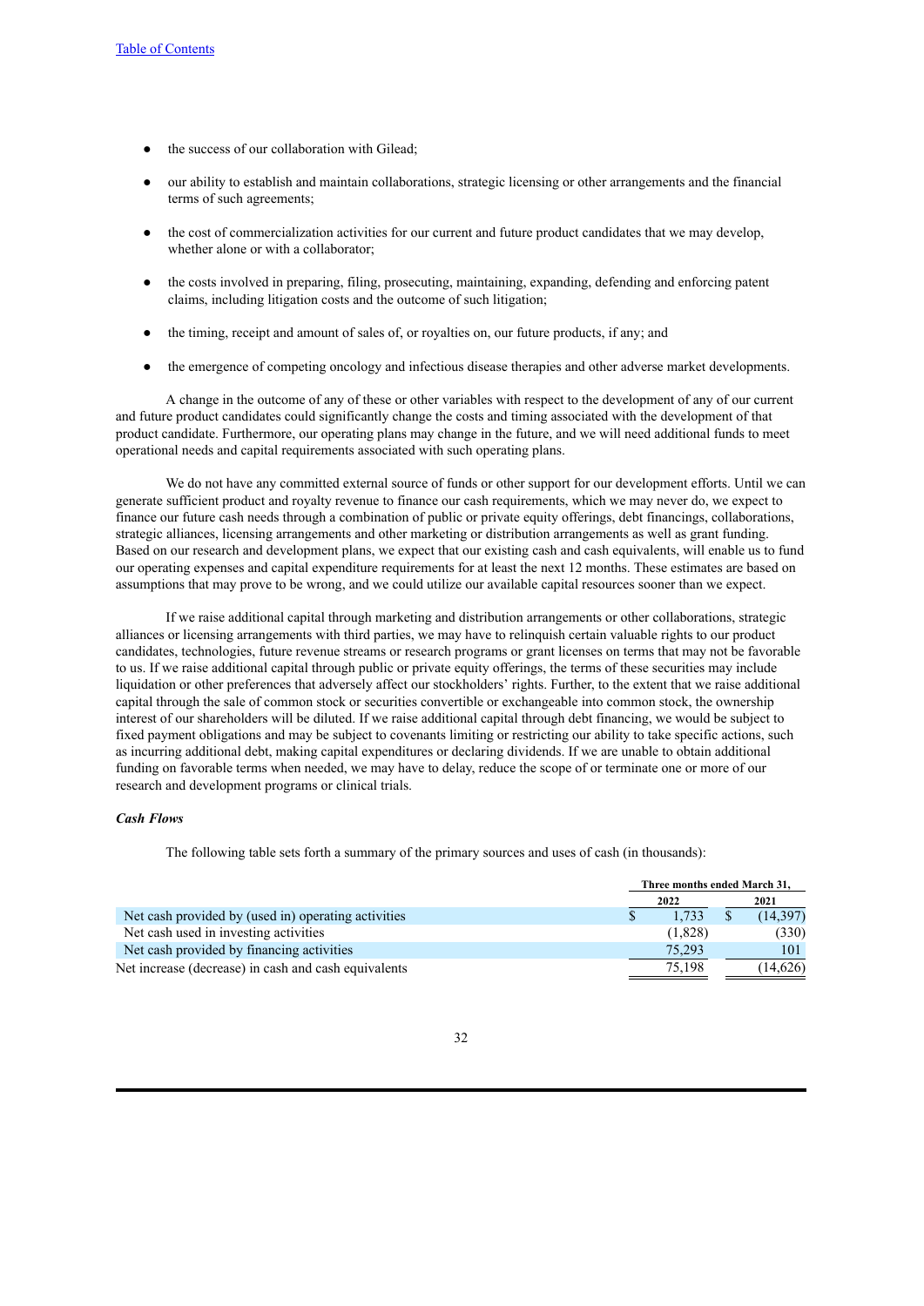- the success of our collaboration with Gilead;
- our ability to establish and maintain collaborations, strategic licensing or other arrangements and the financial terms of such agreements;
- the cost of commercialization activities for our current and future product candidates that we may develop, whether alone or with a collaborator;
- the costs involved in preparing, filing, prosecuting, maintaining, expanding, defending and enforcing patent claims, including litigation costs and the outcome of such litigation;
- the timing, receipt and amount of sales of, or royalties on, our future products, if any; and
- the emergence of competing oncology and infectious disease therapies and other adverse market developments.

A change in the outcome of any of these or other variables with respect to the development of any of our current and future product candidates could significantly change the costs and timing associated with the development of that product candidate. Furthermore, our operating plans may change in the future, and we will need additional funds to meet operational needs and capital requirements associated with such operating plans.

We do not have any committed external source of funds or other support for our development efforts. Until we can generate sufficient product and royalty revenue to finance our cash requirements, which we may never do, we expect to finance our future cash needs through a combination of public or private equity offerings, debt financings, collaborations, strategic alliances, licensing arrangements and other marketing or distribution arrangements as well as grant funding. Based on our research and development plans, we expect that our existing cash and cash equivalents, will enable us to fund our operating expenses and capital expenditure requirements for at least the next 12 months. These estimates are based on assumptions that may prove to be wrong, and we could utilize our available capital resources sooner than we expect.

If we raise additional capital through marketing and distribution arrangements or other collaborations, strategic alliances or licensing arrangements with third parties, we may have to relinquish certain valuable rights to our product candidates, technologies, future revenue streams or research programs or grant licenses on terms that may not be favorable to us. If we raise additional capital through public or private equity offerings, the terms of these securities may include liquidation or other preferences that adversely affect our stockholders' rights. Further, to the extent that we raise additional capital through the sale of common stock or securities convertible or exchangeable into common stock, the ownership interest of our shareholders will be diluted. If we raise additional capital through debt financing, we would be subject to fixed payment obligations and may be subject to covenants limiting or restricting our ability to take specific actions, such as incurring additional debt, making capital expenditures or declaring dividends. If we are unable to obtain additional funding on favorable terms when needed, we may have to delay, reduce the scope of or terminate one or more of our research and development programs or clinical trials.

***Cash Flows***

The following table sets forth a summary of the primary sources and uses of cash (in thousands):

| | Three months ended March 31, | |
|---|---|---|
| | 2022 | 2021 |
| Net cash provided by (used in) operating activities | $ 1,733 | $ (14,397) |
| Net cash used in investing activities | (1,828) | (330) |
| Net cash provided by financing activities | 75,293 | 101 |
| Net increase (decrease) in cash and cash equivalents | 75,198 | (14,626) |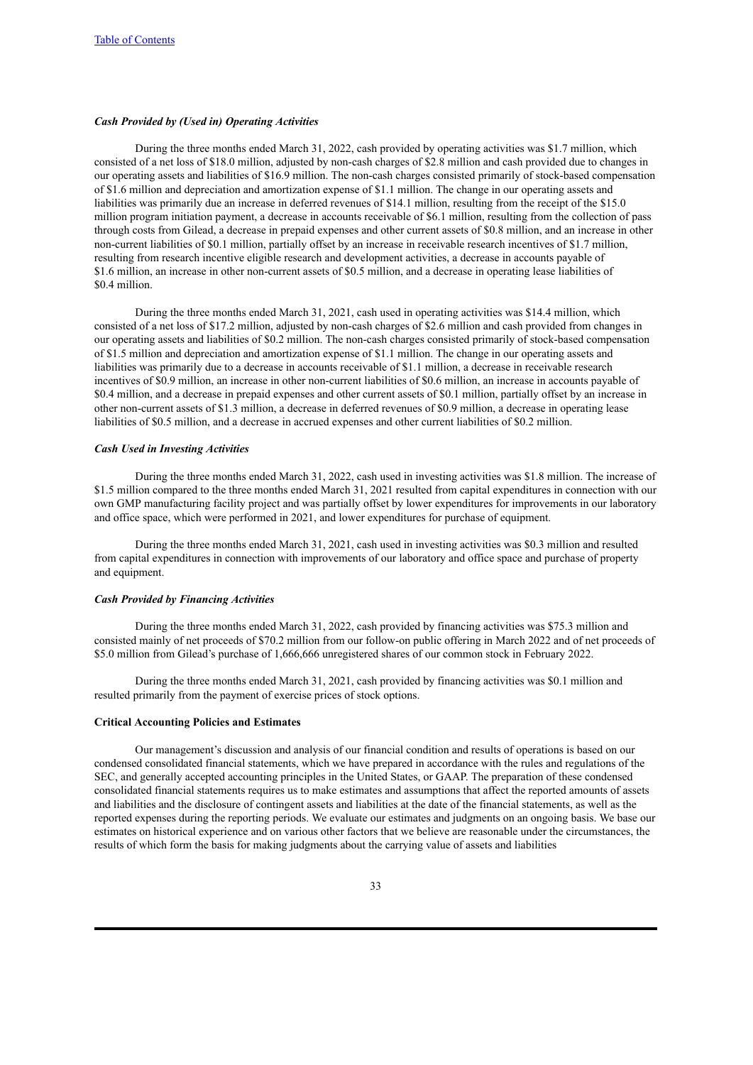### *Cash Provided by (Used in) Operating Activities*

During the three months ended March 31, 2022, cash provided by operating activities was $1.7 million, which consisted of a net loss of $18.0 million, adjusted by non-cash charges of $2.8 million and cash provided due to changes in our operating assets and liabilities of $16.9 million. The non-cash charges consisted primarily of stock-based compensation of $1.6 million and depreciation and amortization expense of $1.1 million. The change in our operating assets and liabilities was primarily due an increase in deferred revenues of $14.1 million, resulting from the receipt of the $15.0 million program initiation payment, a decrease in accounts receivable of $6.1 million, resulting from the collection of pass through costs from Gilead, a decrease in prepaid expenses and other current assets of $0.8 million, and an increase in other non-current liabilities of $0.1 million, partially offset by an increase in receivable research incentives of $1.7 million, resulting from research incentive eligible research and development activities, a decrease in accounts payable of $1.6 million, an increase in other non-current assets of $0.5 million, and a decrease in operating lease liabilities of $0.4 million.

During the three months ended March 31, 2021, cash used in operating activities was $14.4 million, which consisted of a net loss of $17.2 million, adjusted by non-cash charges of $2.6 million and cash provided from changes in our operating assets and liabilities of $0.2 million. The non-cash charges consisted primarily of stock-based compensation of $1.5 million and depreciation and amortization expense of $1.1 million. The change in our operating assets and liabilities was primarily due to a decrease in accounts receivable of $1.1 million, a decrease in receivable research incentives of $0.9 million, an increase in other non-current liabilities of $0.6 million, an increase in accounts payable of $0.4 million, and a decrease in prepaid expenses and other current assets of $0.1 million, partially offset by an increase in other non-current assets of $1.3 million, a decrease in deferred revenues of $0.9 million, a decrease in operating lease liabilities of $0.5 million, and a decrease in accrued expenses and other current liabilities of $0.2 million.

### *Cash Used in Investing Activities*

During the three months ended March 31, 2022, cash used in investing activities was $1.8 million. The increase of $1.5 million compared to the three months ended March 31, 2021 resulted from capital expenditures in connection with our own GMP manufacturing facility project and was partially offset by lower expenditures for improvements in our laboratory and office space, which were performed in 2021, and lower expenditures for purchase of equipment.

During the three months ended March 31, 2021, cash used in investing activities was $0.3 million and resulted from capital expenditures in connection with improvements of our laboratory and office space and purchase of property and equipment.

### *Cash Provided by Financing Activities*

During the three months ended March 31, 2022, cash provided by financing activities was $75.3 million and consisted mainly of net proceeds of $70.2 million from our follow-on public offering in March 2022 and of net proceeds of $5.0 million from Gilead's purchase of 1,666,666 unregistered shares of our common stock in February 2022.

During the three months ended March 31, 2021, cash provided by financing activities was $0.1 million and resulted primarily from the payment of exercise prices of stock options.

### **Critical Accounting Policies and Estimates**

Our management's discussion and analysis of our financial condition and results of operations is based on our condensed consolidated financial statements, which we have prepared in accordance with the rules and regulations of the SEC, and generally accepted accounting principles in the United States, or GAAP. The preparation of these condensed consolidated financial statements requires us to make estimates and assumptions that affect the reported amounts of assets and liabilities and the disclosure of contingent assets and liabilities at the date of the financial statements, as well as the reported expenses during the reporting periods. We evaluate our estimates and judgments on an ongoing basis. We base our estimates on historical experience and on various other factors that we believe are reasonable under the circumstances, the results of which form the basis for making judgments about the carrying value of assets and liabilities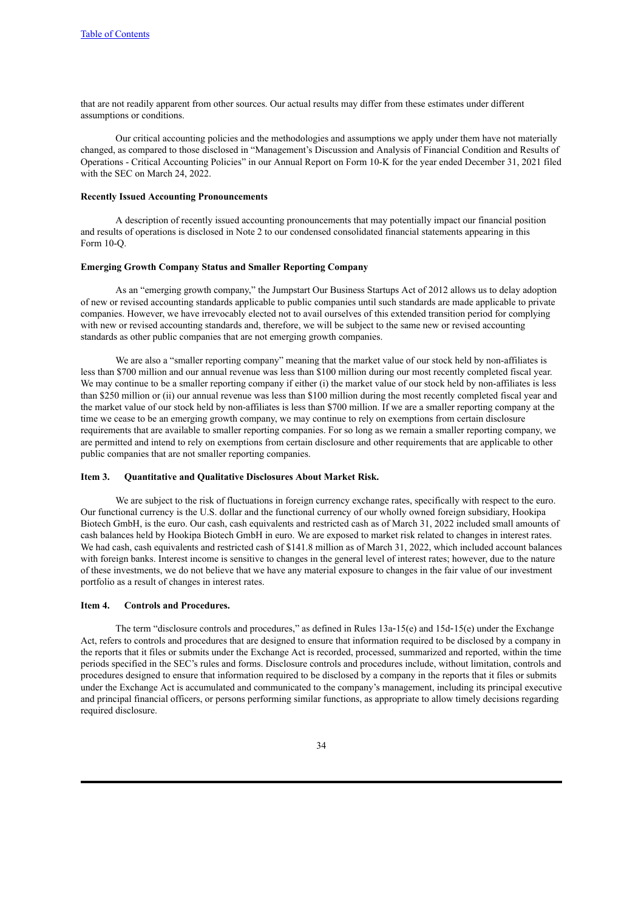that are not readily apparent from other sources. Our actual results may differ from these estimates under different assumptions or conditions.

Our critical accounting policies and the methodologies and assumptions we apply under them have not materially changed, as compared to those disclosed in "Management's Discussion and Analysis of Financial Condition and Results of Operations - Critical Accounting Policies" in our Annual Report on Form 10-K for the year ended December 31, 2021 filed with the SEC on March 24, 2022.

**Recently Issued Accounting Pronouncements**

A description of recently issued accounting pronouncements that may potentially impact our financial position and results of operations is disclosed in Note 2 to our condensed consolidated financial statements appearing in this Form 10-Q.

**Emerging Growth Company Status and Smaller Reporting Company**

As an "emerging growth company," the Jumpstart Our Business Startups Act of 2012 allows us to delay adoption of new or revised accounting standards applicable to public companies until such standards are made applicable to private companies. However, we have irrevocably elected not to avail ourselves of this extended transition period for complying with new or revised accounting standards and, therefore, we will be subject to the same new or revised accounting standards as other public companies that are not emerging growth companies.

We are also a "smaller reporting company" meaning that the market value of our stock held by non-affiliates is less than $700 million and our annual revenue was less than $100 million during our most recently completed fiscal year. We may continue to be a smaller reporting company if either (i) the market value of our stock held by non-affiliates is less than $250 million or (ii) our annual revenue was less than $100 million during the most recently completed fiscal year and the market value of our stock held by non-affiliates is less than $700 million. If we are a smaller reporting company at the time we cease to be an emerging growth company, we may continue to rely on exemptions from certain disclosure requirements that are available to smaller reporting companies. For so long as we remain a smaller reporting company, we are permitted and intend to rely on exemptions from certain disclosure and other requirements that are applicable to other public companies that are not smaller reporting companies.

## Item 3. Quantitative and Qualitative Disclosures About Market Risk.

We are subject to the risk of fluctuations in foreign currency exchange rates, specifically with respect to the euro. Our functional currency is the U.S. dollar and the functional currency of our wholly owned foreign subsidiary, Hookipa Biotech GmbH, is the euro. Our cash, cash equivalents and restricted cash as of March 31, 2022 included small amounts of cash balances held by Hookipa Biotech GmbH in euro. We are exposed to market risk related to changes in interest rates. We had cash, cash equivalents and restricted cash of $141.8 million as of March 31, 2022, which included account balances with foreign banks. Interest income is sensitive to changes in the general level of interest rates; however, due to the nature of these investments, we do not believe that we have any material exposure to changes in the fair value of our investment portfolio as a result of changes in interest rates.

## Item 4. Controls and Procedures.

The term "disclosure controls and procedures," as defined in Rules 13a-15(e) and 15d-15(e) under the Exchange Act, refers to controls and procedures that are designed to ensure that information required to be disclosed by a company in the reports that it files or submits under the Exchange Act is recorded, processed, summarized and reported, within the time periods specified in the SEC's rules and forms. Disclosure controls and procedures include, without limitation, controls and procedures designed to ensure that information required to be disclosed by a company in the reports that it files or submits under the Exchange Act is accumulated and communicated to the company's management, including its principal executive and principal financial officers, or persons performing similar functions, as appropriate to allow timely decisions regarding required disclosure.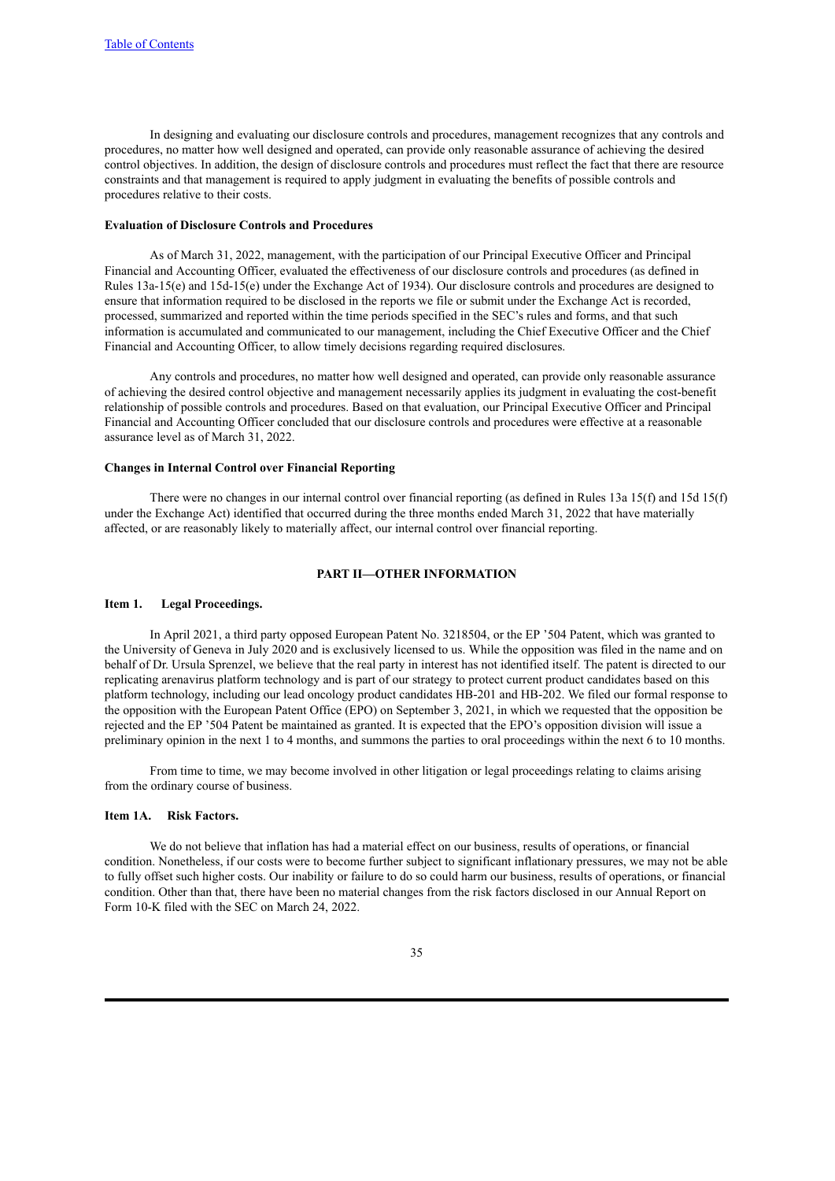In designing and evaluating our disclosure controls and procedures, management recognizes that any controls and procedures, no matter how well designed and operated, can provide only reasonable assurance of achieving the desired control objectives. In addition, the design of disclosure controls and procedures must reflect the fact that there are resource constraints and that management is required to apply judgment in evaluating the benefits of possible controls and procedures relative to their costs.

**Evaluation of Disclosure Controls and Procedures**

As of March 31, 2022, management, with the participation of our Principal Executive Officer and Principal Financial and Accounting Officer, evaluated the effectiveness of our disclosure controls and procedures (as defined in Rules 13a-15(e) and 15d-15(e) under the Exchange Act of 1934). Our disclosure controls and procedures are designed to ensure that information required to be disclosed in the reports we file or submit under the Exchange Act is recorded, processed, summarized and reported within the time periods specified in the SEC's rules and forms, and that such information is accumulated and communicated to our management, including the Chief Executive Officer and the Chief Financial and Accounting Officer, to allow timely decisions regarding required disclosures.

Any controls and procedures, no matter how well designed and operated, can provide only reasonable assurance of achieving the desired control objective and management necessarily applies its judgment in evaluating the cost-benefit relationship of possible controls and procedures. Based on that evaluation, our Principal Executive Officer and Principal Financial and Accounting Officer concluded that our disclosure controls and procedures were effective at a reasonable assurance level as of March 31, 2022.

**Changes in Internal Control over Financial Reporting**

There were no changes in our internal control over financial reporting (as defined in Rules 13a 15(f) and 15d 15(f) under the Exchange Act) identified that occurred during the three months ended March 31, 2022 that have materially affected, or are reasonably likely to materially affect, our internal control over financial reporting.

## PART II—OTHER INFORMATION

### Item 1. Legal Proceedings.

In April 2021, a third party opposed European Patent No. 3218504, or the EP '504 Patent, which was granted to the University of Geneva in July 2020 and is exclusively licensed to us. While the opposition was filed in the name and on behalf of Dr. Ursula Sprenzel, we believe that the real party in interest has not identified itself. The patent is directed to our replicating arenavirus platform technology and is part of our strategy to protect current product candidates based on this platform technology, including our lead oncology product candidates HB-201 and HB-202. We filed our formal response to the opposition with the European Patent Office (EPO) on September 3, 2021, in which we requested that the opposition be rejected and the EP '504 Patent be maintained as granted. It is expected that the EPO's opposition division will issue a preliminary opinion in the next 1 to 4 months, and summons the parties to oral proceedings within the next 6 to 10 months.

From time to time, we may become involved in other litigation or legal proceedings relating to claims arising from the ordinary course of business.

### Item 1A. Risk Factors.

We do not believe that inflation has had a material effect on our business, results of operations, or financial condition. Nonetheless, if our costs were to become further subject to significant inflationary pressures, we may not be able to fully offset such higher costs. Our inability or failure to do so could harm our business, results of operations, or financial condition. Other than that, there have been no material changes from the risk factors disclosed in our Annual Report on Form 10-K filed with the SEC on March 24, 2022.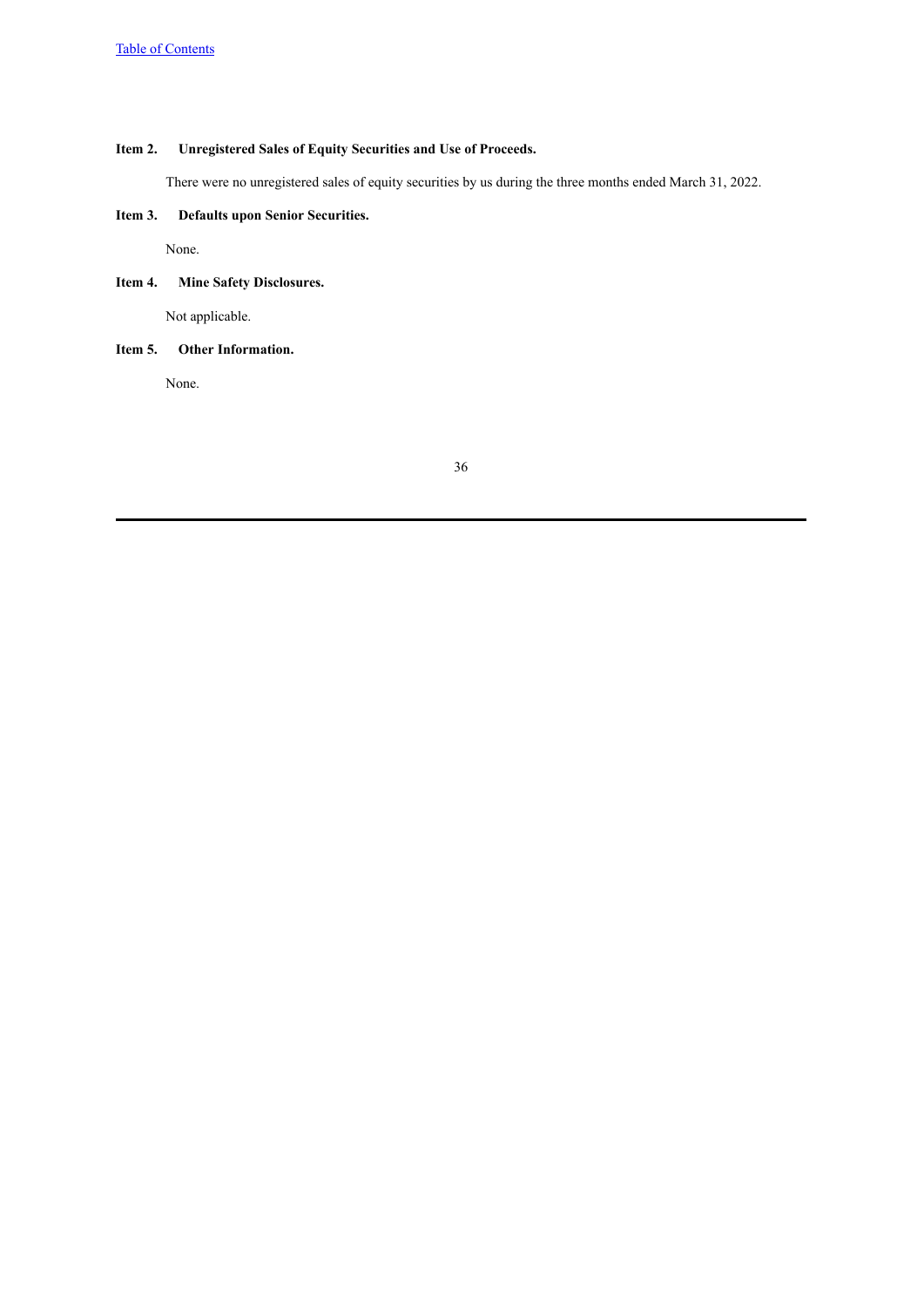### Item 2. Unregistered Sales of Equity Securities and Use of Proceeds.

There were no unregistered sales of equity securities by us during the three months ended March 31, 2022.

### Item 3. Defaults upon Senior Securities.

None.

### Item 4. Mine Safety Disclosures.

Not applicable.

### Item 5. Other Information.

None.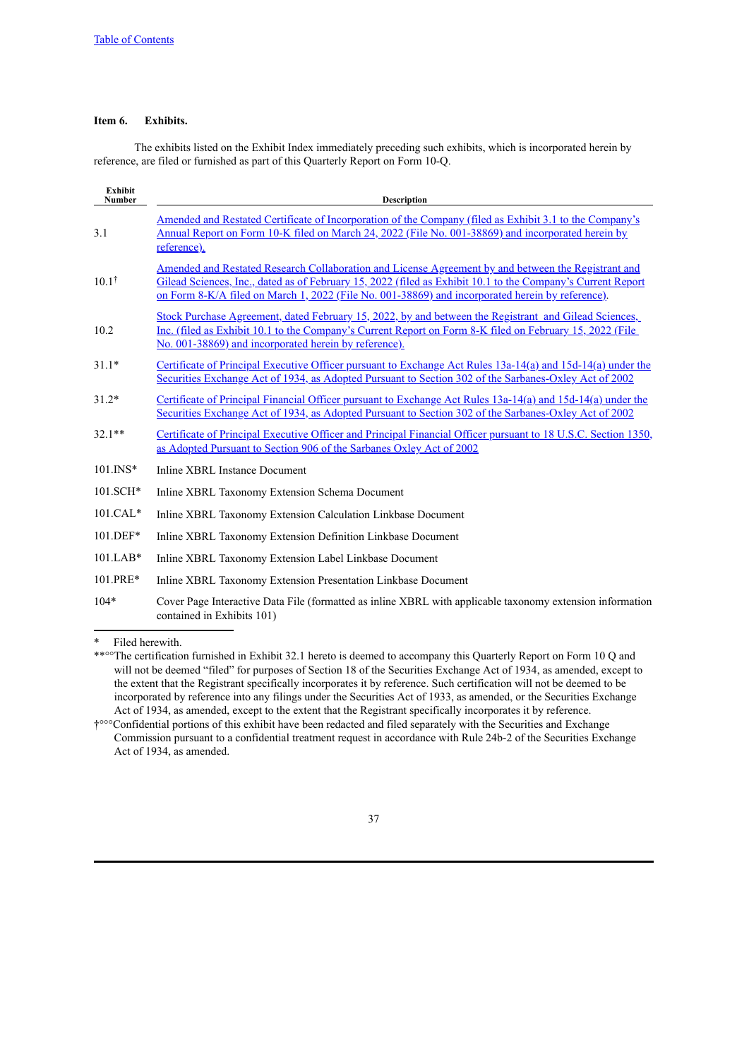### Item 6. Exhibits.

The exhibits listed on the Exhibit Index immediately preceding such exhibits, which is incorporated herein by reference, are filed or furnished as part of this Quarterly Report on Form 10-Q.

| Exhibit Number | Description |
|---|---|
| 3.1 | Amended and Restated Certificate of Incorporation of the Company (filed as Exhibit 3.1 to the Company's Annual Report on Form 10-K filed on March 24, 2022 (File No. 001-38869) and incorporated herein by reference). |
| 10.1† | Amended and Restated Research Collaboration and License Agreement by and between the Registrant and Gilead Sciences, Inc., dated as of February 15, 2022 (filed as Exhibit 10.1 to the Company's Current Report on Form 8-K/A filed on March 1, 2022 (File No. 001-38869) and incorporated herein by reference). |
| 10.2 | Stock Purchase Agreement, dated February 15, 2022, by and between the Registrant and Gilead Sciences, Inc. (filed as Exhibit 10.1 to the Company's Current Report on Form 8-K filed on February 15, 2022 (File No. 001-38869) and incorporated herein by reference). |
| 31.1* | Certificate of Principal Executive Officer pursuant to Exchange Act Rules 13a-14(a) and 15d-14(a) under the Securities Exchange Act of 1934, as Adopted Pursuant to Section 302 of the Sarbanes-Oxley Act of 2002 |
| 31.2* | Certificate of Principal Financial Officer pursuant to Exchange Act Rules 13a-14(a) and 15d-14(a) under the Securities Exchange Act of 1934, as Adopted Pursuant to Section 302 of the Sarbanes-Oxley Act of 2002 |
| 32.1** | Certificate of Principal Executive Officer and Principal Financial Officer pursuant to 18 U.S.C. Section 1350, as Adopted Pursuant to Section 906 of the Sarbanes Oxley Act of 2002 |
| 101.INS* | Inline XBRL Instance Document |
| 101.SCH* | Inline XBRL Taxonomy Extension Schema Document |
| 101.CAL* | Inline XBRL Taxonomy Extension Calculation Linkbase Document |
| 101.DEF* | Inline XBRL Taxonomy Extension Definition Linkbase Document |
| 101.LAB* | Inline XBRL Taxonomy Extension Label Linkbase Document |
| 101.PRE* | Inline XBRL Taxonomy Extension Presentation Linkbase Document |
| 104* | Cover Page Interactive Data File (formatted as inline XBRL with applicable taxonomy extension information contained in Exhibits 101) |

\* Filed herewith.

** The certification furnished in Exhibit 32.1 hereto is deemed to accompany this Quarterly Report on Form 10 Q and will not be deemed "filed" for purposes of Section 18 of the Securities Exchange Act of 1934, as amended, except to the extent that the Registrant specifically incorporates it by reference. Such certification will not be deemed to be incorporated by reference into any filings under the Securities Act of 1933, as amended, or the Securities Exchange Act of 1934, as amended, except to the extent that the Registrant specifically incorporates it by reference.

† Confidential portions of this exhibit have been redacted and filed separately with the Securities and Exchange Commission pursuant to a confidential treatment request in accordance with Rule 24b-2 of the Securities Exchange Act of 1934, as amended.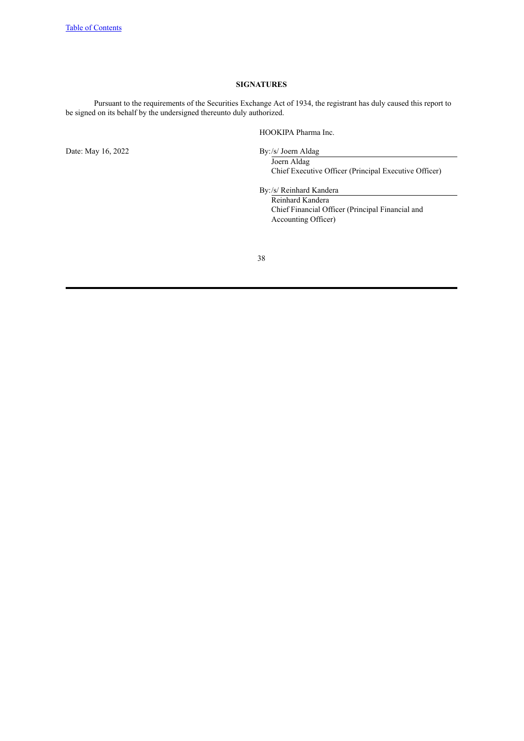## SIGNATURES

Pursuant to the requirements of the Securities Exchange Act of 1934, the registrant has duly caused this report to be signed on its behalf by the undersigned thereunto duly authorized.

HOOKIPA Pharma Inc.

Date: May 16, 2022

By:/s/ Joern Aldag
Joern Aldag
Chief Executive Officer (Principal Executive Officer)

By:/s/ Reinhard Kandera
Reinhard Kandera
Chief Financial Officer (Principal Financial and Accounting Officer)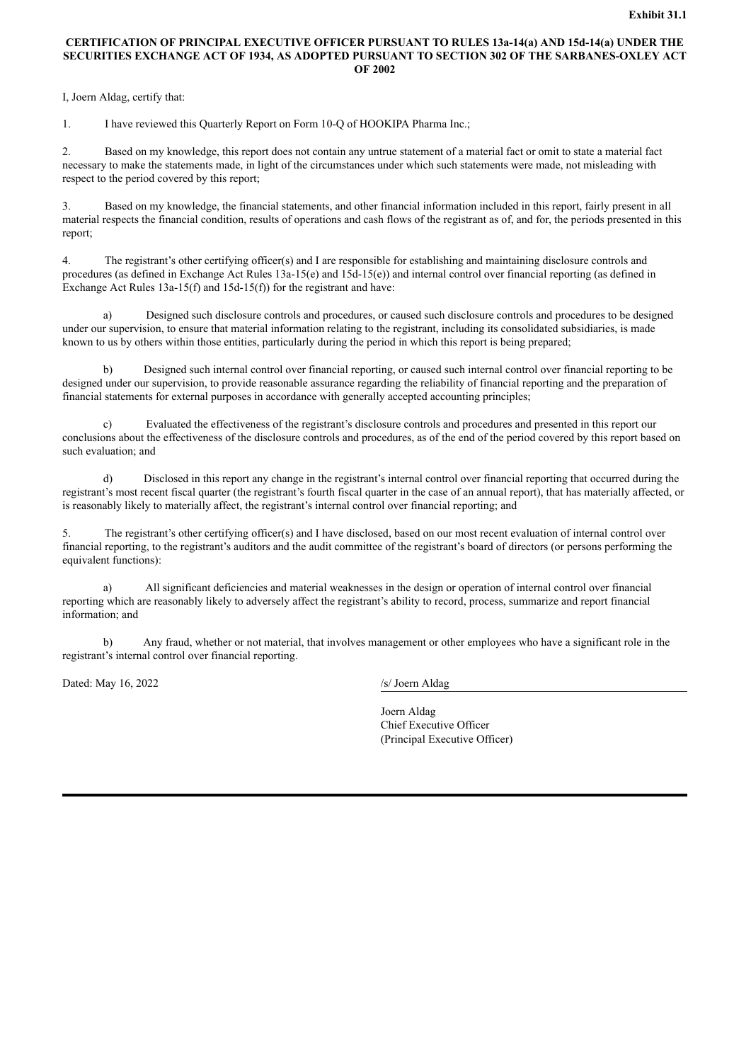**Exhibit 31.1**

**CERTIFICATION OF PRINCIPAL EXECUTIVE OFFICER PURSUANT TO RULES 13a-14(a) AND 15d-14(a) UNDER THE SECURITIES EXCHANGE ACT OF 1934, AS ADOPTED PURSUANT TO SECTION 302 OF THE SARBANES-OXLEY ACT OF 2002**

I, Joern Aldag, certify that:

1. I have reviewed this Quarterly Report on Form 10-Q of HOOKIPA Pharma Inc.;

2. Based on my knowledge, this report does not contain any untrue statement of a material fact or omit to state a material fact necessary to make the statements made, in light of the circumstances under which such statements were made, not misleading with respect to the period covered by this report;

3. Based on my knowledge, the financial statements, and other financial information included in this report, fairly present in all material respects the financial condition, results of operations and cash flows of the registrant as of, and for, the periods presented in this report;

4. The registrant's other certifying officer(s) and I are responsible for establishing and maintaining disclosure controls and procedures (as defined in Exchange Act Rules 13a-15(e) and 15d-15(e)) and internal control over financial reporting (as defined in Exchange Act Rules 13a-15(f) and 15d-15(f)) for the registrant and have:

   a) Designed such disclosure controls and procedures, or caused such disclosure controls and procedures to be designed under our supervision, to ensure that material information relating to the registrant, including its consolidated subsidiaries, is made known to us by others within those entities, particularly during the period in which this report is being prepared;

   b) Designed such internal control over financial reporting, or caused such internal control over financial reporting to be designed under our supervision, to provide reasonable assurance regarding the reliability of financial reporting and the preparation of financial statements for external purposes in accordance with generally accepted accounting principles;

   c) Evaluated the effectiveness of the registrant's disclosure controls and procedures and presented in this report our conclusions about the effectiveness of the disclosure controls and procedures, as of the end of the period covered by this report based on such evaluation; and

   d) Disclosed in this report any change in the registrant's internal control over financial reporting that occurred during the registrant's most recent fiscal quarter (the registrant's fourth fiscal quarter in the case of an annual report), that has materially affected, or is reasonably likely to materially affect, the registrant's internal control over financial reporting; and

5. The registrant's other certifying officer(s) and I have disclosed, based on our most recent evaluation of internal control over financial reporting, to the registrant's auditors and the audit committee of the registrant's board of directors (or persons performing the equivalent functions):

   a) All significant deficiencies and material weaknesses in the design or operation of internal control over financial reporting which are reasonably likely to adversely affect the registrant's ability to record, process, summarize and report financial information; and

   b) Any fraud, whether or not material, that involves management or other employees who have a significant role in the registrant's internal control over financial reporting.

Dated: May 16, 2022

/s/ Joern Aldag

Joern Aldag
Chief Executive Officer
(Principal Executive Officer)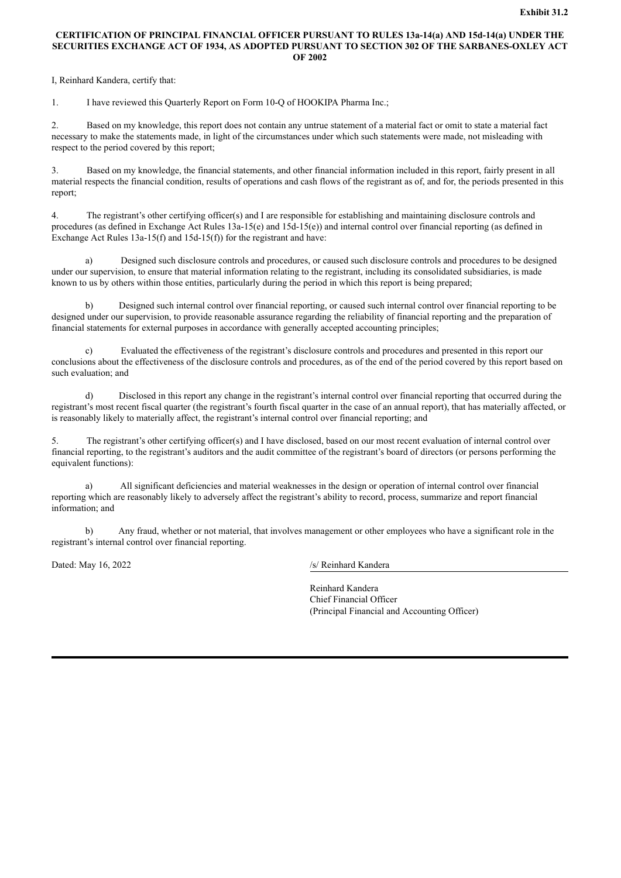**Exhibit 31.2**

**CERTIFICATION OF PRINCIPAL FINANCIAL OFFICER PURSUANT TO RULES 13a-14(a) AND 15d-14(a) UNDER THE SECURITIES EXCHANGE ACT OF 1934, AS ADOPTED PURSUANT TO SECTION 302 OF THE SARBANES-OXLEY ACT OF 2002**

I, Reinhard Kandera, certify that:

1. I have reviewed this Quarterly Report on Form 10-Q of HOOKIPA Pharma Inc.;

2. Based on my knowledge, this report does not contain any untrue statement of a material fact or omit to state a material fact necessary to make the statements made, in light of the circumstances under which such statements were made, not misleading with respect to the period covered by this report;

3. Based on my knowledge, the financial statements, and other financial information included in this report, fairly present in all material respects the financial condition, results of operations and cash flows of the registrant as of, and for, the periods presented in this report;

4. The registrant's other certifying officer(s) and I are responsible for establishing and maintaining disclosure controls and procedures (as defined in Exchange Act Rules 13a-15(e) and 15d-15(e)) and internal control over financial reporting (as defined in Exchange Act Rules 13a-15(f) and 15d-15(f)) for the registrant and have:

   a) Designed such disclosure controls and procedures, or caused such disclosure controls and procedures to be designed under our supervision, to ensure that material information relating to the registrant, including its consolidated subsidiaries, is made known to us by others within those entities, particularly during the period in which this report is being prepared;

   b) Designed such internal control over financial reporting, or caused such internal control over financial reporting to be designed under our supervision, to provide reasonable assurance regarding the reliability of financial reporting and the preparation of financial statements for external purposes in accordance with generally accepted accounting principles;

   c) Evaluated the effectiveness of the registrant's disclosure controls and procedures and presented in this report our conclusions about the effectiveness of the disclosure controls and procedures, as of the end of the period covered by this report based on such evaluation; and

   d) Disclosed in this report any change in the registrant's internal control over financial reporting that occurred during the registrant's most recent fiscal quarter (the registrant's fourth fiscal quarter in the case of an annual report), that has materially affected, or is reasonably likely to materially affect, the registrant's internal control over financial reporting; and

5. The registrant's other certifying officer(s) and I have disclosed, based on our most recent evaluation of internal control over financial reporting, to the registrant's auditors and the audit committee of the registrant's board of directors (or persons performing the equivalent functions):

   a) All significant deficiencies and material weaknesses in the design or operation of internal control over financial reporting which are reasonably likely to adversely affect the registrant's ability to record, process, summarize and report financial information; and

   b) Any fraud, whether or not material, that involves management or other employees who have a significant role in the registrant's internal control over financial reporting.

Dated: May 16, 2022

/s/ Reinhard Kandera

Reinhard Kandera
Chief Financial Officer
(Principal Financial and Accounting Officer)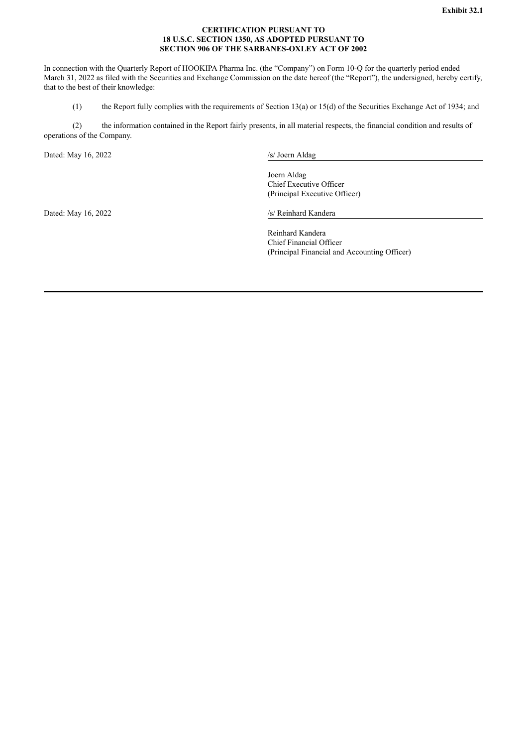**Exhibit 32.1**

**CERTIFICATION PURSUANT TO**
**18 U.S.C. SECTION 1350, AS ADOPTED PURSUANT TO**
**SECTION 906 OF THE SARBANES-OXLEY ACT OF 2002**

In connection with the Quarterly Report of HOOKIPA Pharma Inc. (the "Company") on Form 10-Q for the quarterly period ended March 31, 2022 as filed with the Securities and Exchange Commission on the date hereof (the "Report"), the undersigned, hereby certify, that to the best of their knowledge:

(1) the Report fully complies with the requirements of Section 13(a) or 15(d) of the Securities Exchange Act of 1934; and

(2) the information contained in the Report fairly presents, in all material respects, the financial condition and results of operations of the Company.

Dated: May 16, 2022

/s/ Joern Aldag

Joern Aldag
Chief Executive Officer
(Principal Executive Officer)

Dated: May 16, 2022

/s/ Reinhard Kandera

Reinhard Kandera
Chief Financial Officer
(Principal Financial and Accounting Officer)